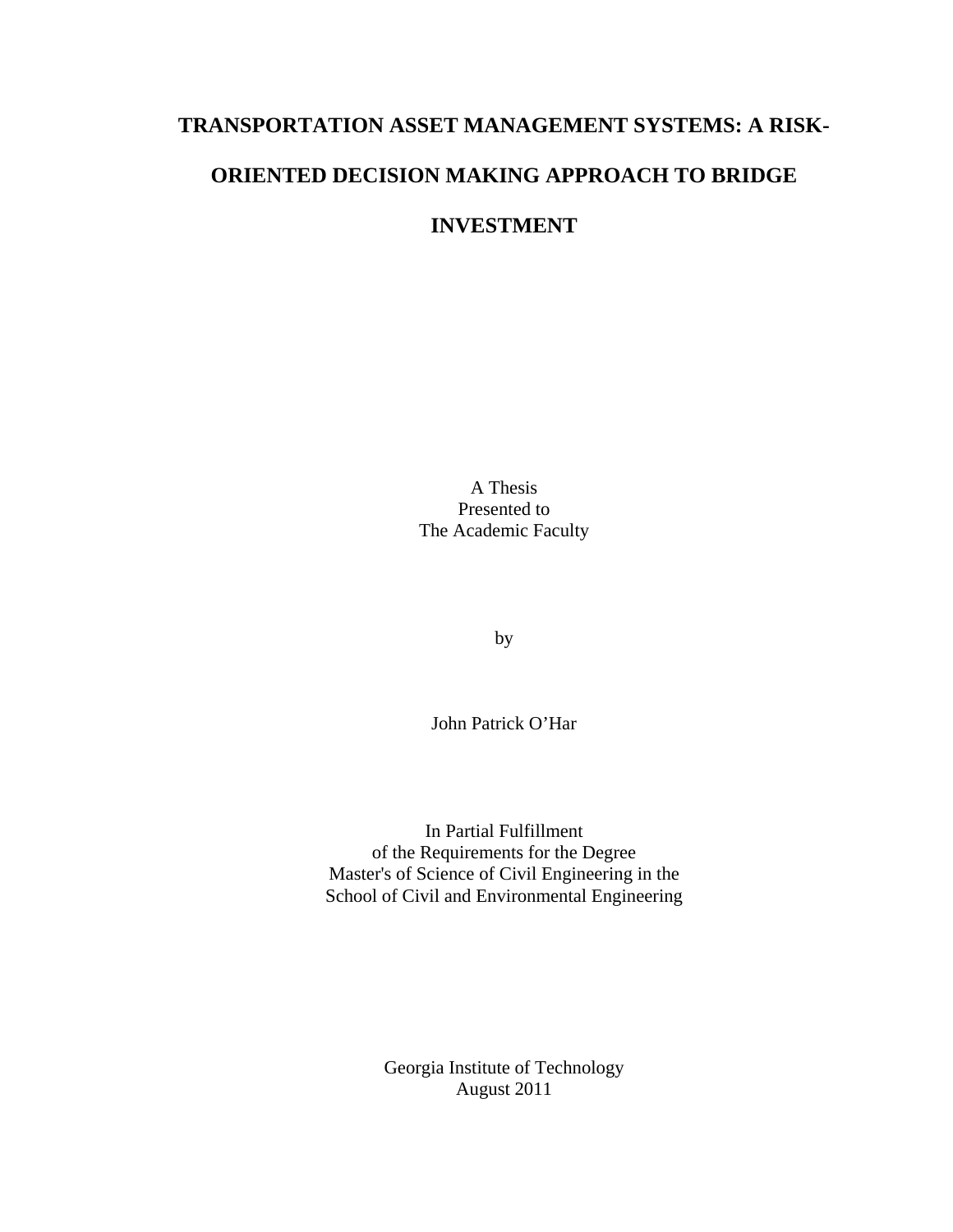# TRANSPORTATION ASSET MANAGEMENT SYSTEMS: A RISK-ORIENTED DECISION MAKING APPROACH TO BRIDGE INVESTMENT

A Thesis
Presented to
The Academic Faculty

by

John Patrick O'Har

In Partial Fulfillment
of the Requirements for the Degree
Master's of Science of Civil Engineering in the
School of Civil and Environmental Engineering

Georgia Institute of Technology
August 2011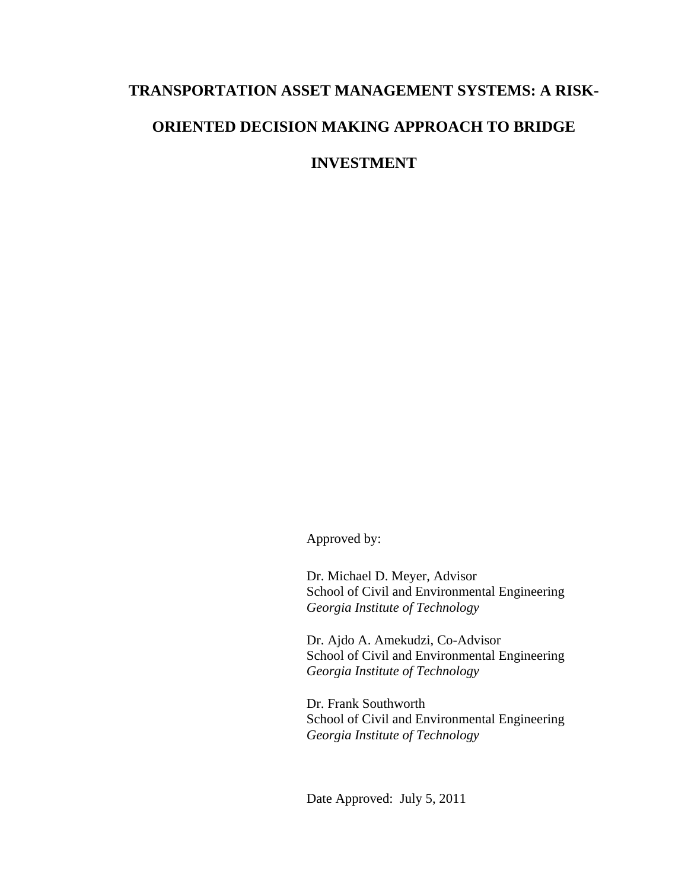# TRANSPORTATION ASSET MANAGEMENT SYSTEMS: A RISK-ORIENTED DECISION MAKING APPROACH TO BRIDGE INVESTMENT

Approved by:

Dr. Michael D. Meyer, Advisor
School of Civil and Environmental Engineering
*Georgia Institute of Technology*

Dr. Ajdo A. Amekudzi, Co-Advisor
School of Civil and Environmental Engineering
*Georgia Institute of Technology*

Dr. Frank Southworth
School of Civil and Environmental Engineering
*Georgia Institute of Technology*

Date Approved: July 5, 2011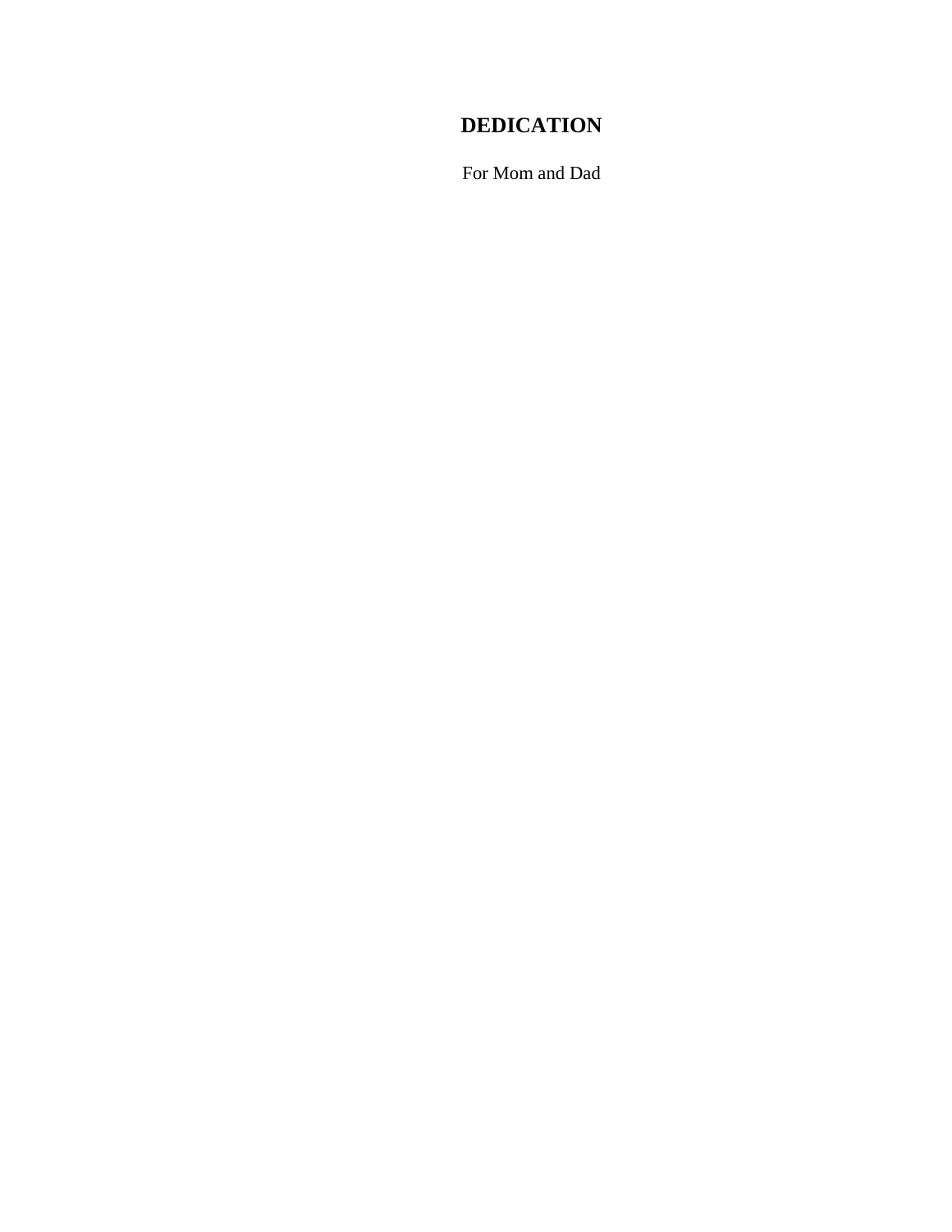# DEDICATION

For Mom and Dad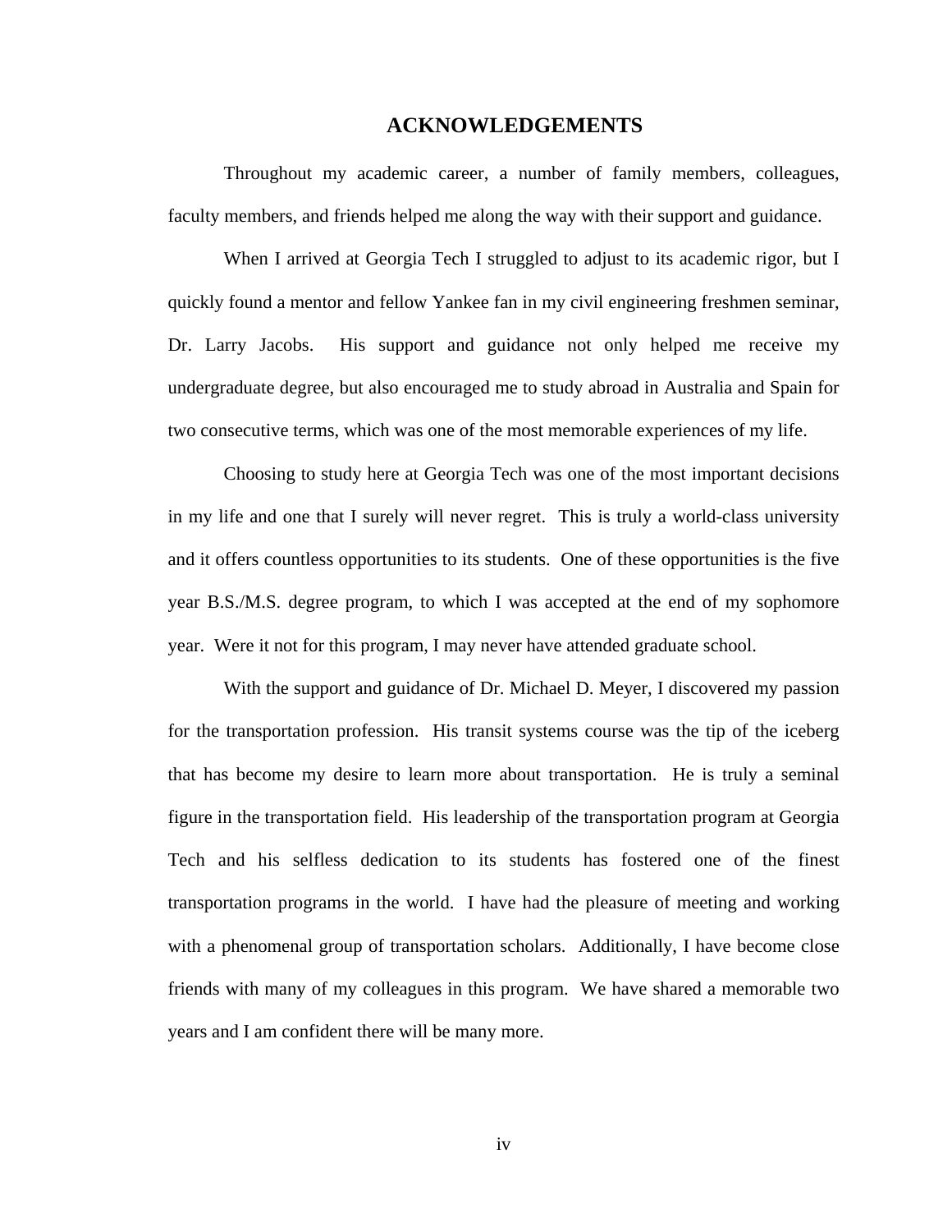# ACKNOWLEDGEMENTS

Throughout my academic career, a number of family members, colleagues, faculty members, and friends helped me along the way with their support and guidance.

When I arrived at Georgia Tech I struggled to adjust to its academic rigor, but I quickly found a mentor and fellow Yankee fan in my civil engineering freshmen seminar, Dr. Larry Jacobs. His support and guidance not only helped me receive my undergraduate degree, but also encouraged me to study abroad in Australia and Spain for two consecutive terms, which was one of the most memorable experiences of my life.

Choosing to study here at Georgia Tech was one of the most important decisions in my life and one that I surely will never regret. This is truly a world-class university and it offers countless opportunities to its students. One of these opportunities is the five year B.S./M.S. degree program, to which I was accepted at the end of my sophomore year. Were it not for this program, I may never have attended graduate school.

With the support and guidance of Dr. Michael D. Meyer, I discovered my passion for the transportation profession. His transit systems course was the tip of the iceberg that has become my desire to learn more about transportation. He is truly a seminal figure in the transportation field. His leadership of the transportation program at Georgia Tech and his selfless dedication to its students has fostered one of the finest transportation programs in the world. I have had the pleasure of meeting and working with a phenomenal group of transportation scholars. Additionally, I have become close friends with many of my colleagues in this program. We have shared a memorable two years and I am confident there will be many more.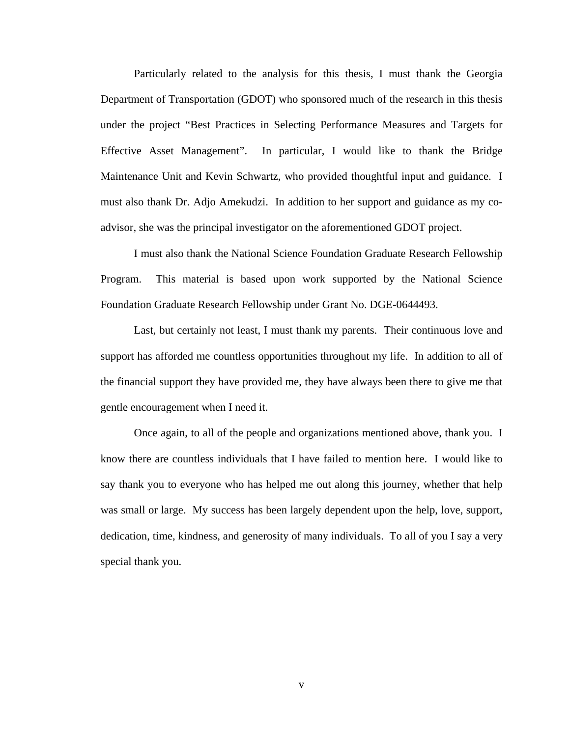Particularly related to the analysis for this thesis, I must thank the Georgia Department of Transportation (GDOT) who sponsored much of the research in this thesis under the project "Best Practices in Selecting Performance Measures and Targets for Effective Asset Management". In particular, I would like to thank the Bridge Maintenance Unit and Kevin Schwartz, who provided thoughtful input and guidance. I must also thank Dr. Adjo Amekudzi. In addition to her support and guidance as my co-advisor, she was the principal investigator on the aforementioned GDOT project.

I must also thank the National Science Foundation Graduate Research Fellowship Program. This material is based upon work supported by the National Science Foundation Graduate Research Fellowship under Grant No. DGE-0644493.

Last, but certainly not least, I must thank my parents. Their continuous love and support has afforded me countless opportunities throughout my life. In addition to all of the financial support they have provided me, they have always been there to give me that gentle encouragement when I need it.

Once again, to all of the people and organizations mentioned above, thank you. I know there are countless individuals that I have failed to mention here. I would like to say thank you to everyone who has helped me out along this journey, whether that help was small or large. My success has been largely dependent upon the help, love, support, dedication, time, kindness, and generosity of many individuals. To all of you I say a very special thank you.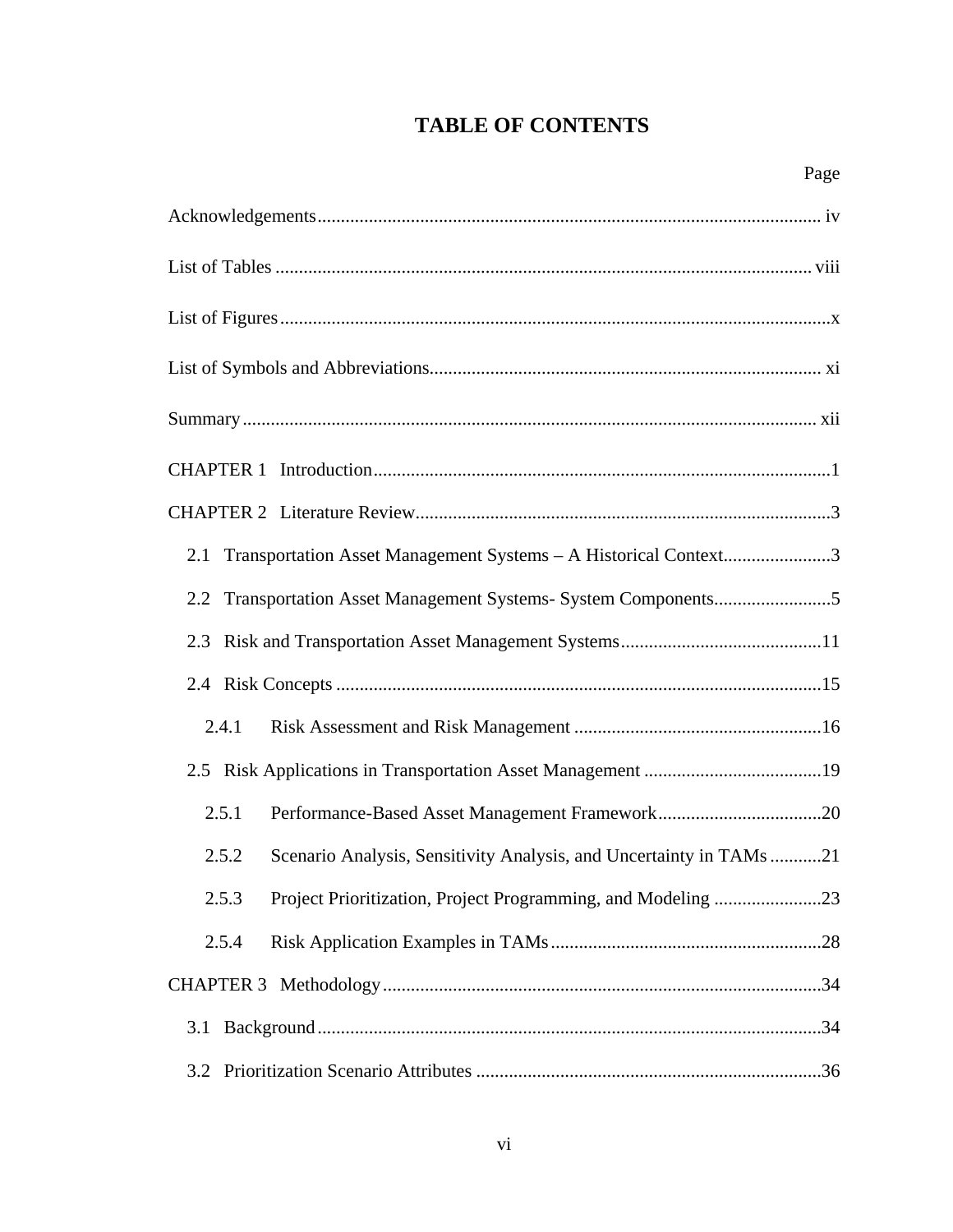# TABLE OF CONTENTS

Page

Acknowledgements ........................................................................................................... iv

List of Tables .................................................................................................................. viii

List of Figures ..................................................................................................................... x

List of Symbols and Abbreviations.................................................................................... xi

Summary .......................................................................................................................... xii

CHAPTER 1 Introduction ................................................................................................. 1

CHAPTER 2 Literature Review ......................................................................................... 3

2.1 Transportation Asset Management Systems – A Historical Context....................... 3

2.2 Transportation Asset Management Systems- System Components......................... 5

2.3 Risk and Transportation Asset Management Systems........................................... 11

2.4 Risk Concepts ........................................................................................................ 15

2.4.1 Risk Assessment and Risk Management ..................................................... 16

2.5 Risk Applications in Transportation Asset Management ...................................... 19

2.5.1 Performance-Based Asset Management Framework ................................... 20

2.5.2 Scenario Analysis, Sensitivity Analysis, and Uncertainty in TAMs ........... 21

2.5.3 Project Prioritization, Project Programming, and Modeling ....................... 23

2.5.4 Risk Application Examples in TAMs .......................................................... 28

CHAPTER 3 Methodology ............................................................................................. 34

3.1 Background ............................................................................................................ 34

3.2 Prioritization Scenario Attributes .......................................................................... 36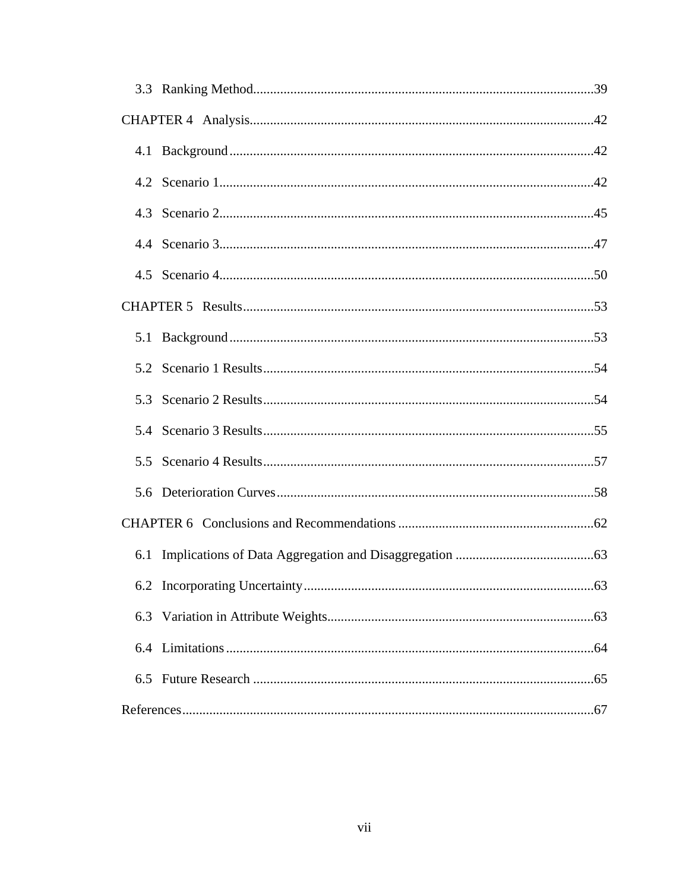3.3 Ranking Method....................................................................................................39

CHAPTER 4 Analysis.....................................................................................................42

4.1 Background...........................................................................................................42

4.2 Scenario 1..............................................................................................................42

4.3 Scenario 2..............................................................................................................45

4.4 Scenario 3..............................................................................................................47

4.5 Scenario 4..............................................................................................................50

CHAPTER 5 Results.......................................................................................................53

5.1 Background...........................................................................................................53

5.2 Scenario 1 Results.................................................................................................54

5.3 Scenario 2 Results.................................................................................................54

5.4 Scenario 3 Results.................................................................................................55

5.5 Scenario 4 Results.................................................................................................57

5.6 Deterioration Curves.............................................................................................58

CHAPTER 6 Conclusions and Recommendations..........................................................62

6.1 Implications of Data Aggregation and Disaggregation.........................................63

6.2 Incorporating Uncertainty.....................................................................................63

6.3 Variation in Attribute Weights..............................................................................63

6.4 Limitations............................................................................................................64

6.5 Future Research....................................................................................................65

References.........................................................................................................................67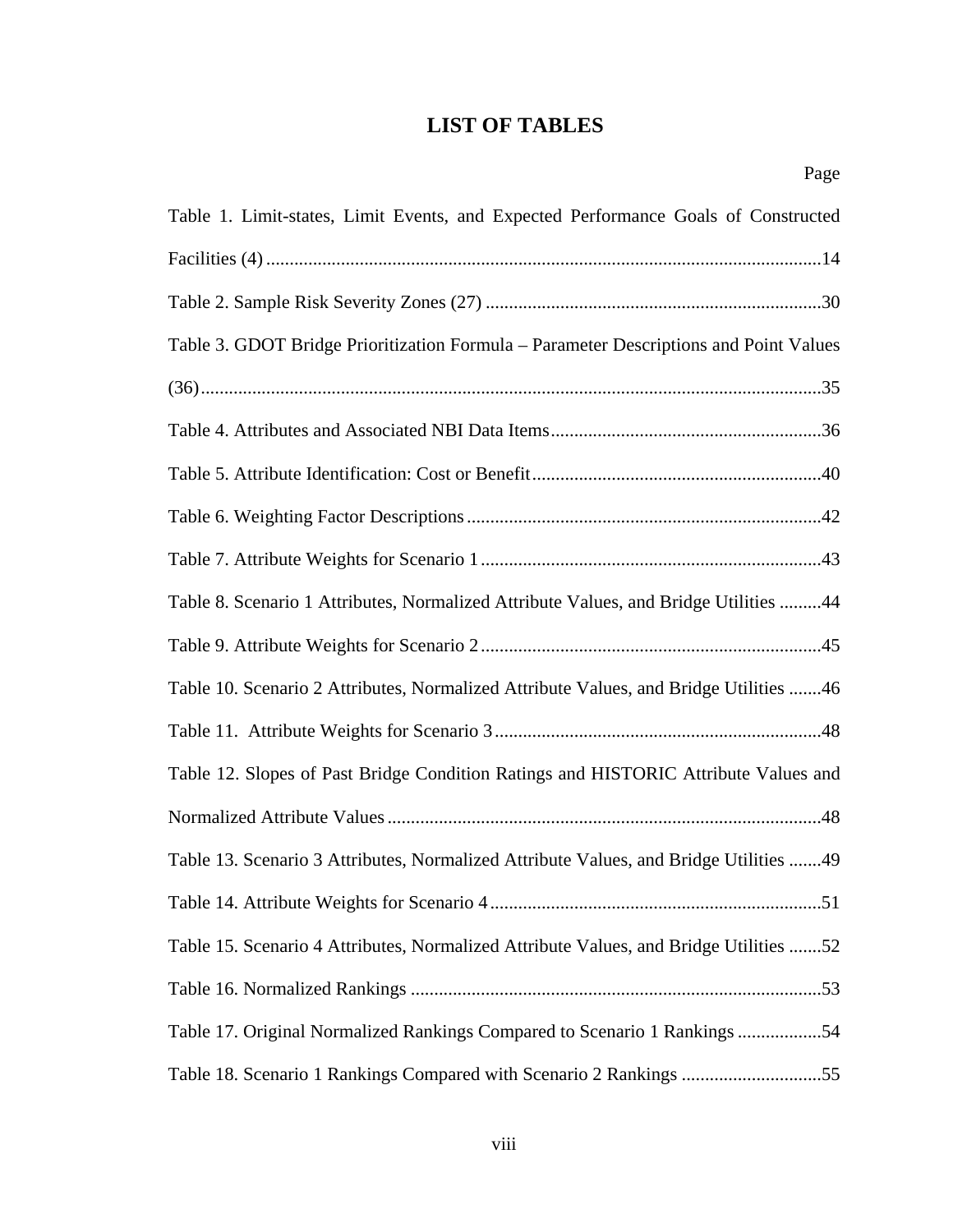# LIST OF TABLES

Page

Table 1. Limit-states, Limit Events, and Expected Performance Goals of Constructed Facilities (4) ....................................................................................................................14

Table 2. Sample Risk Severity Zones (27) .......................................................................30

Table 3. GDOT Bridge Prioritization Formula – Parameter Descriptions and Point Values (36)....................................................................................................................................35

Table 4. Attributes and Associated NBI Data Items.........................................................36

Table 5. Attribute Identification: Cost or Benefit.............................................................40

Table 6. Weighting Factor Descriptions...........................................................................42

Table 7. Attribute Weights for Scenario 1........................................................................43

Table 8. Scenario 1 Attributes, Normalized Attribute Values, and Bridge Utilities .........44

Table 9. Attribute Weights for Scenario 2........................................................................45

Table 10. Scenario 2 Attributes, Normalized Attribute Values, and Bridge Utilities .......46

Table 11. Attribute Weights for Scenario 3.....................................................................48

Table 12. Slopes of Past Bridge Condition Ratings and HISTORIC Attribute Values and Normalized Attribute Values............................................................................................48

Table 13. Scenario 3 Attributes, Normalized Attribute Values, and Bridge Utilities .......49

Table 14. Attribute Weights for Scenario 4......................................................................51

Table 15. Scenario 4 Attributes, Normalized Attribute Values, and Bridge Utilities .......52

Table 16. Normalized Rankings .......................................................................................53

Table 17. Original Normalized Rankings Compared to Scenario 1 Rankings ..................54

Table 18. Scenario 1 Rankings Compared with Scenario 2 Rankings ..............................55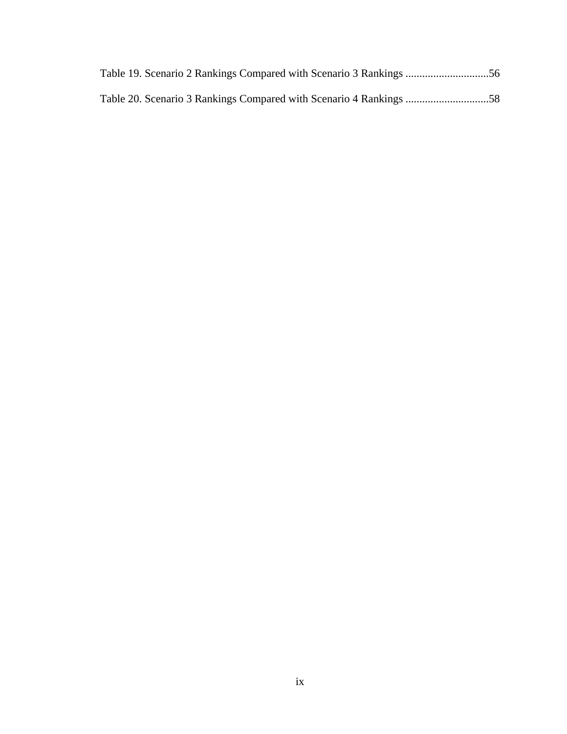Table 19. Scenario 2 Rankings Compared with Scenario 3 Rankings ..............................56

Table 20. Scenario 3 Rankings Compared with Scenario 4 Rankings ..............................58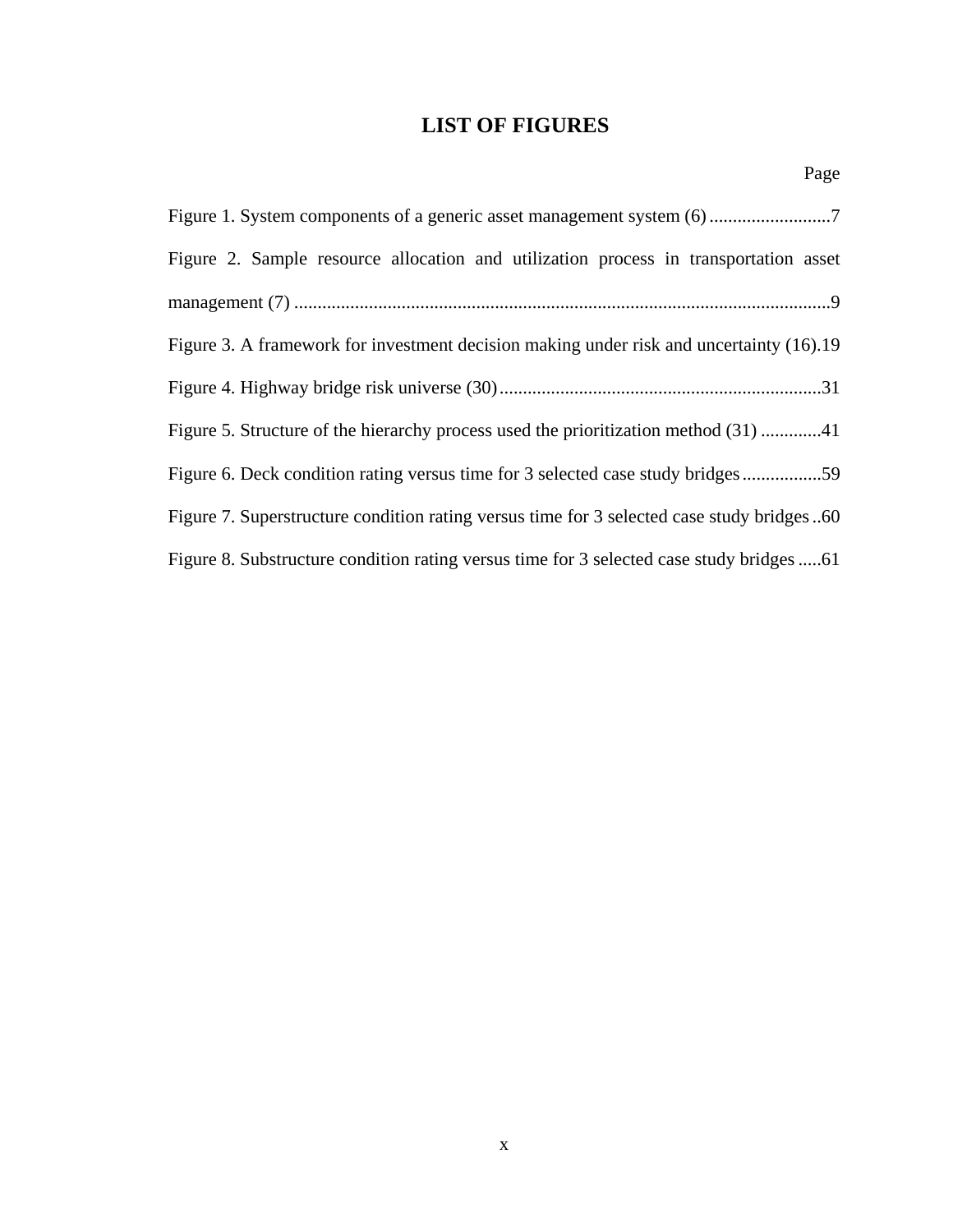# LIST OF FIGURES

Page

Figure 1. System components of a generic asset management system (6) .......................... 7

Figure 2. Sample resource allocation and utilization process in transportation asset management (7) .................................................................................................................. 9

Figure 3. A framework for investment decision making under risk and uncertainty (16). 19

Figure 4. Highway bridge risk universe (30) .................................................................... 31

Figure 5. Structure of the hierarchy process used the prioritization method (31) ............. 41

Figure 6. Deck condition rating versus time for 3 selected case study bridges ................. 59

Figure 7. Superstructure condition rating versus time for 3 selected case study bridges .. 60

Figure 8. Substructure condition rating versus time for 3 selected case study bridges ..... 61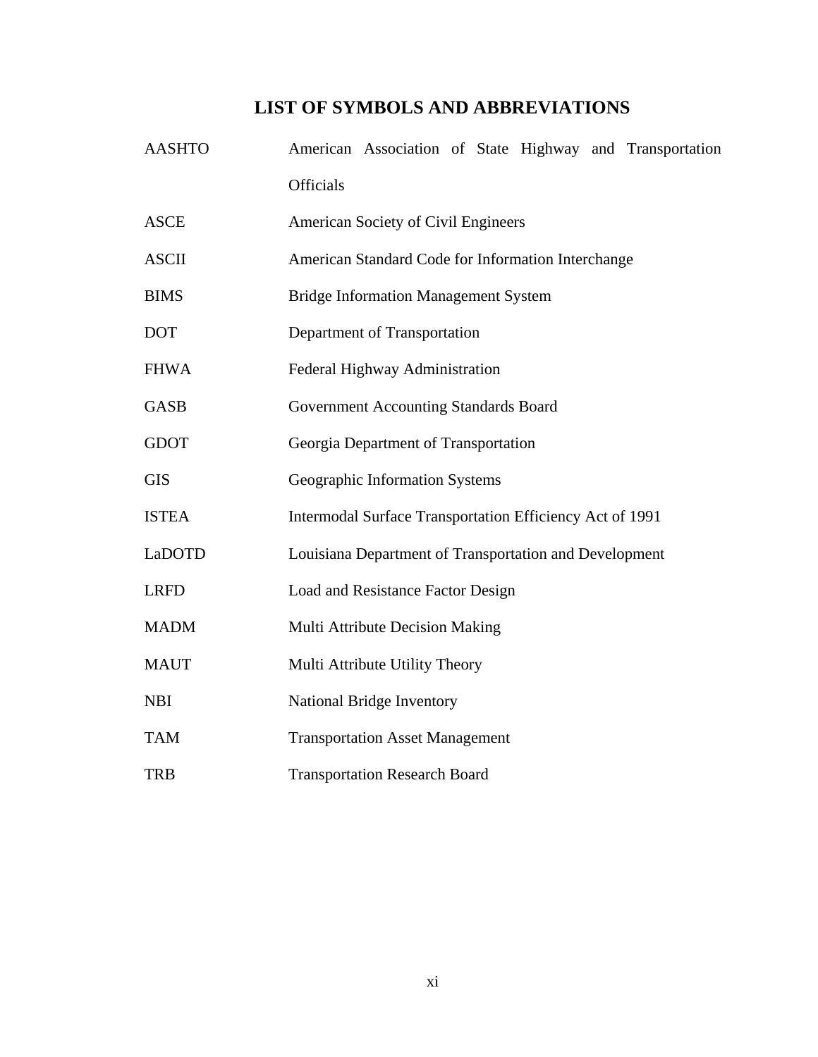# LIST OF SYMBOLS AND ABBREVIATIONS

| | |
|---|---|
| AASHTO | American Association of State Highway and Transportation Officials |
| ASCE | American Society of Civil Engineers |
| ASCII | American Standard Code for Information Interchange |
| BIMS | Bridge Information Management System |
| DOT | Department of Transportation |
| FHWA | Federal Highway Administration |
| GASB | Government Accounting Standards Board |
| GDOT | Georgia Department of Transportation |
| GIS | Geographic Information Systems |
| ISTEA | Intermodal Surface Transportation Efficiency Act of 1991 |
| LaDOTD | Louisiana Department of Transportation and Development |
| LRFD | Load and Resistance Factor Design |
| MADM | Multi Attribute Decision Making |
| MAUT | Multi Attribute Utility Theory |
| NBI | National Bridge Inventory |
| TAM | Transportation Asset Management |
| TRB | Transportation Research Board |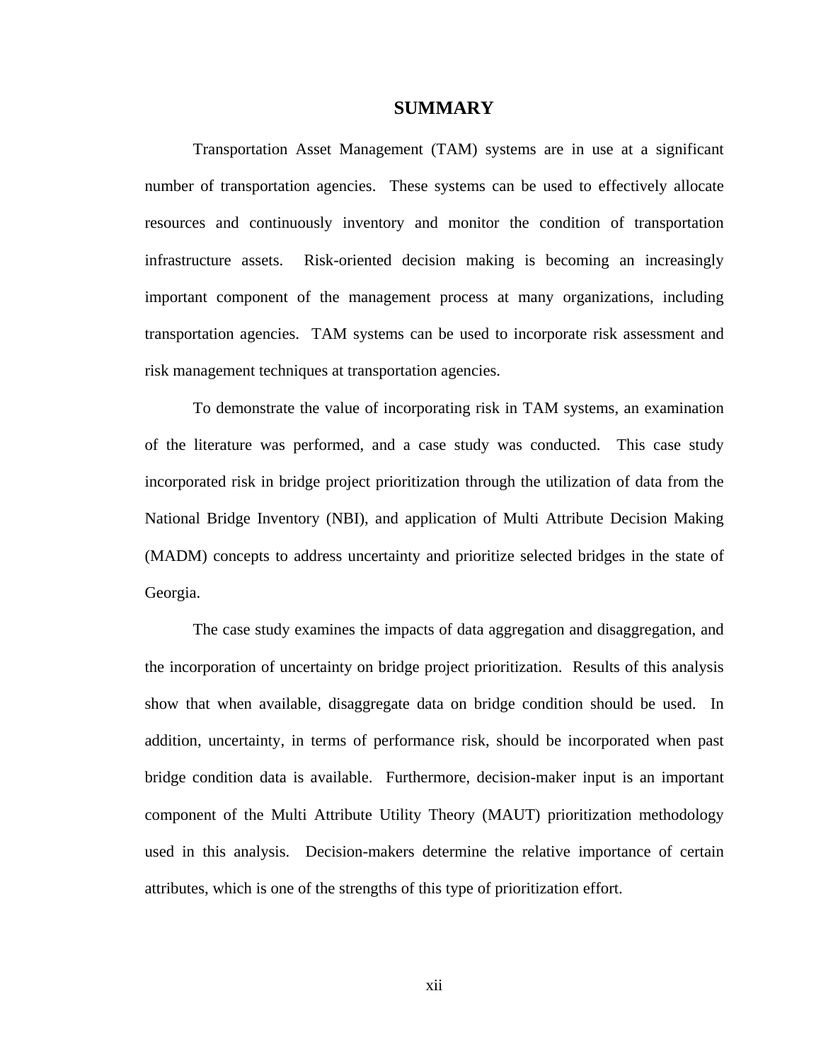# SUMMARY

Transportation Asset Management (TAM) systems are in use at a significant number of transportation agencies. These systems can be used to effectively allocate resources and continuously inventory and monitor the condition of transportation infrastructure assets. Risk-oriented decision making is becoming an increasingly important component of the management process at many organizations, including transportation agencies. TAM systems can be used to incorporate risk assessment and risk management techniques at transportation agencies.

To demonstrate the value of incorporating risk in TAM systems, an examination of the literature was performed, and a case study was conducted. This case study incorporated risk in bridge project prioritization through the utilization of data from the National Bridge Inventory (NBI), and application of Multi Attribute Decision Making (MADM) concepts to address uncertainty and prioritize selected bridges in the state of Georgia.

The case study examines the impacts of data aggregation and disaggregation, and the incorporation of uncertainty on bridge project prioritization. Results of this analysis show that when available, disaggregate data on bridge condition should be used. In addition, uncertainty, in terms of performance risk, should be incorporated when past bridge condition data is available. Furthermore, decision-maker input is an important component of the Multi Attribute Utility Theory (MAUT) prioritization methodology used in this analysis. Decision-makers determine the relative importance of certain attributes, which is one of the strengths of this type of prioritization effort.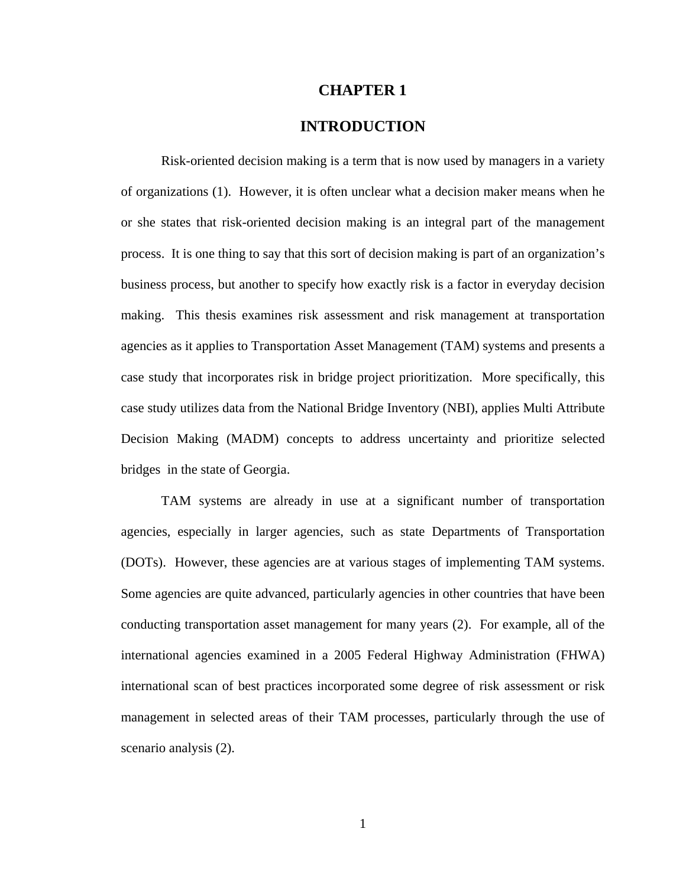# CHAPTER 1

# INTRODUCTION

Risk-oriented decision making is a term that is now used by managers in a variety of organizations (1). However, it is often unclear what a decision maker means when he or she states that risk-oriented decision making is an integral part of the management process. It is one thing to say that this sort of decision making is part of an organization's business process, but another to specify how exactly risk is a factor in everyday decision making. This thesis examines risk assessment and risk management at transportation agencies as it applies to Transportation Asset Management (TAM) systems and presents a case study that incorporates risk in bridge project prioritization. More specifically, this case study utilizes data from the National Bridge Inventory (NBI), applies Multi Attribute Decision Making (MADM) concepts to address uncertainty and prioritize selected bridges in the state of Georgia.

TAM systems are already in use at a significant number of transportation agencies, especially in larger agencies, such as state Departments of Transportation (DOTs). However, these agencies are at various stages of implementing TAM systems. Some agencies are quite advanced, particularly agencies in other countries that have been conducting transportation asset management for many years (2). For example, all of the international agencies examined in a 2005 Federal Highway Administration (FHWA) international scan of best practices incorporated some degree of risk assessment or risk management in selected areas of their TAM processes, particularly through the use of scenario analysis (2).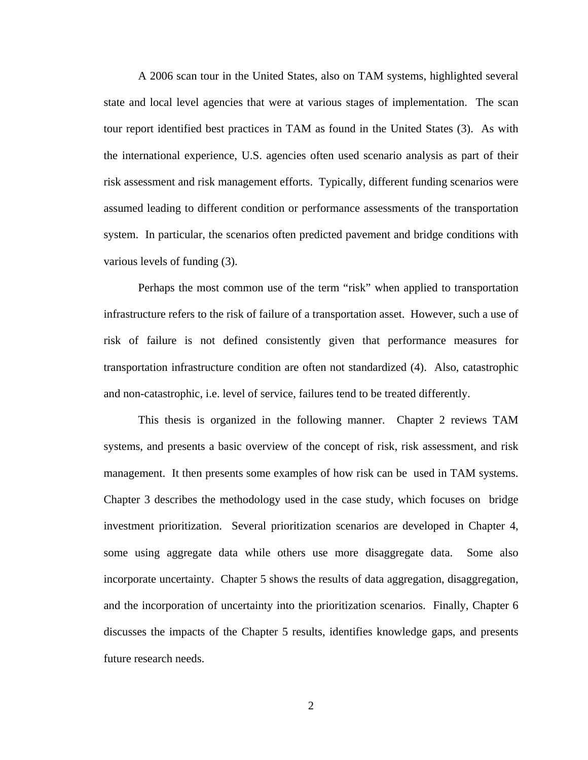A 2006 scan tour in the United States, also on TAM systems, highlighted several state and local level agencies that were at various stages of implementation. The scan tour report identified best practices in TAM as found in the United States (3). As with the international experience, U.S. agencies often used scenario analysis as part of their risk assessment and risk management efforts. Typically, different funding scenarios were assumed leading to different condition or performance assessments of the transportation system. In particular, the scenarios often predicted pavement and bridge conditions with various levels of funding (3).

Perhaps the most common use of the term "risk" when applied to transportation infrastructure refers to the risk of failure of a transportation asset. However, such a use of risk of failure is not defined consistently given that performance measures for transportation infrastructure condition are often not standardized (4). Also, catastrophic and non-catastrophic, i.e. level of service, failures tend to be treated differently.

This thesis is organized in the following manner. Chapter 2 reviews TAM systems, and presents a basic overview of the concept of risk, risk assessment, and risk management. It then presents some examples of how risk can be used in TAM systems. Chapter 3 describes the methodology used in the case study, which focuses on bridge investment prioritization. Several prioritization scenarios are developed in Chapter 4, some using aggregate data while others use more disaggregate data. Some also incorporate uncertainty. Chapter 5 shows the results of data aggregation, disaggregation, and the incorporation of uncertainty into the prioritization scenarios. Finally, Chapter 6 discusses the impacts of the Chapter 5 results, identifies knowledge gaps, and presents future research needs.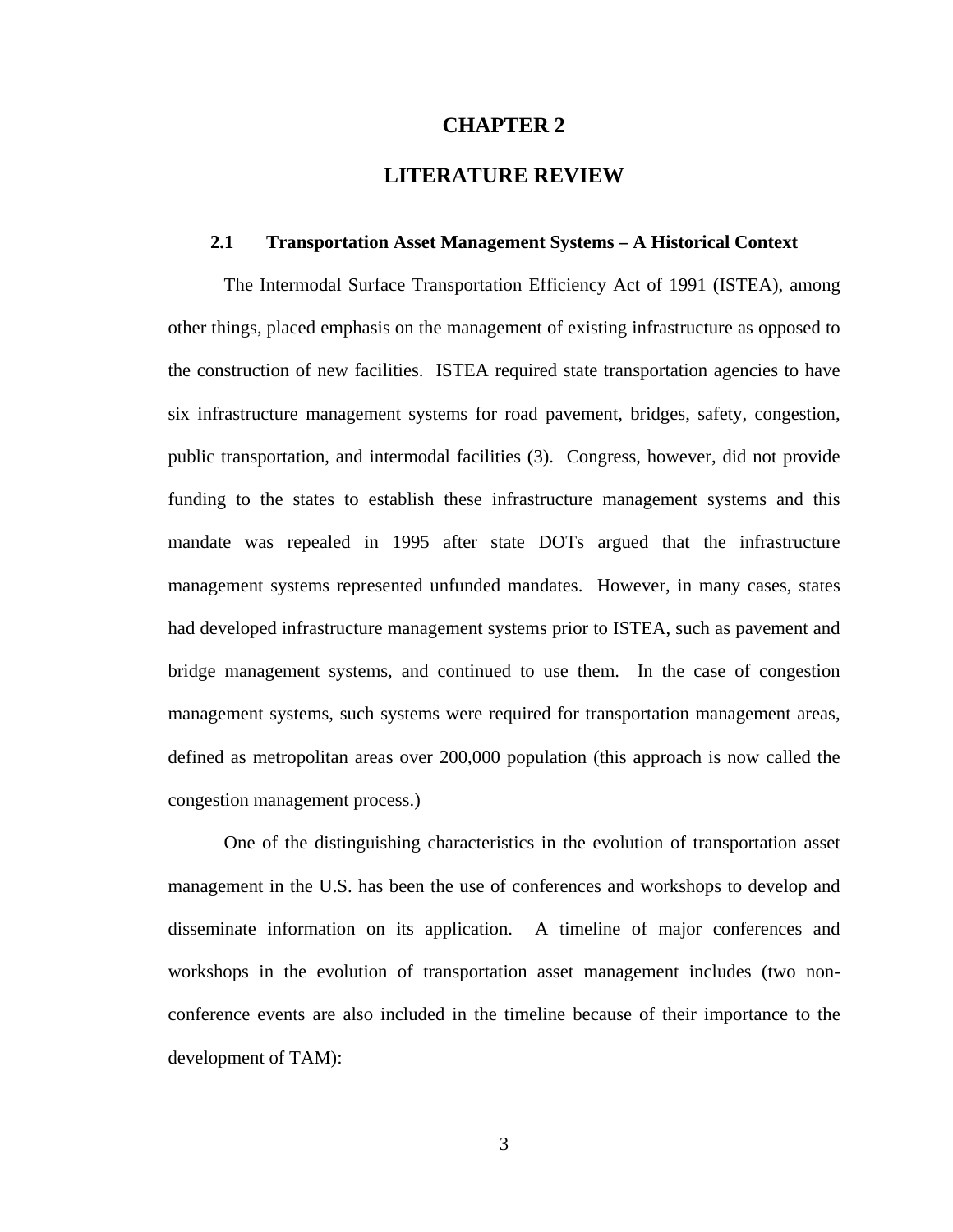# CHAPTER 2

# LITERATURE REVIEW

## 2.1 Transportation Asset Management Systems – A Historical Context

The Intermodal Surface Transportation Efficiency Act of 1991 (ISTEA), among other things, placed emphasis on the management of existing infrastructure as opposed to the construction of new facilities. ISTEA required state transportation agencies to have six infrastructure management systems for road pavement, bridges, safety, congestion, public transportation, and intermodal facilities (3). Congress, however, did not provide funding to the states to establish these infrastructure management systems and this mandate was repealed in 1995 after state DOTs argued that the infrastructure management systems represented unfunded mandates. However, in many cases, states had developed infrastructure management systems prior to ISTEA, such as pavement and bridge management systems, and continued to use them. In the case of congestion management systems, such systems were required for transportation management areas, defined as metropolitan areas over 200,000 population (this approach is now called the congestion management process.)

One of the distinguishing characteristics in the evolution of transportation asset management in the U.S. has been the use of conferences and workshops to develop and disseminate information on its application. A timeline of major conferences and workshops in the evolution of transportation asset management includes (two non-conference events are also included in the timeline because of their importance to the development of TAM):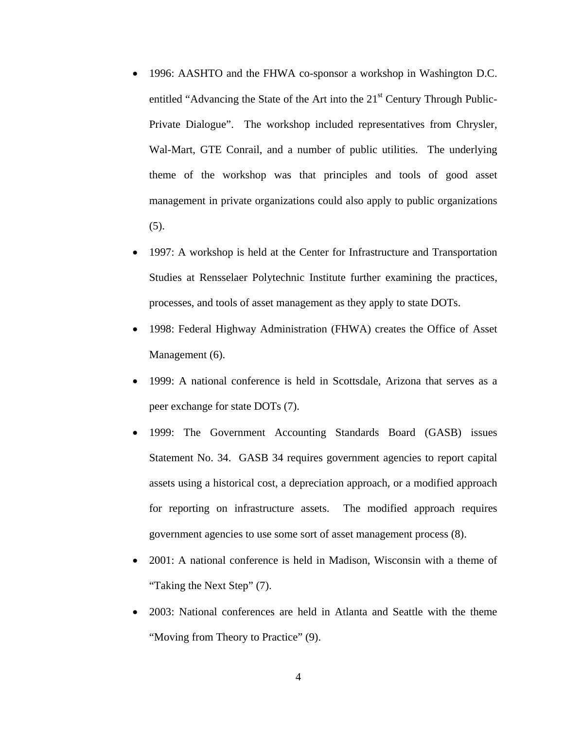- 1996: AASHTO and the FHWA co-sponsor a workshop in Washington D.C. entitled "Advancing the State of the Art into the 21st Century Through Public-Private Dialogue". The workshop included representatives from Chrysler, Wal-Mart, GTE Conrail, and a number of public utilities. The underlying theme of the workshop was that principles and tools of good asset management in private organizations could also apply to public organizations (5).
- 1997: A workshop is held at the Center for Infrastructure and Transportation Studies at Rensselaer Polytechnic Institute further examining the practices, processes, and tools of asset management as they apply to state DOTs.
- 1998: Federal Highway Administration (FHWA) creates the Office of Asset Management (6).
- 1999: A national conference is held in Scottsdale, Arizona that serves as a peer exchange for state DOTs (7).
- 1999: The Government Accounting Standards Board (GASB) issues Statement No. 34. GASB 34 requires government agencies to report capital assets using a historical cost, a depreciation approach, or a modified approach for reporting on infrastructure assets. The modified approach requires government agencies to use some sort of asset management process (8).
- 2001: A national conference is held in Madison, Wisconsin with a theme of "Taking the Next Step" (7).
- 2003: National conferences are held in Atlanta and Seattle with the theme "Moving from Theory to Practice" (9).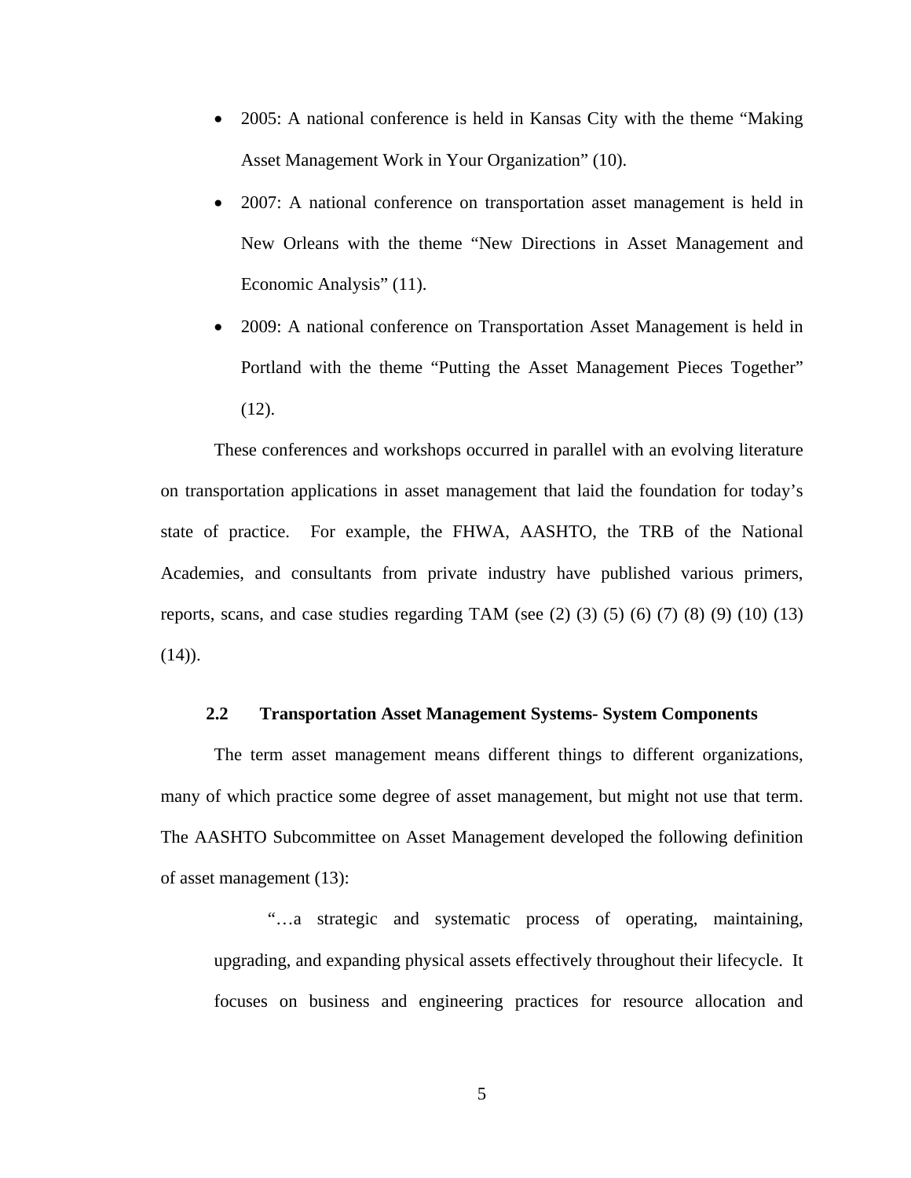- 2005: A national conference is held in Kansas City with the theme "Making Asset Management Work in Your Organization" (10).
- 2007: A national conference on transportation asset management is held in New Orleans with the theme "New Directions in Asset Management and Economic Analysis" (11).
- 2009: A national conference on Transportation Asset Management is held in Portland with the theme "Putting the Asset Management Pieces Together" (12).

These conferences and workshops occurred in parallel with an evolving literature on transportation applications in asset management that laid the foundation for today's state of practice. For example, the FHWA, AASHTO, the TRB of the National Academies, and consultants from private industry have published various primers, reports, scans, and case studies regarding TAM (see (2) (3) (5) (6) (7) (8) (9) (10) (13) (14)).

## 2.2 Transportation Asset Management Systems- System Components

The term asset management means different things to different organizations, many of which practice some degree of asset management, but might not use that term. The AASHTO Subcommittee on Asset Management developed the following definition of asset management (13):

> "…a strategic and systematic process of operating, maintaining, upgrading, and expanding physical assets effectively throughout their lifecycle. It focuses on business and engineering practices for resource allocation and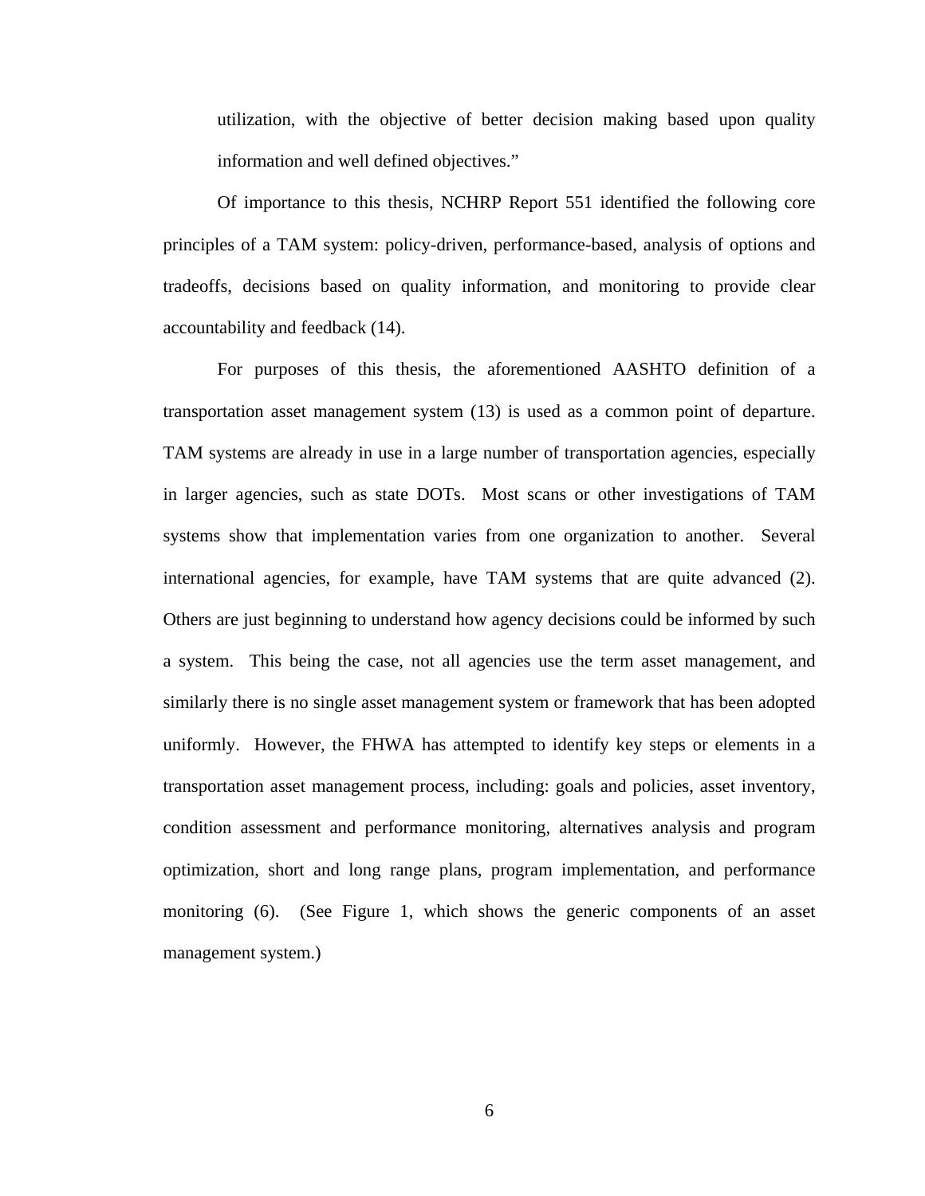utilization, with the objective of better decision making based upon quality information and well defined objectives."

Of importance to this thesis, NCHRP Report 551 identified the following core principles of a TAM system: policy-driven, performance-based, analysis of options and tradeoffs, decisions based on quality information, and monitoring to provide clear accountability and feedback (14).

For purposes of this thesis, the aforementioned AASHTO definition of a transportation asset management system (13) is used as a common point of departure. TAM systems are already in use in a large number of transportation agencies, especially in larger agencies, such as state DOTs. Most scans or other investigations of TAM systems show that implementation varies from one organization to another. Several international agencies, for example, have TAM systems that are quite advanced (2). Others are just beginning to understand how agency decisions could be informed by such a system. This being the case, not all agencies use the term asset management, and similarly there is no single asset management system or framework that has been adopted uniformly. However, the FHWA has attempted to identify key steps or elements in a transportation asset management process, including: goals and policies, asset inventory, condition assessment and performance monitoring, alternatives analysis and program optimization, short and long range plans, program implementation, and performance monitoring (6). (See Figure 1, which shows the generic components of an asset management system.)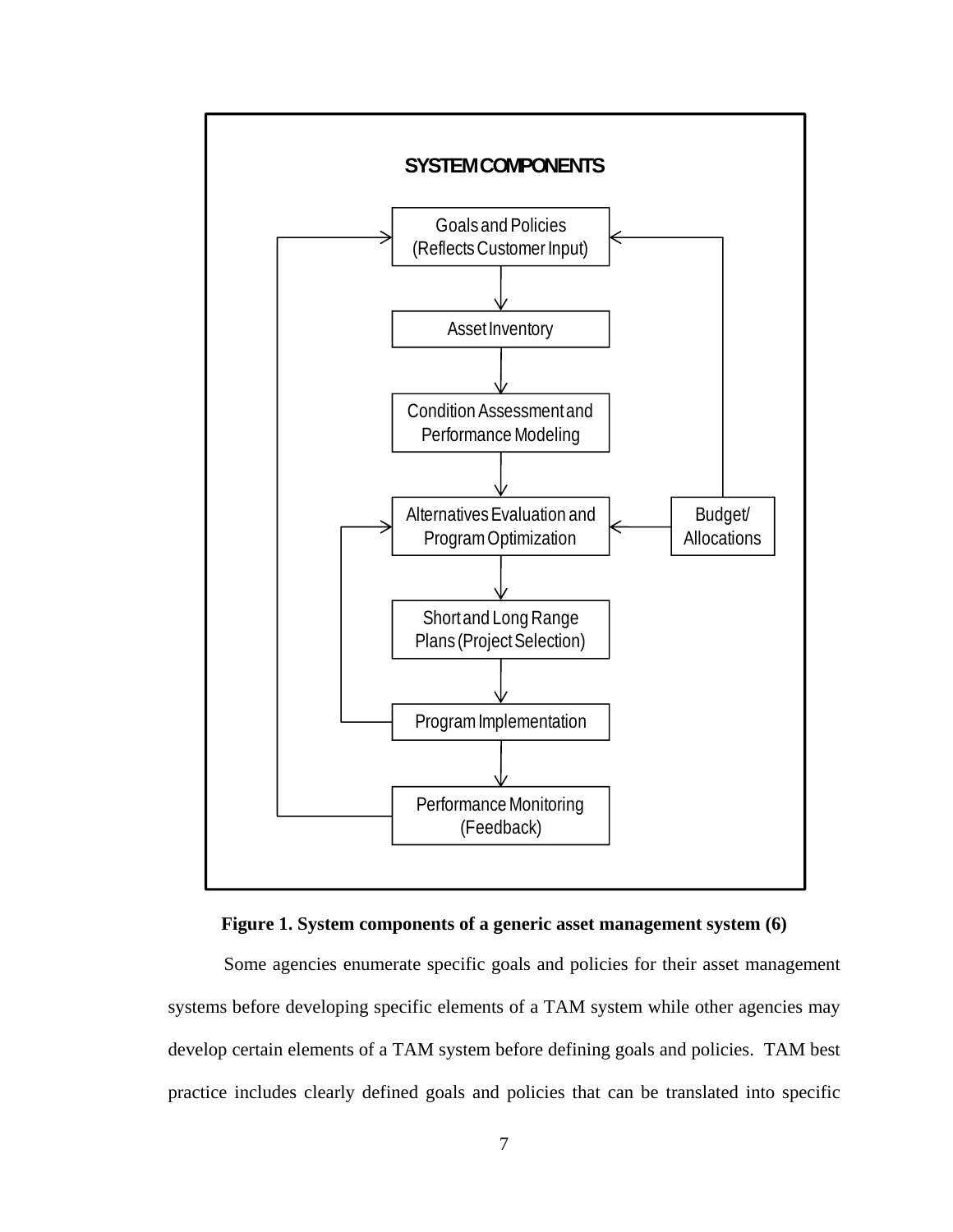SYSTEM COMPONENTS

Goals and Policies (Reflects Customer Input)

Asset Inventory

Condition Assessment and Performance Modeling

Alternatives Evaluation and Program Optimization

Budget/ Allocations

Short and Long Range Plans (Project Selection)

Program Implementation

Performance Monitoring (Feedback)

**Figure 1. System components of a generic asset management system (6)**

Some agencies enumerate specific goals and policies for their asset management systems before developing specific elements of a TAM system while other agencies may develop certain elements of a TAM system before defining goals and policies. TAM best practice includes clearly defined goals and policies that can be translated into specific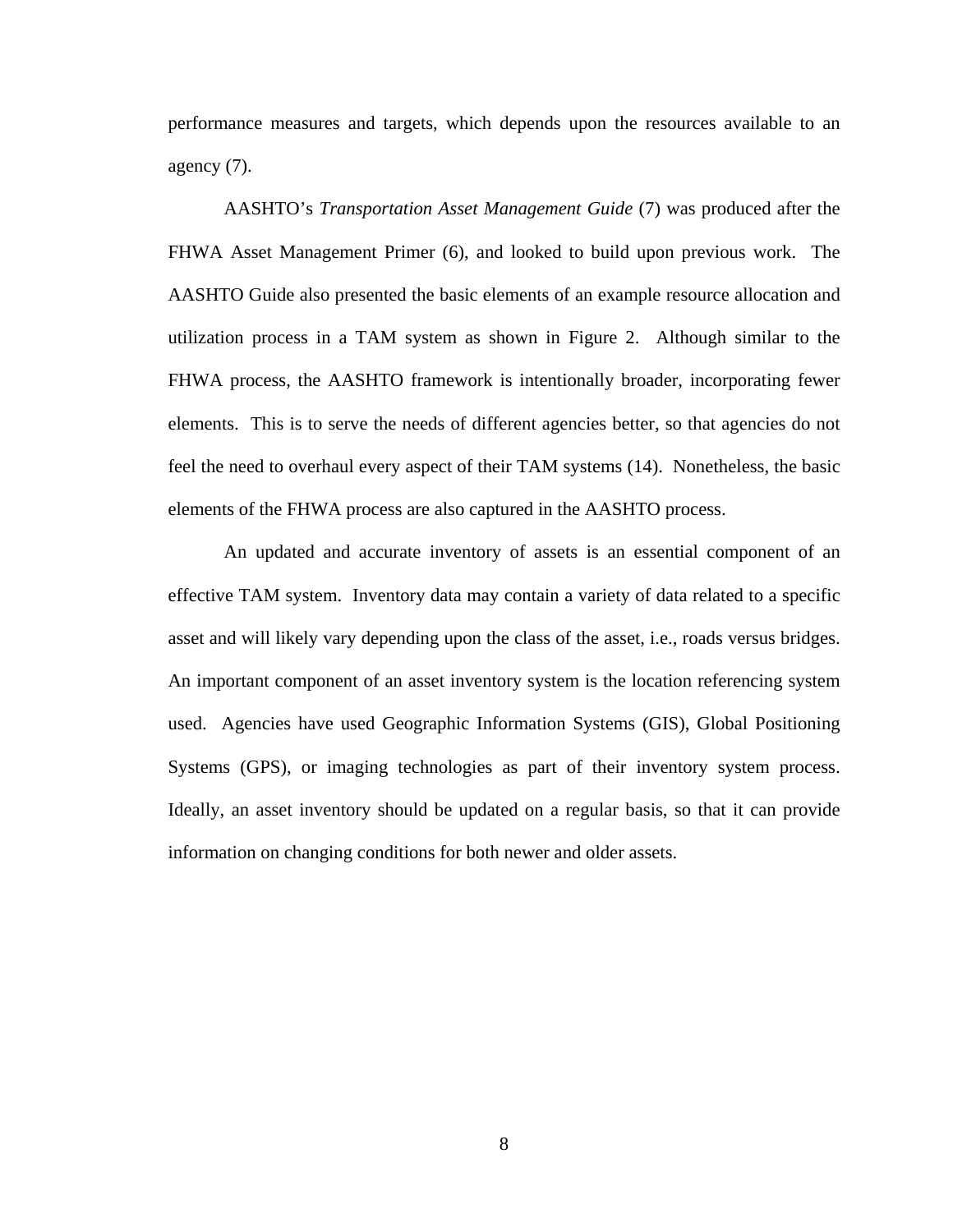performance measures and targets, which depends upon the resources available to an agency (7).

AASHTO's *Transportation Asset Management Guide* (7) was produced after the FHWA Asset Management Primer (6), and looked to build upon previous work. The AASHTO Guide also presented the basic elements of an example resource allocation and utilization process in a TAM system as shown in Figure 2. Although similar to the FHWA process, the AASHTO framework is intentionally broader, incorporating fewer elements. This is to serve the needs of different agencies better, so that agencies do not feel the need to overhaul every aspect of their TAM systems (14). Nonetheless, the basic elements of the FHWA process are also captured in the AASHTO process.

An updated and accurate inventory of assets is an essential component of an effective TAM system. Inventory data may contain a variety of data related to a specific asset and will likely vary depending upon the class of the asset, i.e., roads versus bridges. An important component of an asset inventory system is the location referencing system used. Agencies have used Geographic Information Systems (GIS), Global Positioning Systems (GPS), or imaging technologies as part of their inventory system process. Ideally, an asset inventory should be updated on a regular basis, so that it can provide information on changing conditions for both newer and older assets.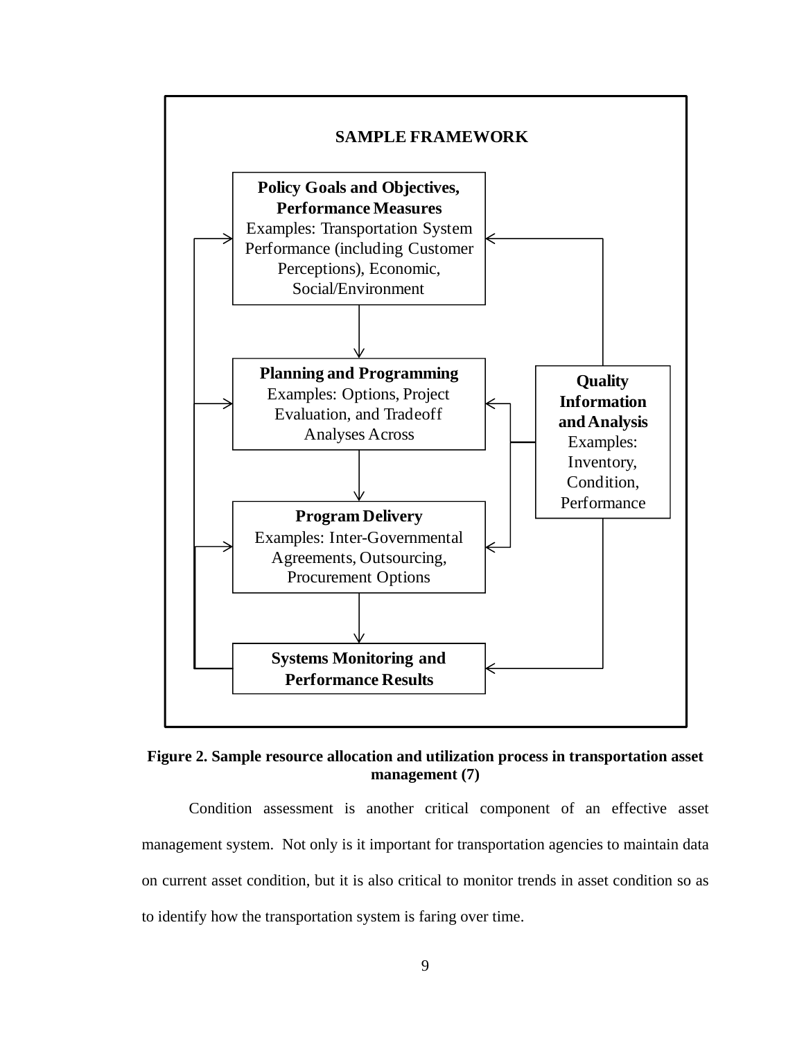**SAMPLE FRAMEWORK**

**Policy Goals and Objectives, Performance Measures**
Examples: Transportation System Performance (including Customer Perceptions), Economic, Social/Environment

**Planning and Programming**
Examples: Options, Project Evaluation, and Tradeoff Analyses Across

**Program Delivery**
Examples: Inter-Governmental Agreements, Outsourcing, Procurement Options

**Systems Monitoring and Performance Results**

**Quality Information and Analysis**
Examples: Inventory, Condition, Performance

**Figure 2. Sample resource allocation and utilization process in transportation asset management (7)**

Condition assessment is another critical component of an effective asset management system. Not only is it important for transportation agencies to maintain data on current asset condition, but it is also critical to monitor trends in asset condition so as to identify how the transportation system is faring over time.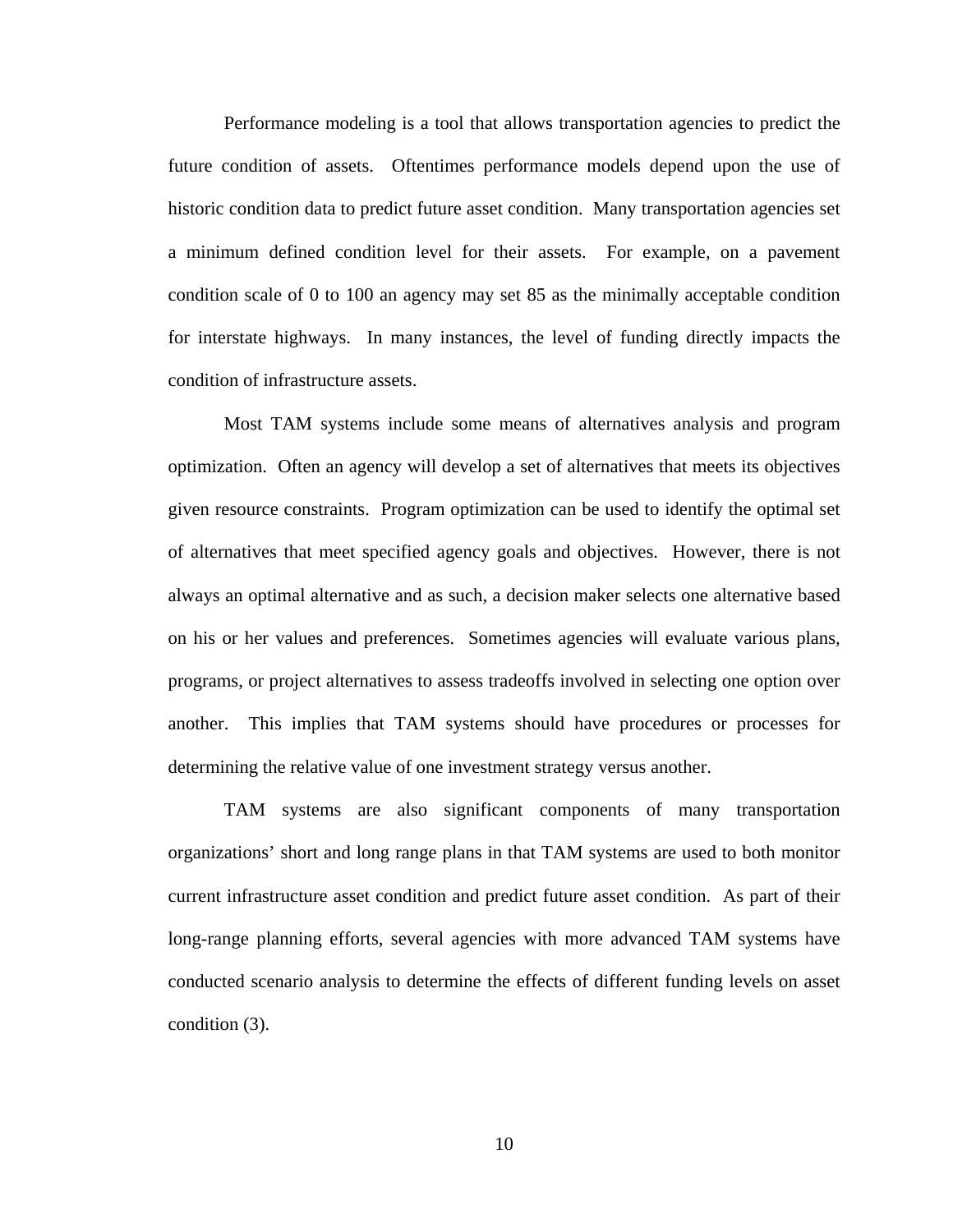Performance modeling is a tool that allows transportation agencies to predict the future condition of assets. Oftentimes performance models depend upon the use of historic condition data to predict future asset condition. Many transportation agencies set a minimum defined condition level for their assets. For example, on a pavement condition scale of 0 to 100 an agency may set 85 as the minimally acceptable condition for interstate highways. In many instances, the level of funding directly impacts the condition of infrastructure assets.

Most TAM systems include some means of alternatives analysis and program optimization. Often an agency will develop a set of alternatives that meets its objectives given resource constraints. Program optimization can be used to identify the optimal set of alternatives that meet specified agency goals and objectives. However, there is not always an optimal alternative and as such, a decision maker selects one alternative based on his or her values and preferences. Sometimes agencies will evaluate various plans, programs, or project alternatives to assess tradeoffs involved in selecting one option over another. This implies that TAM systems should have procedures or processes for determining the relative value of one investment strategy versus another.

TAM systems are also significant components of many transportation organizations' short and long range plans in that TAM systems are used to both monitor current infrastructure asset condition and predict future asset condition. As part of their long-range planning efforts, several agencies with more advanced TAM systems have conducted scenario analysis to determine the effects of different funding levels on asset condition (3).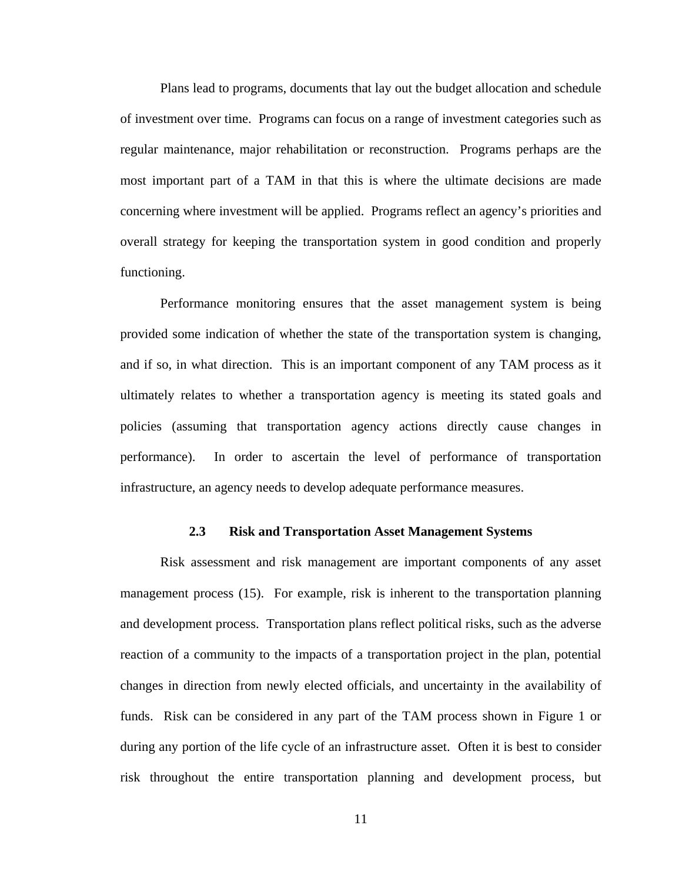Plans lead to programs, documents that lay out the budget allocation and schedule of investment over time. Programs can focus on a range of investment categories such as regular maintenance, major rehabilitation or reconstruction. Programs perhaps are the most important part of a TAM in that this is where the ultimate decisions are made concerning where investment will be applied. Programs reflect an agency's priorities and overall strategy for keeping the transportation system in good condition and properly functioning.

Performance monitoring ensures that the asset management system is being provided some indication of whether the state of the transportation system is changing, and if so, in what direction. This is an important component of any TAM process as it ultimately relates to whether a transportation agency is meeting its stated goals and policies (assuming that transportation agency actions directly cause changes in performance). In order to ascertain the level of performance of transportation infrastructure, an agency needs to develop adequate performance measures.

### 2.3 Risk and Transportation Asset Management Systems

Risk assessment and risk management are important components of any asset management process (15). For example, risk is inherent to the transportation planning and development process. Transportation plans reflect political risks, such as the adverse reaction of a community to the impacts of a transportation project in the plan, potential changes in direction from newly elected officials, and uncertainty in the availability of funds. Risk can be considered in any part of the TAM process shown in Figure 1 or during any portion of the life cycle of an infrastructure asset. Often it is best to consider risk throughout the entire transportation planning and development process, but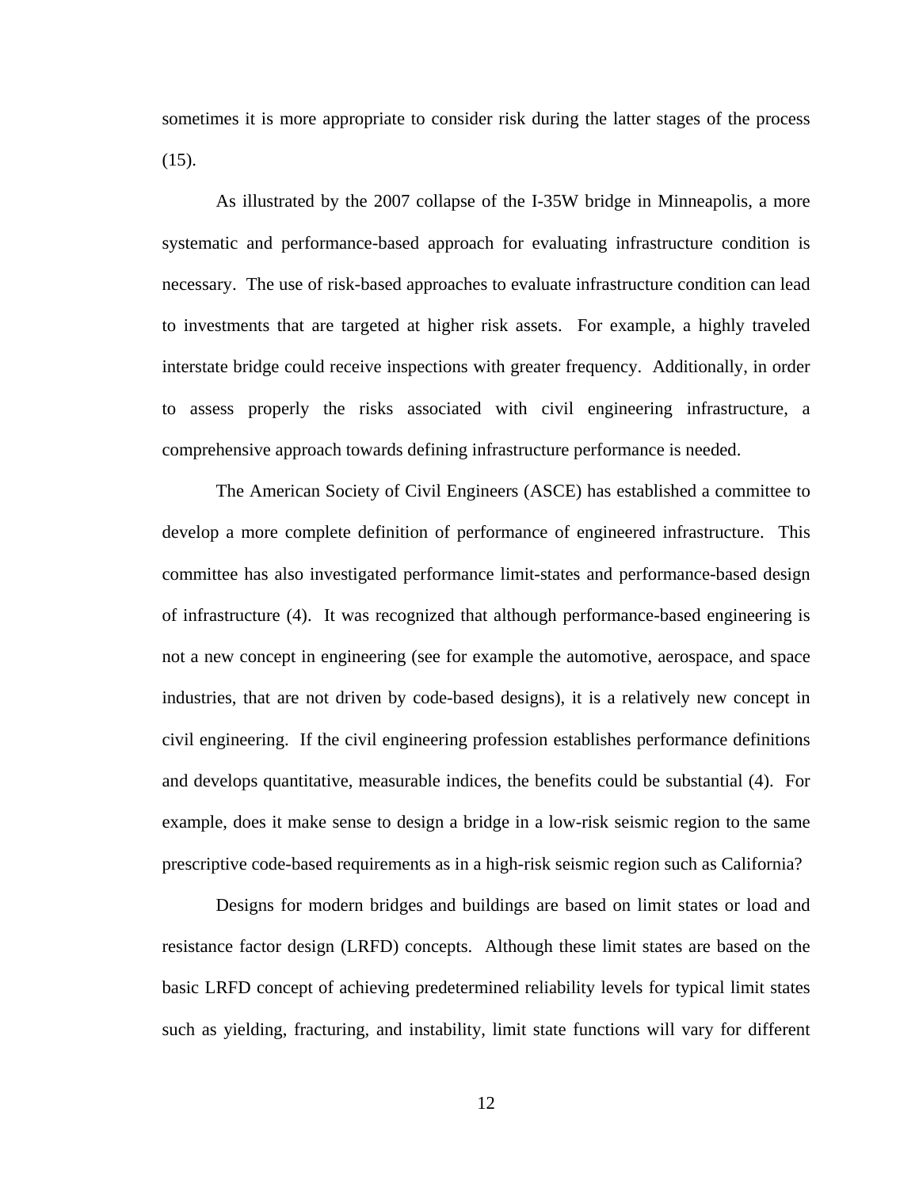sometimes it is more appropriate to consider risk during the latter stages of the process (15).

As illustrated by the 2007 collapse of the I-35W bridge in Minneapolis, a more systematic and performance-based approach for evaluating infrastructure condition is necessary. The use of risk-based approaches to evaluate infrastructure condition can lead to investments that are targeted at higher risk assets. For example, a highly traveled interstate bridge could receive inspections with greater frequency. Additionally, in order to assess properly the risks associated with civil engineering infrastructure, a comprehensive approach towards defining infrastructure performance is needed.

The American Society of Civil Engineers (ASCE) has established a committee to develop a more complete definition of performance of engineered infrastructure. This committee has also investigated performance limit-states and performance-based design of infrastructure (4). It was recognized that although performance-based engineering is not a new concept in engineering (see for example the automotive, aerospace, and space industries, that are not driven by code-based designs), it is a relatively new concept in civil engineering. If the civil engineering profession establishes performance definitions and develops quantitative, measurable indices, the benefits could be substantial (4). For example, does it make sense to design a bridge in a low-risk seismic region to the same prescriptive code-based requirements as in a high-risk seismic region such as California?

Designs for modern bridges and buildings are based on limit states or load and resistance factor design (LRFD) concepts. Although these limit states are based on the basic LRFD concept of achieving predetermined reliability levels for typical limit states such as yielding, fracturing, and instability, limit state functions will vary for different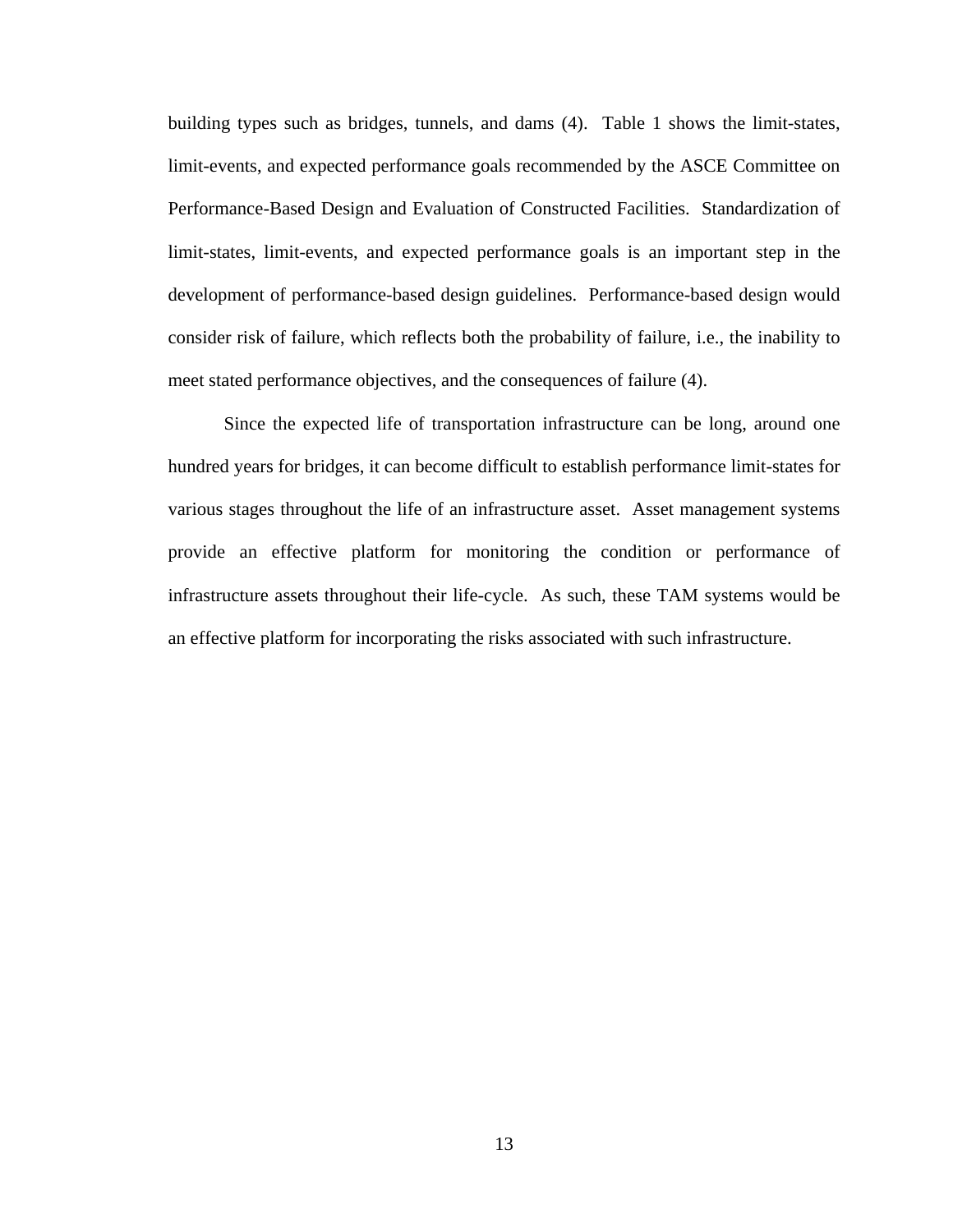building types such as bridges, tunnels, and dams (4). Table 1 shows the limit-states, limit-events, and expected performance goals recommended by the ASCE Committee on Performance-Based Design and Evaluation of Constructed Facilities. Standardization of limit-states, limit-events, and expected performance goals is an important step in the development of performance-based design guidelines. Performance-based design would consider risk of failure, which reflects both the probability of failure, i.e., the inability to meet stated performance objectives, and the consequences of failure (4).

Since the expected life of transportation infrastructure can be long, around one hundred years for bridges, it can become difficult to establish performance limit-states for various stages throughout the life of an infrastructure asset. Asset management systems provide an effective platform for monitoring the condition or performance of infrastructure assets throughout their life-cycle. As such, these TAM systems would be an effective platform for incorporating the risks associated with such infrastructure.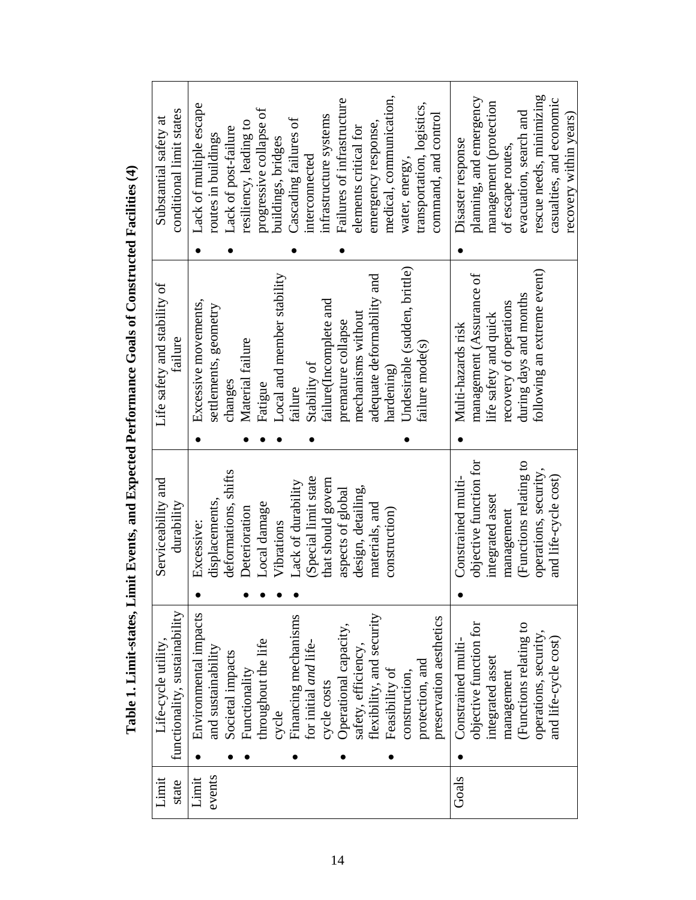**Table 1. Limit-states, Limit Events, and Expected Performance Goals of Constructed Facilities (4)**

| Limit state | Life-cycle utility, functionality, sustainability | Serviceability and durability | Life safety and stability of failure | Substantial safety at conditional limit states |
|---|---|---|---|---|
| Limit events | • Environmental impacts and sustainability<br>• Societal impacts<br>• Functionality throughout the life cycle<br>• Financing mechanisms for initial *and* life-cycle costs<br>• Operational capacity, safety, efficiency, flexibility, and security<br>• Feasibility of construction, protection, and preservation aesthetics | • Excessive: displacements, deformations, shifts<br>• Deterioration<br>• Local damage<br>• Vibrations<br>• Lack of durability (Special limit state that should govern aspects of global design, detailing, materials, and construction) | • Excessive movements, settlements, geometry changes<br>• Material failure<br>• Fatigue<br>• Local and member stability failure<br>• Stability of failure(Incomplete and premature collapse mechanisms without adequate deformability and hardening)<br>• Undesirable (sudden, brittle) failure mode(s) | • Lack of multiple escape routes in buildings<br>• Lack of post-failure resiliency, leading to progressive collapse of buildings, bridges<br>• Cascading failures of interconnected infrastructure systems<br>• Failures of infrastructure elements critical for emergency response, medical, communication, water, energy, transportation, logistics, command, and control |
| Goals | • Constrained multi-objective function for integrated asset management (Functions relating to operations, security, and life-cycle cost) | • Constrained multi-objective function for integrated asset management (Functions relating to operations, security, and life-cycle cost) | • Multi-hazards risk management (Assurance of life safety and quick recovery of operations during days and months following an extreme event) | • Disaster response planning, and emergency management (protection of escape routes, evacuation, search and rescue needs, minimizing casualties, and economic recovery within years) |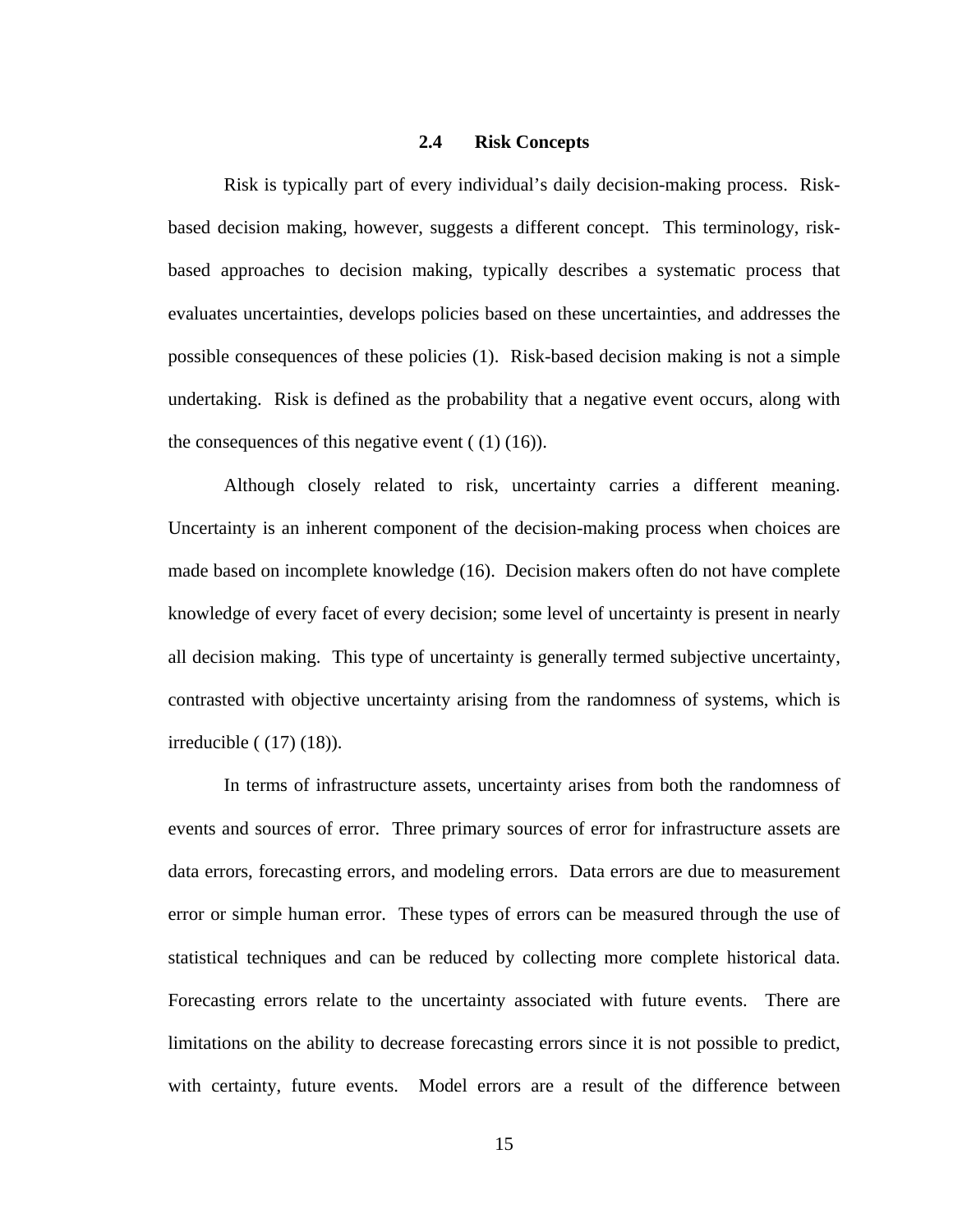## 2.4 Risk Concepts

Risk is typically part of every individual's daily decision-making process. Risk-based decision making, however, suggests a different concept. This terminology, risk-based approaches to decision making, typically describes a systematic process that evaluates uncertainties, develops policies based on these uncertainties, and addresses the possible consequences of these policies (1). Risk-based decision making is not a simple undertaking. Risk is defined as the probability that a negative event occurs, along with the consequences of this negative event ( (1) (16)).

Although closely related to risk, uncertainty carries a different meaning. Uncertainty is an inherent component of the decision-making process when choices are made based on incomplete knowledge (16). Decision makers often do not have complete knowledge of every facet of every decision; some level of uncertainty is present in nearly all decision making. This type of uncertainty is generally termed subjective uncertainty, contrasted with objective uncertainty arising from the randomness of systems, which is irreducible ( (17) (18)).

In terms of infrastructure assets, uncertainty arises from both the randomness of events and sources of error. Three primary sources of error for infrastructure assets are data errors, forecasting errors, and modeling errors. Data errors are due to measurement error or simple human error. These types of errors can be measured through the use of statistical techniques and can be reduced by collecting more complete historical data. Forecasting errors relate to the uncertainty associated with future events. There are limitations on the ability to decrease forecasting errors since it is not possible to predict, with certainty, future events. Model errors are a result of the difference between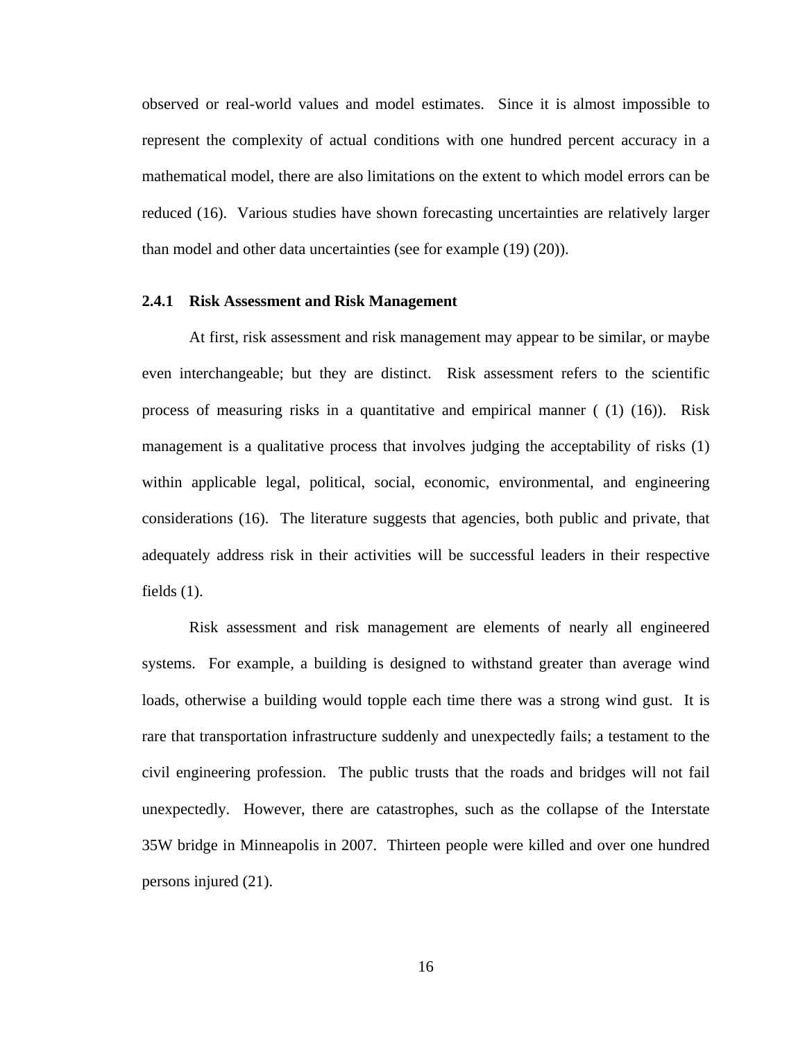observed or real-world values and model estimates. Since it is almost impossible to represent the complexity of actual conditions with one hundred percent accuracy in a mathematical model, there are also limitations on the extent to which model errors can be reduced (16). Various studies have shown forecasting uncertainties are relatively larger than model and other data uncertainties (see for example (19) (20)).

### 2.4.1 Risk Assessment and Risk Management

At first, risk assessment and risk management may appear to be similar, or maybe even interchangeable; but they are distinct. Risk assessment refers to the scientific process of measuring risks in a quantitative and empirical manner ( (1) (16)). Risk management is a qualitative process that involves judging the acceptability of risks (1) within applicable legal, political, social, economic, environmental, and engineering considerations (16). The literature suggests that agencies, both public and private, that adequately address risk in their activities will be successful leaders in their respective fields (1).

Risk assessment and risk management are elements of nearly all engineered systems. For example, a building is designed to withstand greater than average wind loads, otherwise a building would topple each time there was a strong wind gust. It is rare that transportation infrastructure suddenly and unexpectedly fails; a testament to the civil engineering profession. The public trusts that the roads and bridges will not fail unexpectedly. However, there are catastrophes, such as the collapse of the Interstate 35W bridge in Minneapolis in 2007. Thirteen people were killed and over one hundred persons injured (21).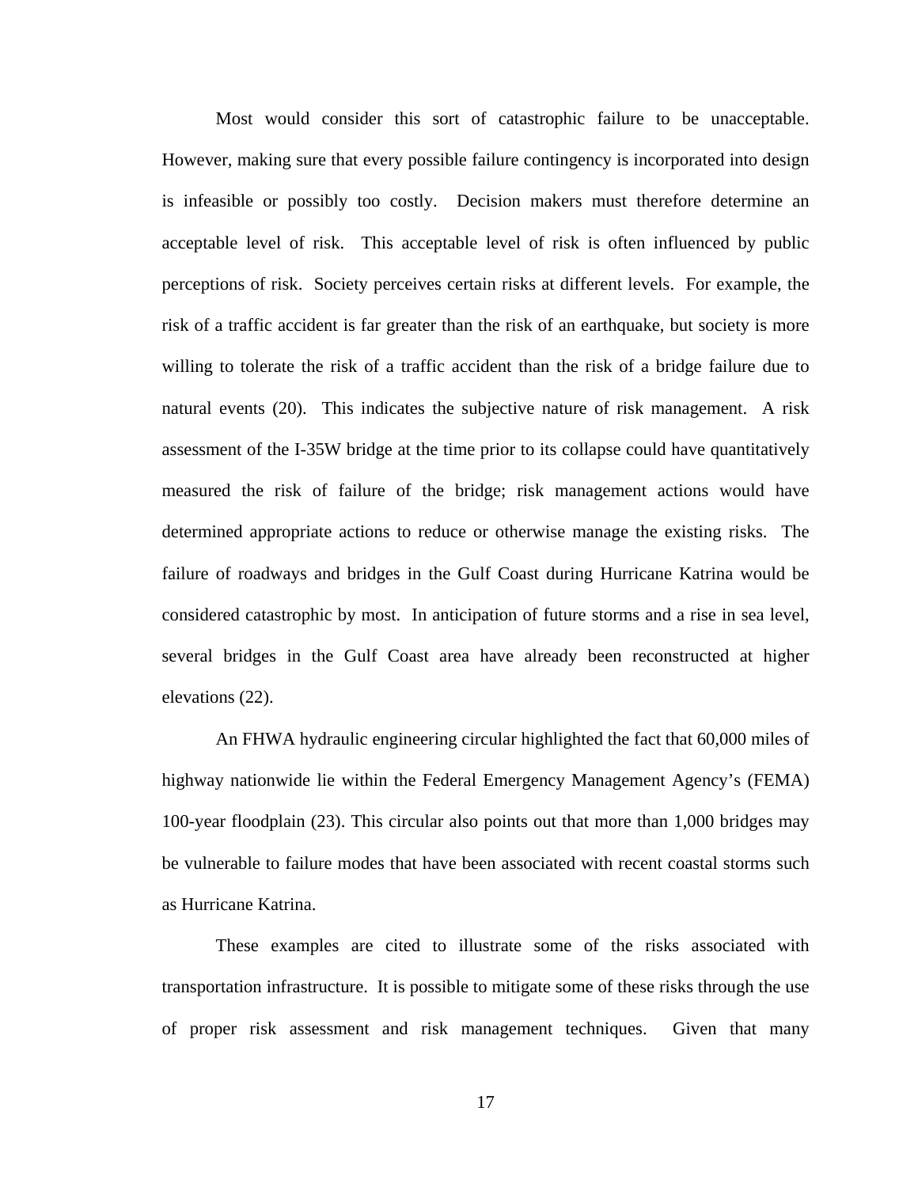Most would consider this sort of catastrophic failure to be unacceptable. However, making sure that every possible failure contingency is incorporated into design is infeasible or possibly too costly. Decision makers must therefore determine an acceptable level of risk. This acceptable level of risk is often influenced by public perceptions of risk. Society perceives certain risks at different levels. For example, the risk of a traffic accident is far greater than the risk of an earthquake, but society is more willing to tolerate the risk of a traffic accident than the risk of a bridge failure due to natural events (20). This indicates the subjective nature of risk management. A risk assessment of the I-35W bridge at the time prior to its collapse could have quantitatively measured the risk of failure of the bridge; risk management actions would have determined appropriate actions to reduce or otherwise manage the existing risks. The failure of roadways and bridges in the Gulf Coast during Hurricane Katrina would be considered catastrophic by most. In anticipation of future storms and a rise in sea level, several bridges in the Gulf Coast area have already been reconstructed at higher elevations (22).

An FHWA hydraulic engineering circular highlighted the fact that 60,000 miles of highway nationwide lie within the Federal Emergency Management Agency's (FEMA) 100-year floodplain (23). This circular also points out that more than 1,000 bridges may be vulnerable to failure modes that have been associated with recent coastal storms such as Hurricane Katrina.

These examples are cited to illustrate some of the risks associated with transportation infrastructure. It is possible to mitigate some of these risks through the use of proper risk assessment and risk management techniques. Given that many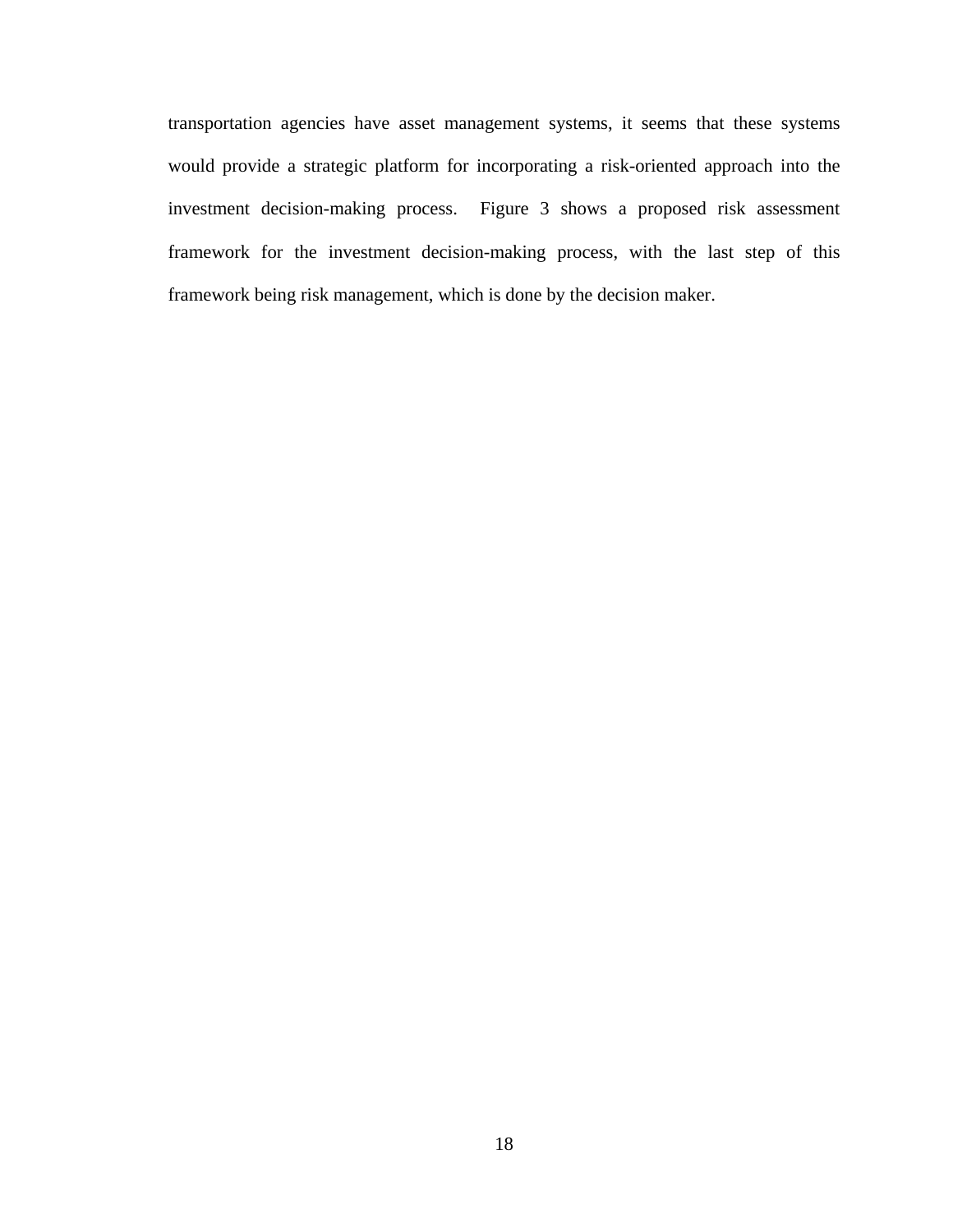transportation agencies have asset management systems, it seems that these systems would provide a strategic platform for incorporating a risk-oriented approach into the investment decision-making process. Figure 3 shows a proposed risk assessment framework for the investment decision-making process, with the last step of this framework being risk management, which is done by the decision maker.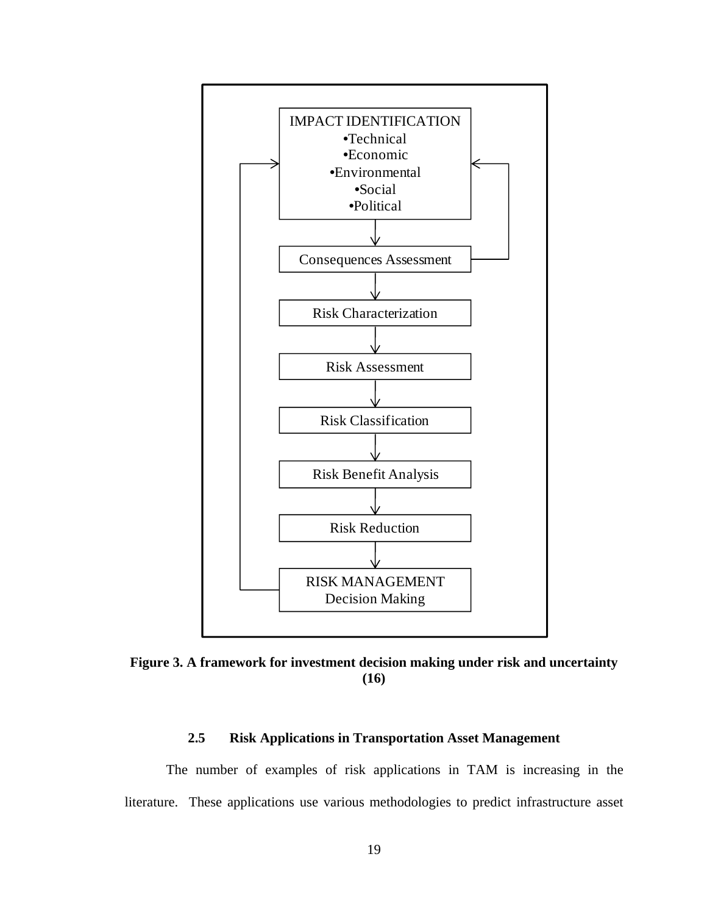IMPACT IDENTIFICATION
- Technical
- Economic
- Environmental
- Social
- Political

Consequences Assessment

Risk Characterization

Risk Assessment

Risk Classification

Risk Benefit Analysis

Risk Reduction

RISK MANAGEMENT
Decision Making

**Figure 3. A framework for investment decision making under risk and uncertainty (16)**

### 2.5 Risk Applications in Transportation Asset Management

The number of examples of risk applications in TAM is increasing in the literature. These applications use various methodologies to predict infrastructure asset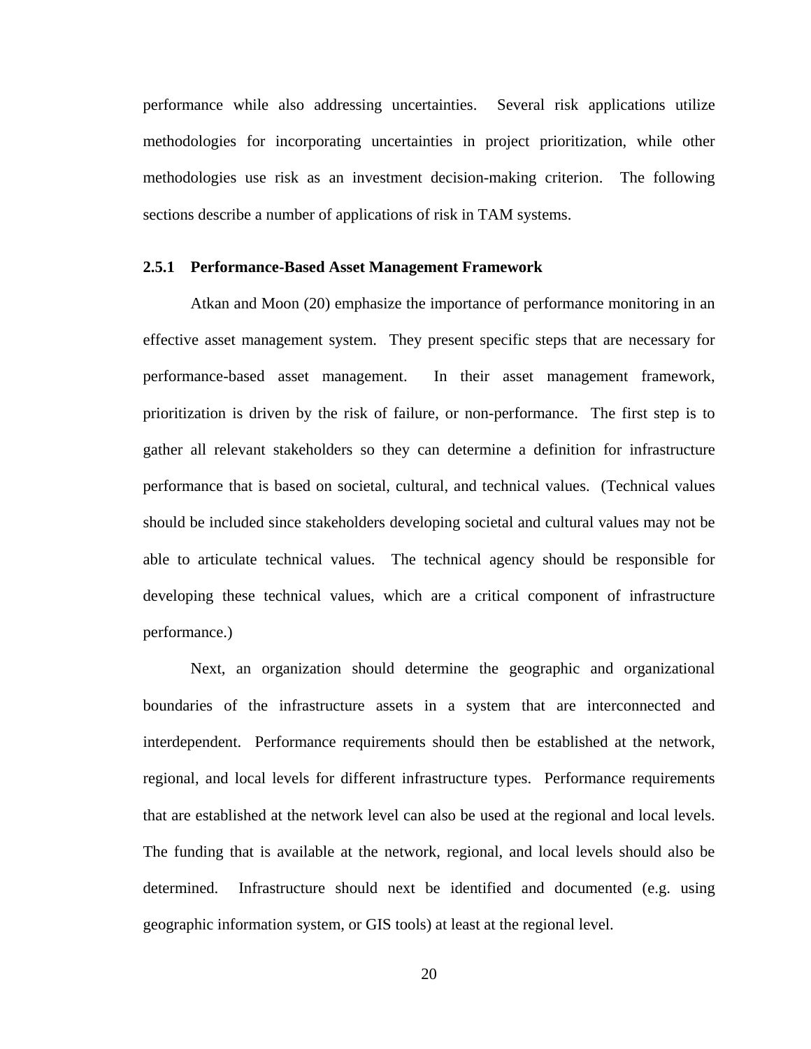performance while also addressing uncertainties. Several risk applications utilize methodologies for incorporating uncertainties in project prioritization, while other methodologies use risk as an investment decision-making criterion. The following sections describe a number of applications of risk in TAM systems.

### 2.5.1 Performance-Based Asset Management Framework

Atkan and Moon (20) emphasize the importance of performance monitoring in an effective asset management system. They present specific steps that are necessary for performance-based asset management. In their asset management framework, prioritization is driven by the risk of failure, or non-performance. The first step is to gather all relevant stakeholders so they can determine a definition for infrastructure performance that is based on societal, cultural, and technical values. (Technical values should be included since stakeholders developing societal and cultural values may not be able to articulate technical values. The technical agency should be responsible for developing these technical values, which are a critical component of infrastructure performance.)

Next, an organization should determine the geographic and organizational boundaries of the infrastructure assets in a system that are interconnected and interdependent. Performance requirements should then be established at the network, regional, and local levels for different infrastructure types. Performance requirements that are established at the network level can also be used at the regional and local levels. The funding that is available at the network, regional, and local levels should also be determined. Infrastructure should next be identified and documented (e.g. using geographic information system, or GIS tools) at least at the regional level.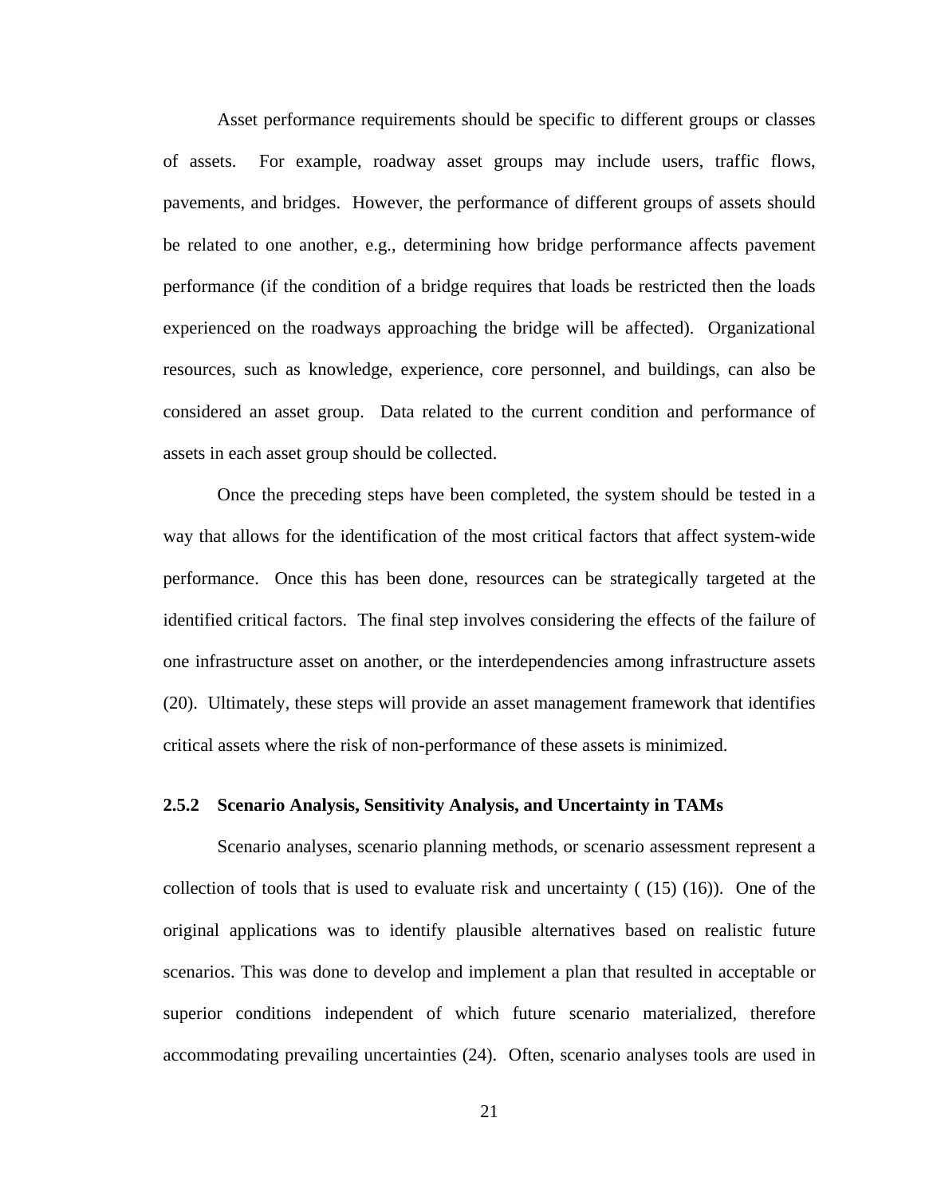Asset performance requirements should be specific to different groups or classes of assets. For example, roadway asset groups may include users, traffic flows, pavements, and bridges. However, the performance of different groups of assets should be related to one another, e.g., determining how bridge performance affects pavement performance (if the condition of a bridge requires that loads be restricted then the loads experienced on the roadways approaching the bridge will be affected). Organizational resources, such as knowledge, experience, core personnel, and buildings, can also be considered an asset group. Data related to the current condition and performance of assets in each asset group should be collected.

Once the preceding steps have been completed, the system should be tested in a way that allows for the identification of the most critical factors that affect system-wide performance. Once this has been done, resources can be strategically targeted at the identified critical factors. The final step involves considering the effects of the failure of one infrastructure asset on another, or the interdependencies among infrastructure assets (20). Ultimately, these steps will provide an asset management framework that identifies critical assets where the risk of non-performance of these assets is minimized.

### 2.5.2 Scenario Analysis, Sensitivity Analysis, and Uncertainty in TAMs

Scenario analyses, scenario planning methods, or scenario assessment represent a collection of tools that is used to evaluate risk and uncertainty ( (15) (16)). One of the original applications was to identify plausible alternatives based on realistic future scenarios. This was done to develop and implement a plan that resulted in acceptable or superior conditions independent of which future scenario materialized, therefore accommodating prevailing uncertainties (24). Often, scenario analyses tools are used in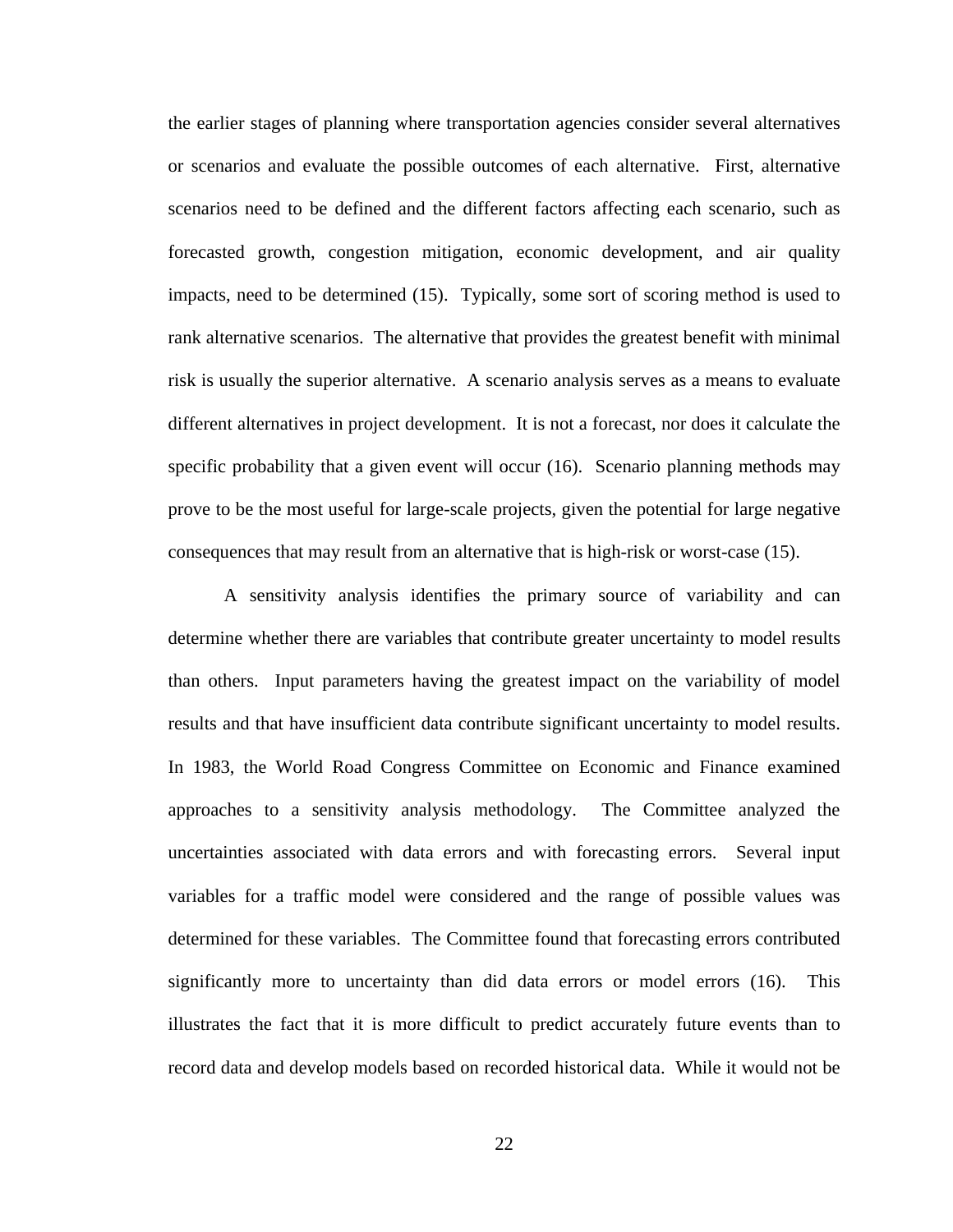the earlier stages of planning where transportation agencies consider several alternatives or scenarios and evaluate the possible outcomes of each alternative. First, alternative scenarios need to be defined and the different factors affecting each scenario, such as forecasted growth, congestion mitigation, economic development, and air quality impacts, need to be determined (15). Typically, some sort of scoring method is used to rank alternative scenarios. The alternative that provides the greatest benefit with minimal risk is usually the superior alternative. A scenario analysis serves as a means to evaluate different alternatives in project development. It is not a forecast, nor does it calculate the specific probability that a given event will occur (16). Scenario planning methods may prove to be the most useful for large-scale projects, given the potential for large negative consequences that may result from an alternative that is high-risk or worst-case (15).

A sensitivity analysis identifies the primary source of variability and can determine whether there are variables that contribute greater uncertainty to model results than others. Input parameters having the greatest impact on the variability of model results and that have insufficient data contribute significant uncertainty to model results. In 1983, the World Road Congress Committee on Economic and Finance examined approaches to a sensitivity analysis methodology. The Committee analyzed the uncertainties associated with data errors and with forecasting errors. Several input variables for a traffic model were considered and the range of possible values was determined for these variables. The Committee found that forecasting errors contributed significantly more to uncertainty than did data errors or model errors (16). This illustrates the fact that it is more difficult to predict accurately future events than to record data and develop models based on recorded historical data. While it would not be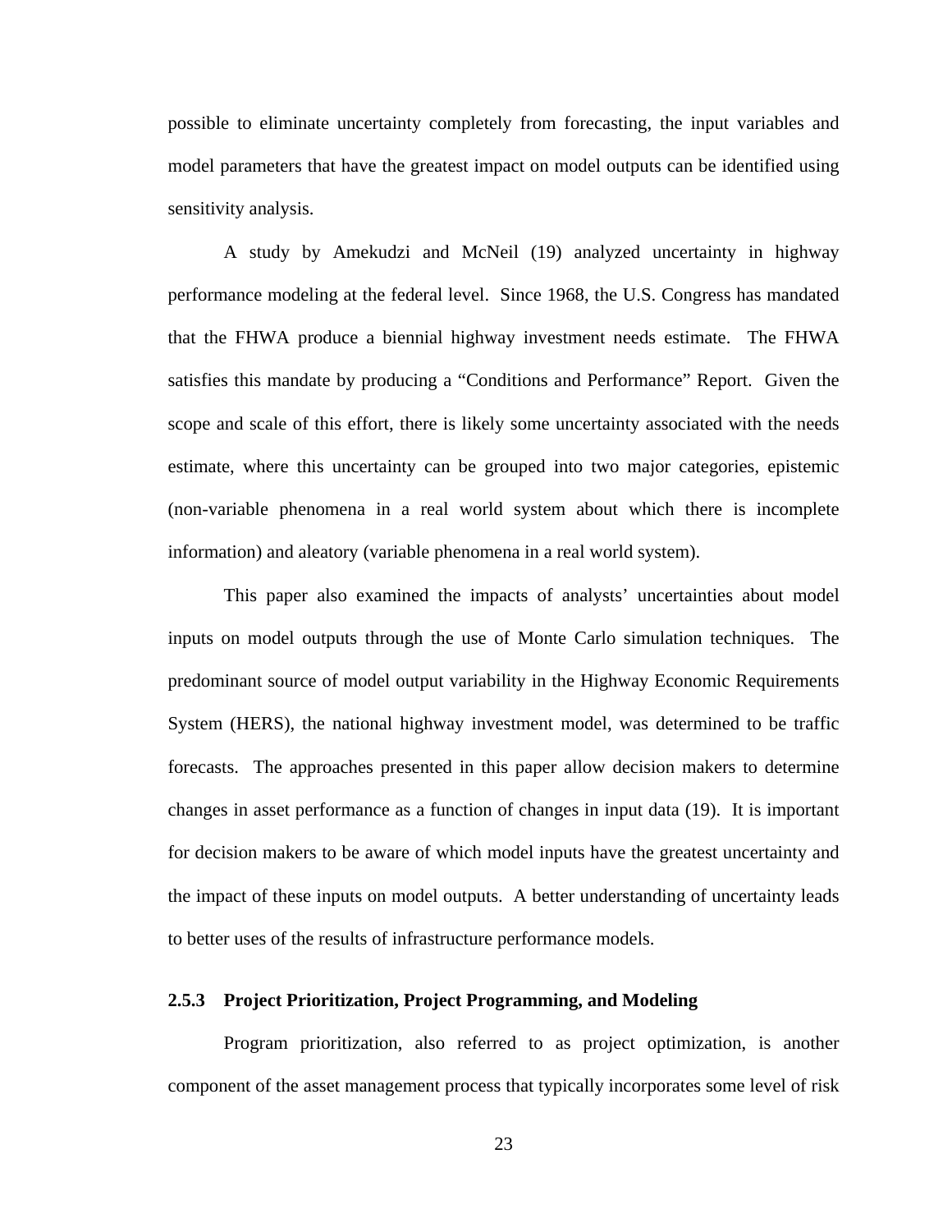possible to eliminate uncertainty completely from forecasting, the input variables and model parameters that have the greatest impact on model outputs can be identified using sensitivity analysis.

A study by Amekudzi and McNeil (19) analyzed uncertainty in highway performance modeling at the federal level. Since 1968, the U.S. Congress has mandated that the FHWA produce a biennial highway investment needs estimate. The FHWA satisfies this mandate by producing a "Conditions and Performance" Report. Given the scope and scale of this effort, there is likely some uncertainty associated with the needs estimate, where this uncertainty can be grouped into two major categories, epistemic (non-variable phenomena in a real world system about which there is incomplete information) and aleatory (variable phenomena in a real world system).

This paper also examined the impacts of analysts' uncertainties about model inputs on model outputs through the use of Monte Carlo simulation techniques. The predominant source of model output variability in the Highway Economic Requirements System (HERS), the national highway investment model, was determined to be traffic forecasts. The approaches presented in this paper allow decision makers to determine changes in asset performance as a function of changes in input data (19). It is important for decision makers to be aware of which model inputs have the greatest uncertainty and the impact of these inputs on model outputs. A better understanding of uncertainty leads to better uses of the results of infrastructure performance models.

### 2.5.3 Project Prioritization, Project Programming, and Modeling

Program prioritization, also referred to as project optimization, is another component of the asset management process that typically incorporates some level of risk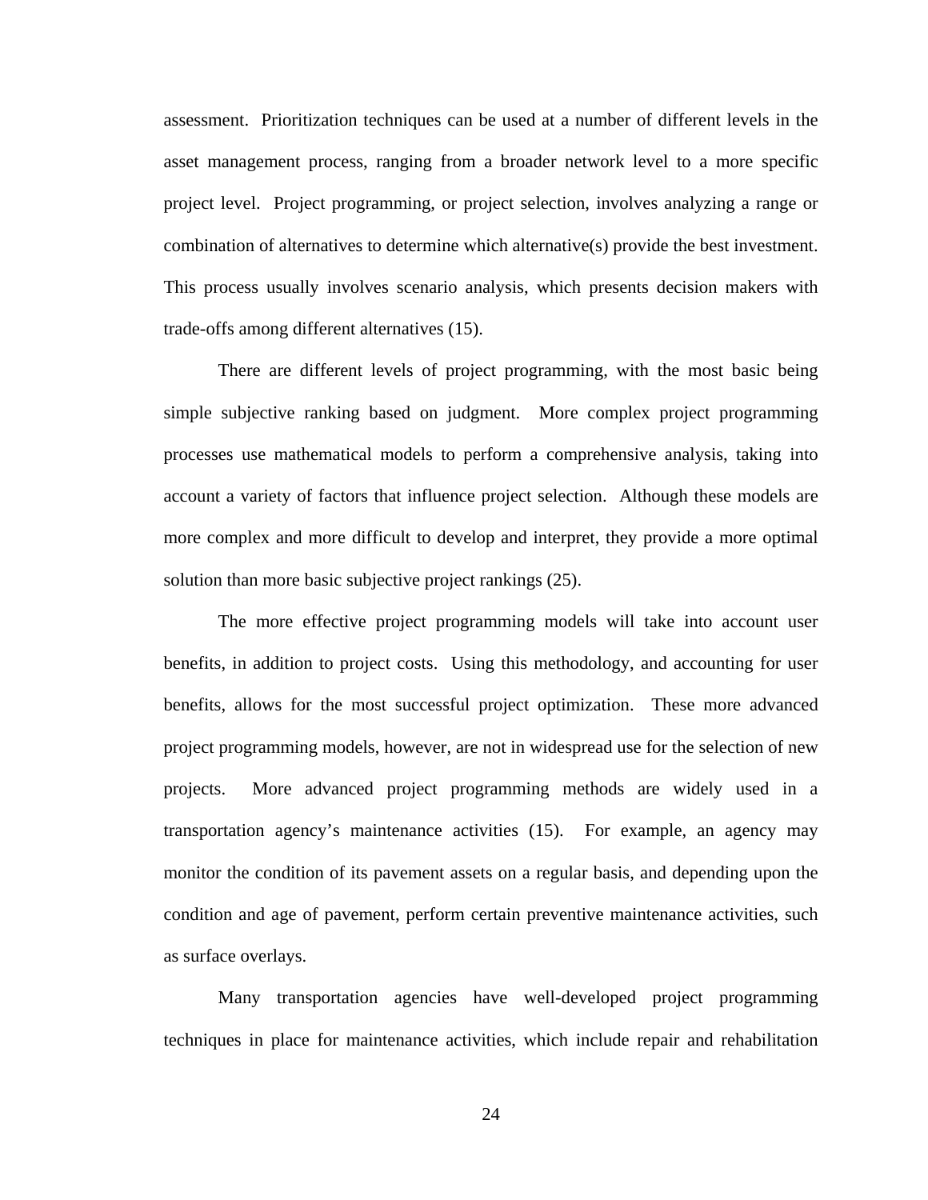assessment. Prioritization techniques can be used at a number of different levels in the asset management process, ranging from a broader network level to a more specific project level. Project programming, or project selection, involves analyzing a range or combination of alternatives to determine which alternative(s) provide the best investment. This process usually involves scenario analysis, which presents decision makers with trade-offs among different alternatives (15).

There are different levels of project programming, with the most basic being simple subjective ranking based on judgment. More complex project programming processes use mathematical models to perform a comprehensive analysis, taking into account a variety of factors that influence project selection. Although these models are more complex and more difficult to develop and interpret, they provide a more optimal solution than more basic subjective project rankings (25).

The more effective project programming models will take into account user benefits, in addition to project costs. Using this methodology, and accounting for user benefits, allows for the most successful project optimization. These more advanced project programming models, however, are not in widespread use for the selection of new projects. More advanced project programming methods are widely used in a transportation agency's maintenance activities (15). For example, an agency may monitor the condition of its pavement assets on a regular basis, and depending upon the condition and age of pavement, perform certain preventive maintenance activities, such as surface overlays.

Many transportation agencies have well-developed project programming techniques in place for maintenance activities, which include repair and rehabilitation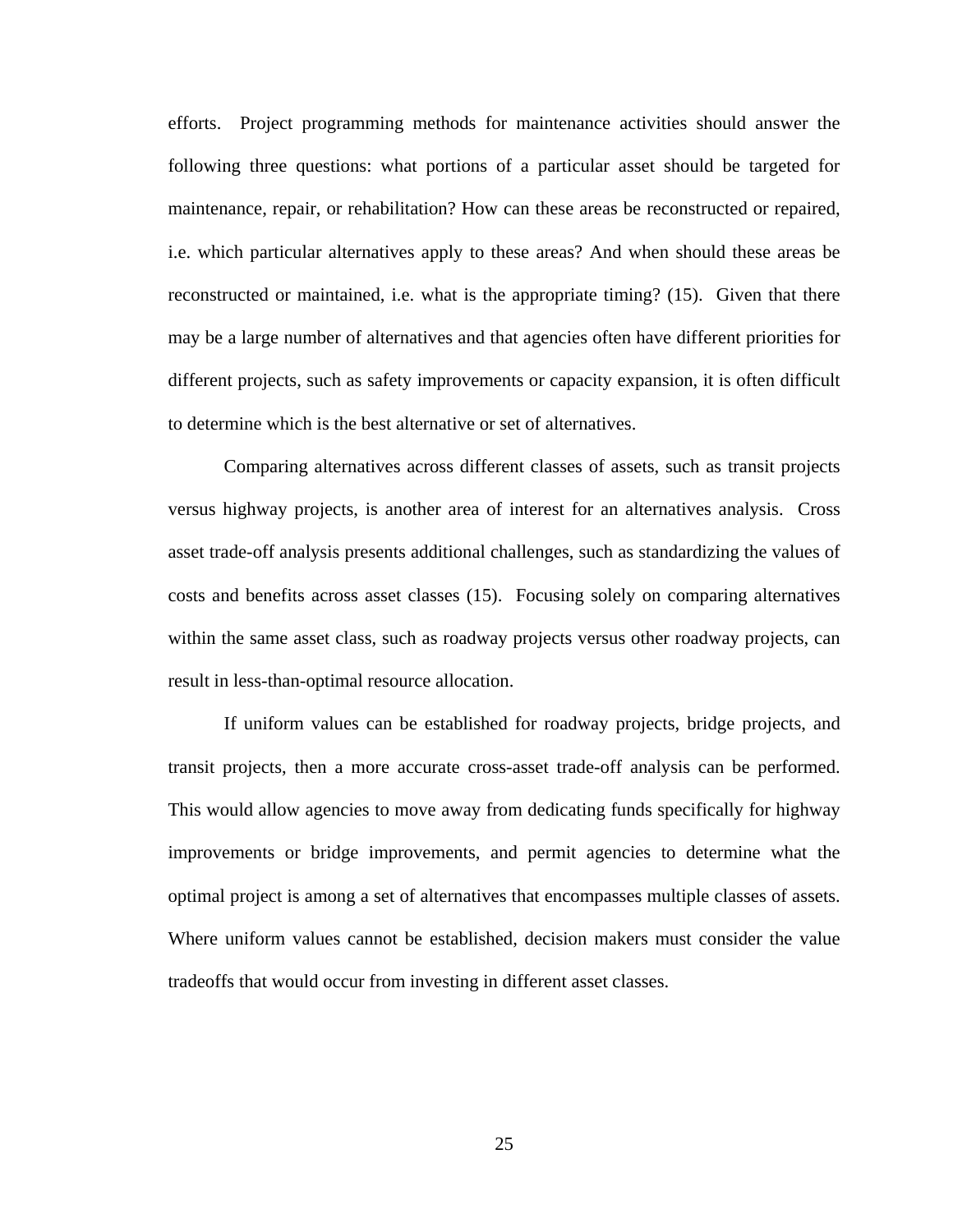efforts. Project programming methods for maintenance activities should answer the following three questions: what portions of a particular asset should be targeted for maintenance, repair, or rehabilitation? How can these areas be reconstructed or repaired, i.e. which particular alternatives apply to these areas? And when should these areas be reconstructed or maintained, i.e. what is the appropriate timing? (15). Given that there may be a large number of alternatives and that agencies often have different priorities for different projects, such as safety improvements or capacity expansion, it is often difficult to determine which is the best alternative or set of alternatives.

Comparing alternatives across different classes of assets, such as transit projects versus highway projects, is another area of interest for an alternatives analysis. Cross asset trade-off analysis presents additional challenges, such as standardizing the values of costs and benefits across asset classes (15). Focusing solely on comparing alternatives within the same asset class, such as roadway projects versus other roadway projects, can result in less-than-optimal resource allocation.

If uniform values can be established for roadway projects, bridge projects, and transit projects, then a more accurate cross-asset trade-off analysis can be performed. This would allow agencies to move away from dedicating funds specifically for highway improvements or bridge improvements, and permit agencies to determine what the optimal project is among a set of alternatives that encompasses multiple classes of assets. Where uniform values cannot be established, decision makers must consider the value tradeoffs that would occur from investing in different asset classes.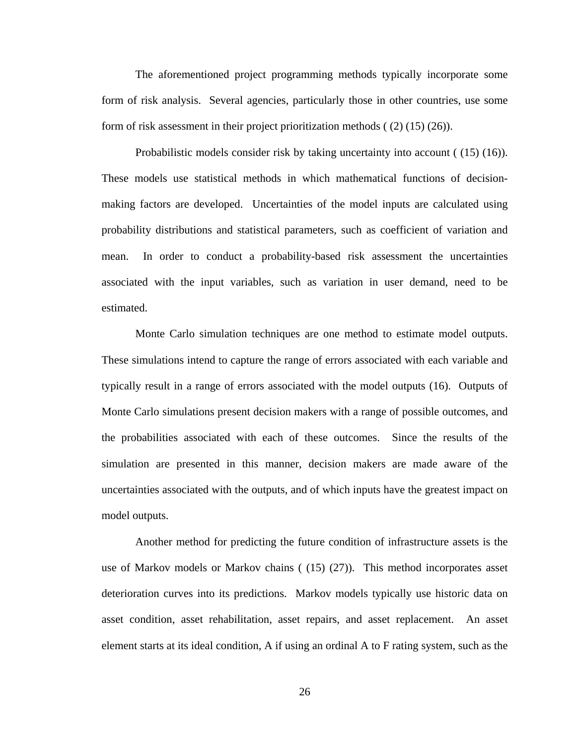The aforementioned project programming methods typically incorporate some form of risk analysis. Several agencies, particularly those in other countries, use some form of risk assessment in their project prioritization methods ( (2) (15) (26)).

Probabilistic models consider risk by taking uncertainty into account ( (15) (16)). These models use statistical methods in which mathematical functions of decision-making factors are developed. Uncertainties of the model inputs are calculated using probability distributions and statistical parameters, such as coefficient of variation and mean. In order to conduct a probability-based risk assessment the uncertainties associated with the input variables, such as variation in user demand, need to be estimated.

Monte Carlo simulation techniques are one method to estimate model outputs. These simulations intend to capture the range of errors associated with each variable and typically result in a range of errors associated with the model outputs (16). Outputs of Monte Carlo simulations present decision makers with a range of possible outcomes, and the probabilities associated with each of these outcomes. Since the results of the simulation are presented in this manner, decision makers are made aware of the uncertainties associated with the outputs, and of which inputs have the greatest impact on model outputs.

Another method for predicting the future condition of infrastructure assets is the use of Markov models or Markov chains ( (15) (27)). This method incorporates asset deterioration curves into its predictions. Markov models typically use historic data on asset condition, asset rehabilitation, asset repairs, and asset replacement. An asset element starts at its ideal condition, A if using an ordinal A to F rating system, such as the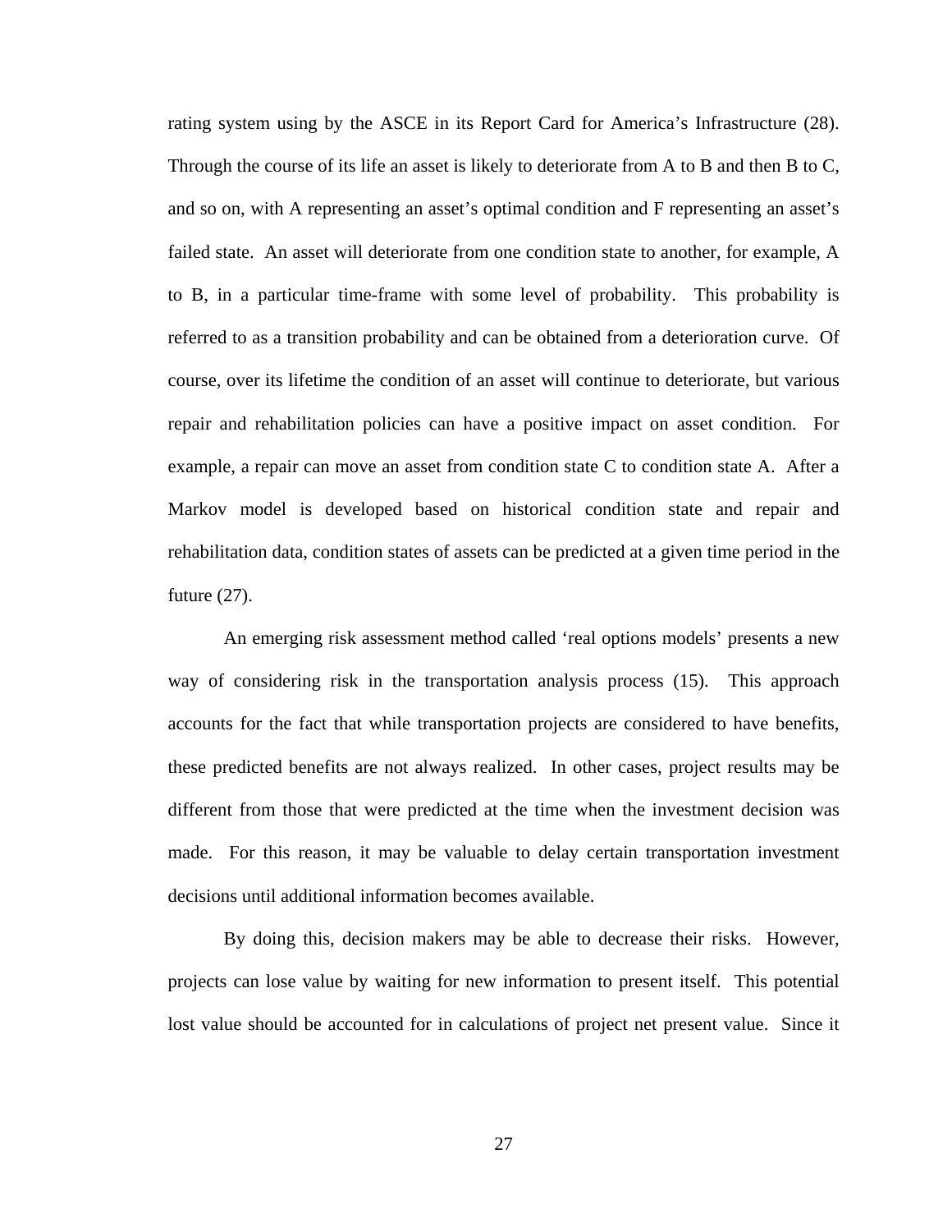rating system using by the ASCE in its Report Card for America's Infrastructure (28). Through the course of its life an asset is likely to deteriorate from A to B and then B to C, and so on, with A representing an asset's optimal condition and F representing an asset's failed state. An asset will deteriorate from one condition state to another, for example, A to B, in a particular time-frame with some level of probability. This probability is referred to as a transition probability and can be obtained from a deterioration curve. Of course, over its lifetime the condition of an asset will continue to deteriorate, but various repair and rehabilitation policies can have a positive impact on asset condition. For example, a repair can move an asset from condition state C to condition state A. After a Markov model is developed based on historical condition state and repair and rehabilitation data, condition states of assets can be predicted at a given time period in the future (27).

An emerging risk assessment method called 'real options models' presents a new way of considering risk in the transportation analysis process (15). This approach accounts for the fact that while transportation projects are considered to have benefits, these predicted benefits are not always realized. In other cases, project results may be different from those that were predicted at the time when the investment decision was made. For this reason, it may be valuable to delay certain transportation investment decisions until additional information becomes available.

By doing this, decision makers may be able to decrease their risks. However, projects can lose value by waiting for new information to present itself. This potential lost value should be accounted for in calculations of project net present value. Since it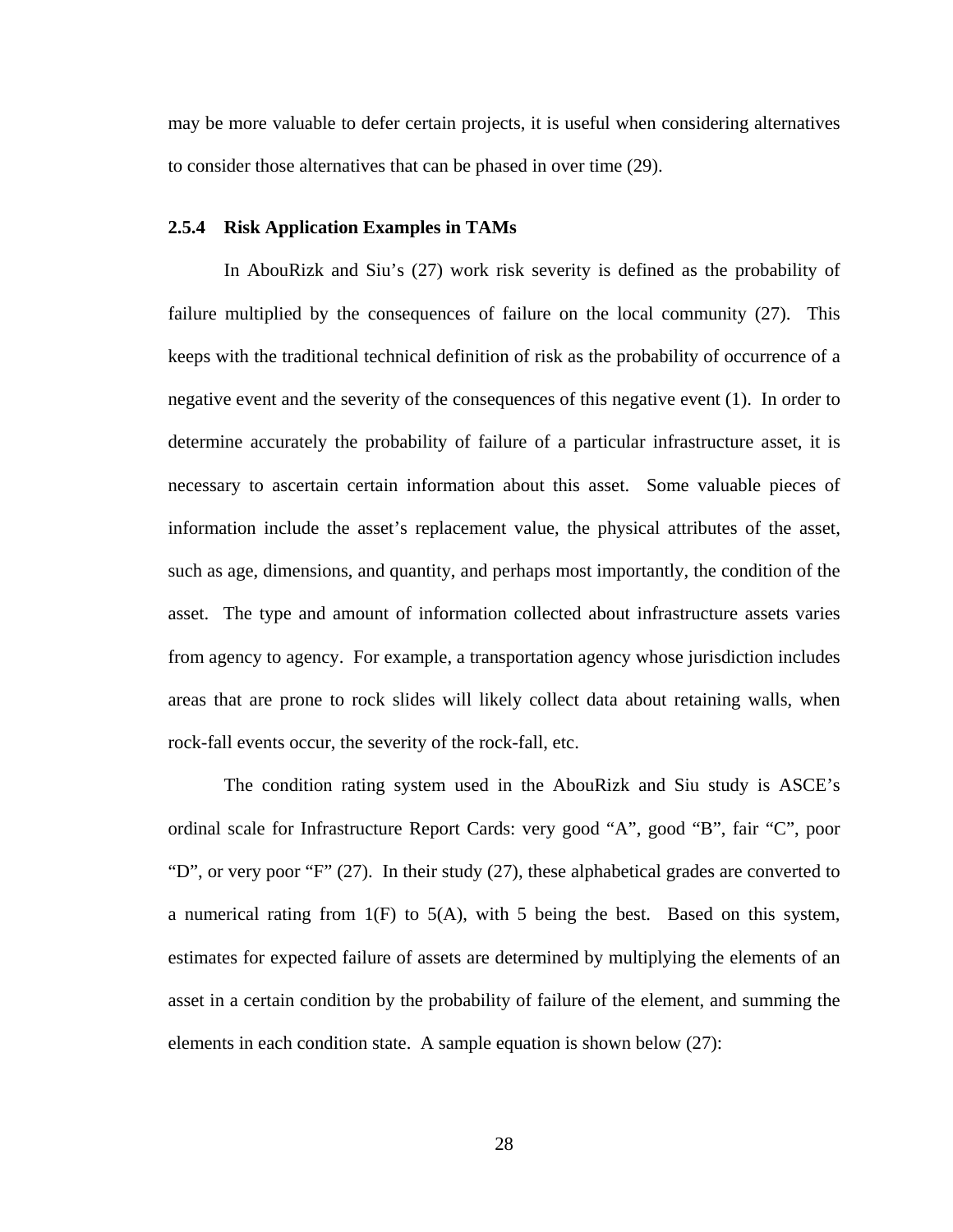may be more valuable to defer certain projects, it is useful when considering alternatives to consider those alternatives that can be phased in over time (29).

### 2.5.4 Risk Application Examples in TAMs

In AbouRizk and Siu's (27) work risk severity is defined as the probability of failure multiplied by the consequences of failure on the local community (27). This keeps with the traditional technical definition of risk as the probability of occurrence of a negative event and the severity of the consequences of this negative event (1). In order to determine accurately the probability of failure of a particular infrastructure asset, it is necessary to ascertain certain information about this asset. Some valuable pieces of information include the asset's replacement value, the physical attributes of the asset, such as age, dimensions, and quantity, and perhaps most importantly, the condition of the asset. The type and amount of information collected about infrastructure assets varies from agency to agency. For example, a transportation agency whose jurisdiction includes areas that are prone to rock slides will likely collect data about retaining walls, when rock-fall events occur, the severity of the rock-fall, etc.

The condition rating system used in the AbouRizk and Siu study is ASCE's ordinal scale for Infrastructure Report Cards: very good "A", good "B", fair "C", poor "D", or very poor "F" (27). In their study (27), these alphabetical grades are converted to a numerical rating from 1(F) to 5(A), with 5 being the best. Based on this system, estimates for expected failure of assets are determined by multiplying the elements of an asset in a certain condition by the probability of failure of the element, and summing the elements in each condition state. A sample equation is shown below (27):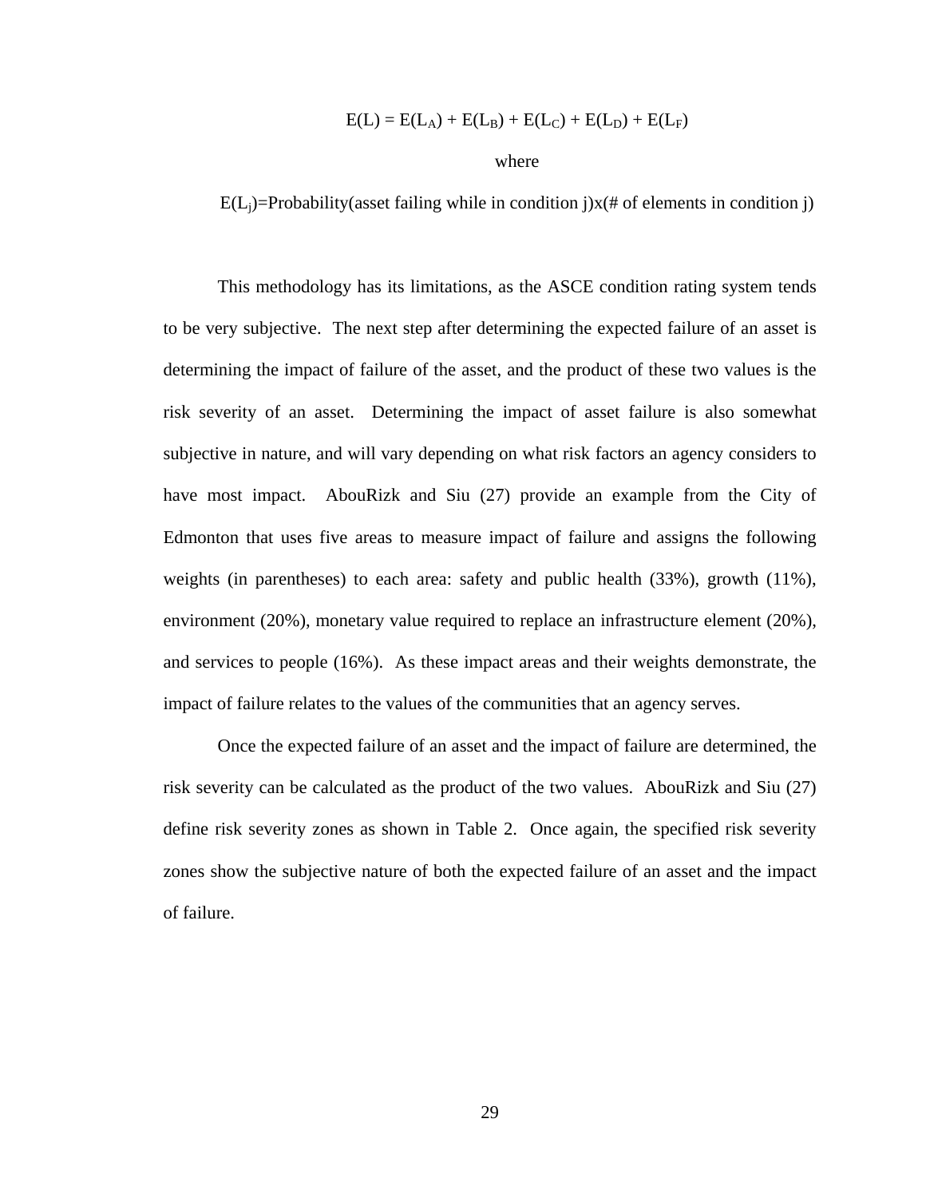$$E(L) = E(L_A) + E(L_B) + E(L_C) + E(L_D) + E(L_F)$$

where

$$E(L_j)=\text{Probability(asset failing while in condition j)x(\# of elements in condition j)}$$

This methodology has its limitations, as the ASCE condition rating system tends to be very subjective. The next step after determining the expected failure of an asset is determining the impact of failure of the asset, and the product of these two values is the risk severity of an asset. Determining the impact of asset failure is also somewhat subjective in nature, and will vary depending on what risk factors an agency considers to have most impact. AbouRizk and Siu (27) provide an example from the City of Edmonton that uses five areas to measure impact of failure and assigns the following weights (in parentheses) to each area: safety and public health (33%), growth (11%), environment (20%), monetary value required to replace an infrastructure element (20%), and services to people (16%). As these impact areas and their weights demonstrate, the impact of failure relates to the values of the communities that an agency serves.

Once the expected failure of an asset and the impact of failure are determined, the risk severity can be calculated as the product of the two values. AbouRizk and Siu (27) define risk severity zones as shown in Table 2. Once again, the specified risk severity zones show the subjective nature of both the expected failure of an asset and the impact of failure.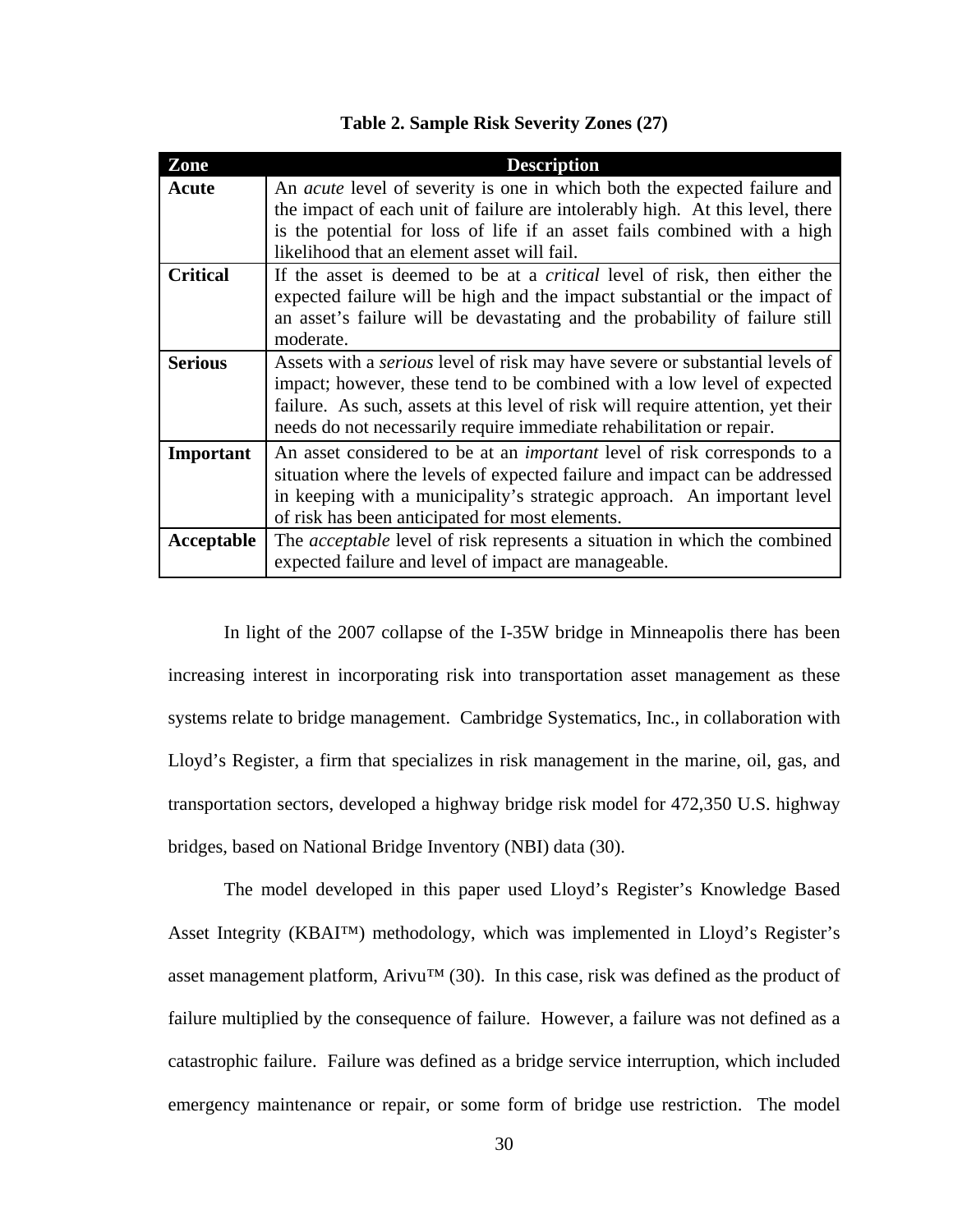**Table 2. Sample Risk Severity Zones (27)**

| Zone | Description |
|---|---|
| **Acute** | An *acute* level of severity is one in which both the expected failure and the impact of each unit of failure are intolerably high. At this level, there is the potential for loss of life if an asset fails combined with a high likelihood that an element asset will fail. |
| **Critical** | If the asset is deemed to be at a *critical* level of risk, then either the expected failure will be high and the impact substantial or the impact of an asset's failure will be devastating and the probability of failure still moderate. |
| **Serious** | Assets with a *serious* level of risk may have severe or substantial levels of impact; however, these tend to be combined with a low level of expected failure. As such, assets at this level of risk will require attention, yet their needs do not necessarily require immediate rehabilitation or repair. |
| **Important** | An asset considered to be at an *important* level of risk corresponds to a situation where the levels of expected failure and impact can be addressed in keeping with a municipality's strategic approach. An important level of risk has been anticipated for most elements. |
| **Acceptable** | The *acceptable* level of risk represents a situation in which the combined expected failure and level of impact are manageable. |

In light of the 2007 collapse of the I-35W bridge in Minneapolis there has been increasing interest in incorporating risk into transportation asset management as these systems relate to bridge management. Cambridge Systematics, Inc., in collaboration with Lloyd's Register, a firm that specializes in risk management in the marine, oil, gas, and transportation sectors, developed a highway bridge risk model for 472,350 U.S. highway bridges, based on National Bridge Inventory (NBI) data (30).

The model developed in this paper used Lloyd's Register's Knowledge Based Asset Integrity (KBAI™) methodology, which was implemented in Lloyd's Register's asset management platform, Arivu™ (30). In this case, risk was defined as the product of failure multiplied by the consequence of failure. However, a failure was not defined as a catastrophic failure. Failure was defined as a bridge service interruption, which included emergency maintenance or repair, or some form of bridge use restriction. The model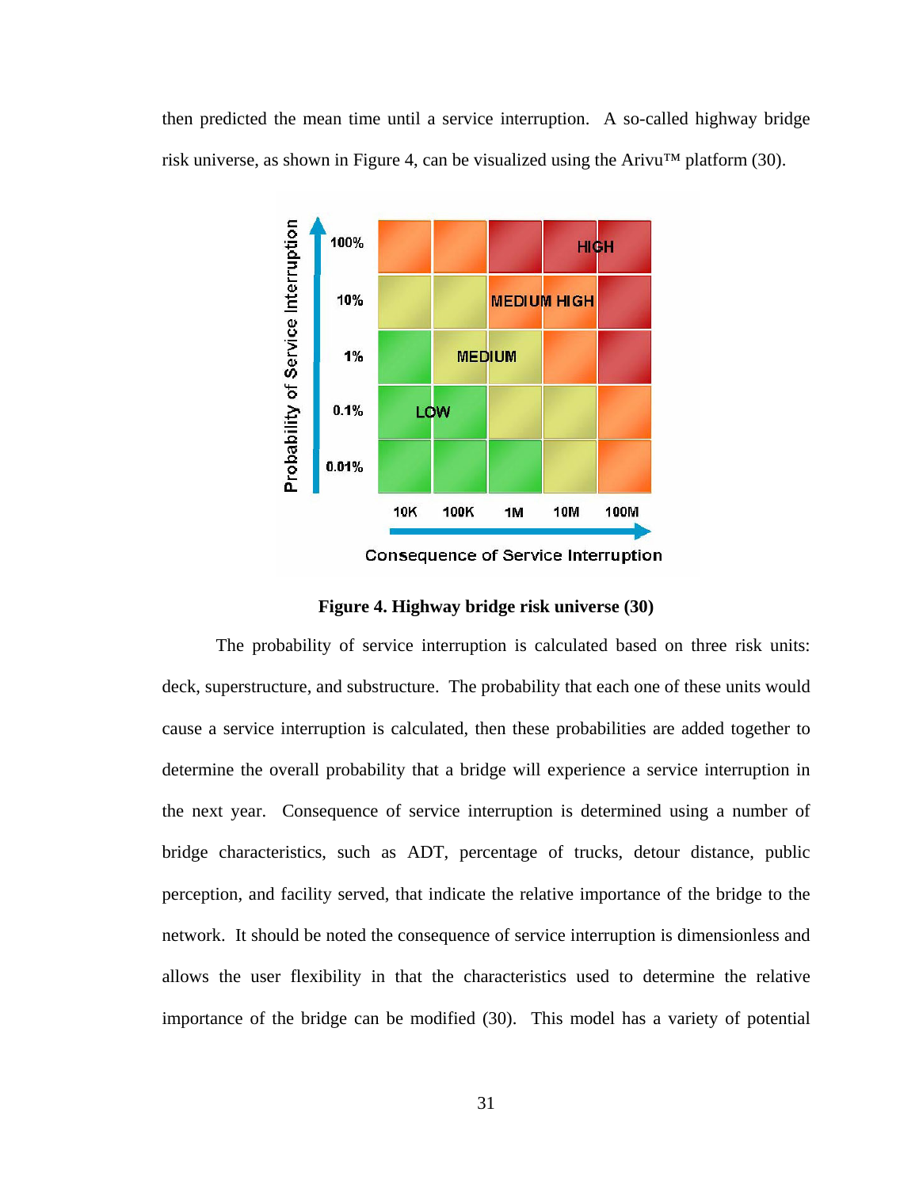then predicted the mean time until a service interruption. A so-called highway bridge risk universe, as shown in Figure 4, can be visualized using the Arivu™ platform (30).

**Figure 4. Highway bridge risk universe (30)**

The probability of service interruption is calculated based on three risk units: deck, superstructure, and substructure. The probability that each one of these units would cause a service interruption is calculated, then these probabilities are added together to determine the overall probability that a bridge will experience a service interruption in the next year. Consequence of service interruption is determined using a number of bridge characteristics, such as ADT, percentage of trucks, detour distance, public perception, and facility served, that indicate the relative importance of the bridge to the network. It should be noted the consequence of service interruption is dimensionless and allows the user flexibility in that the characteristics used to determine the relative importance of the bridge can be modified (30). This model has a variety of potential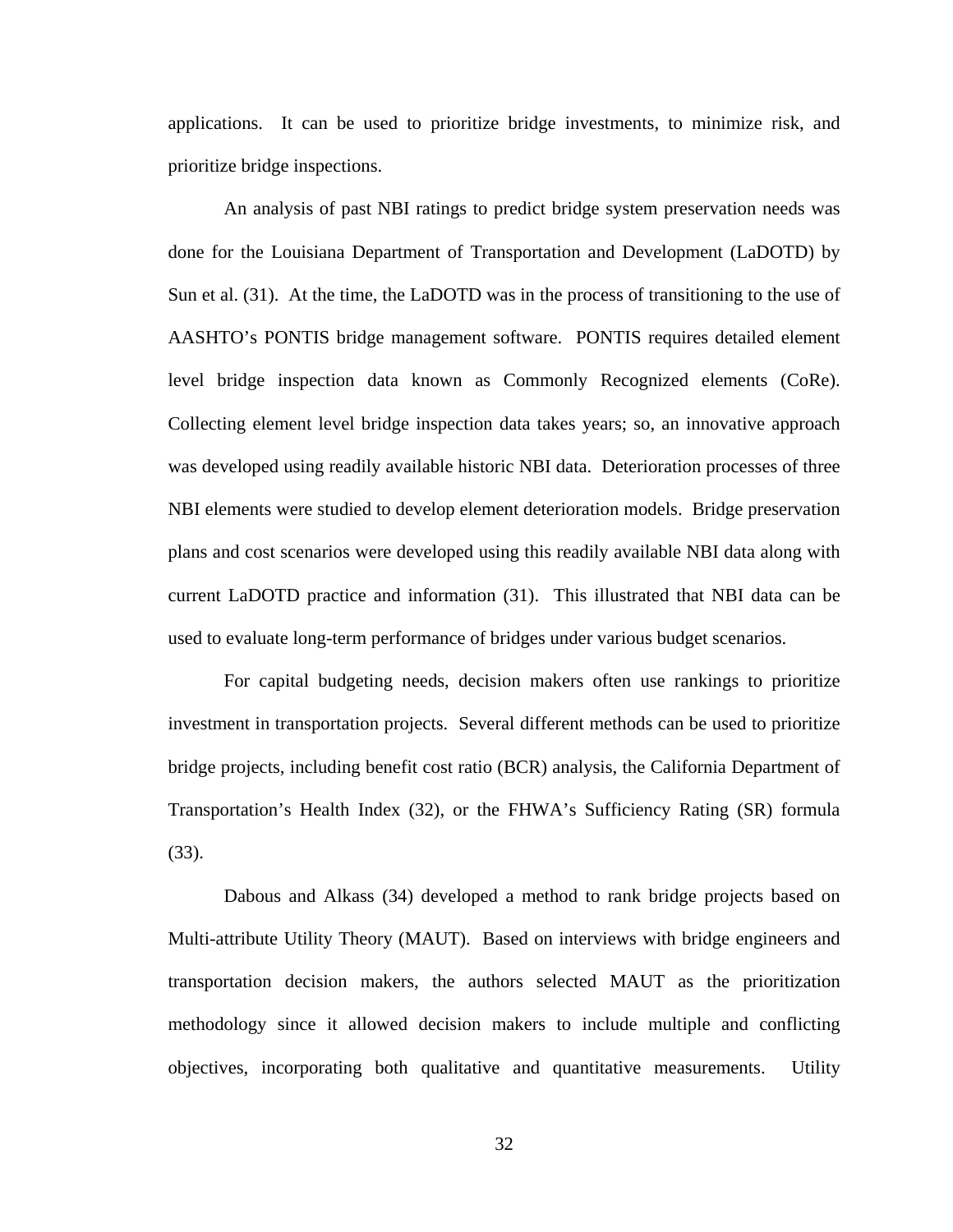applications. It can be used to prioritize bridge investments, to minimize risk, and prioritize bridge inspections.

An analysis of past NBI ratings to predict bridge system preservation needs was done for the Louisiana Department of Transportation and Development (LaDOTD) by Sun et al. (31). At the time, the LaDOTD was in the process of transitioning to the use of AASHTO's PONTIS bridge management software. PONTIS requires detailed element level bridge inspection data known as Commonly Recognized elements (CoRe). Collecting element level bridge inspection data takes years; so, an innovative approach was developed using readily available historic NBI data. Deterioration processes of three NBI elements were studied to develop element deterioration models. Bridge preservation plans and cost scenarios were developed using this readily available NBI data along with current LaDOTD practice and information (31). This illustrated that NBI data can be used to evaluate long-term performance of bridges under various budget scenarios.

For capital budgeting needs, decision makers often use rankings to prioritize investment in transportation projects. Several different methods can be used to prioritize bridge projects, including benefit cost ratio (BCR) analysis, the California Department of Transportation's Health Index (32), or the FHWA's Sufficiency Rating (SR) formula (33).

Dabous and Alkass (34) developed a method to rank bridge projects based on Multi-attribute Utility Theory (MAUT). Based on interviews with bridge engineers and transportation decision makers, the authors selected MAUT as the prioritization methodology since it allowed decision makers to include multiple and conflicting objectives, incorporating both qualitative and quantitative measurements. Utility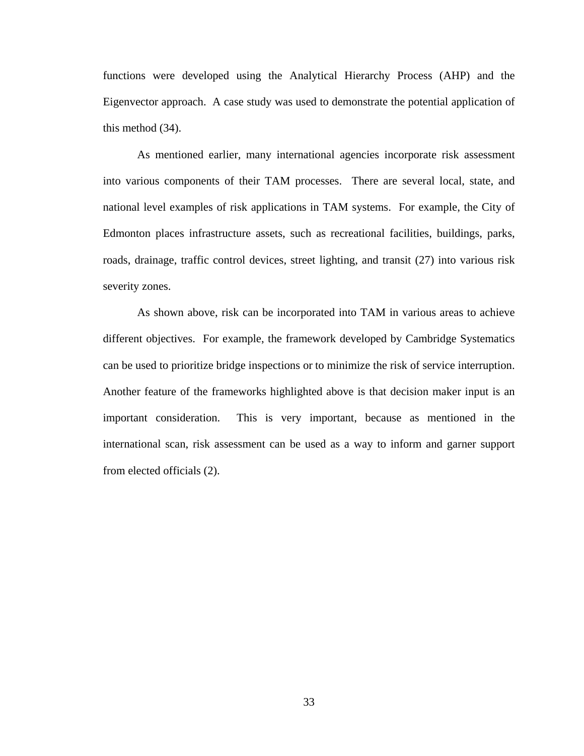functions were developed using the Analytical Hierarchy Process (AHP) and the Eigenvector approach. A case study was used to demonstrate the potential application of this method (34).

As mentioned earlier, many international agencies incorporate risk assessment into various components of their TAM processes. There are several local, state, and national level examples of risk applications in TAM systems. For example, the City of Edmonton places infrastructure assets, such as recreational facilities, buildings, parks, roads, drainage, traffic control devices, street lighting, and transit (27) into various risk severity zones.

As shown above, risk can be incorporated into TAM in various areas to achieve different objectives. For example, the framework developed by Cambridge Systematics can be used to prioritize bridge inspections or to minimize the risk of service interruption. Another feature of the frameworks highlighted above is that decision maker input is an important consideration. This is very important, because as mentioned in the international scan, risk assessment can be used as a way to inform and garner support from elected officials (2).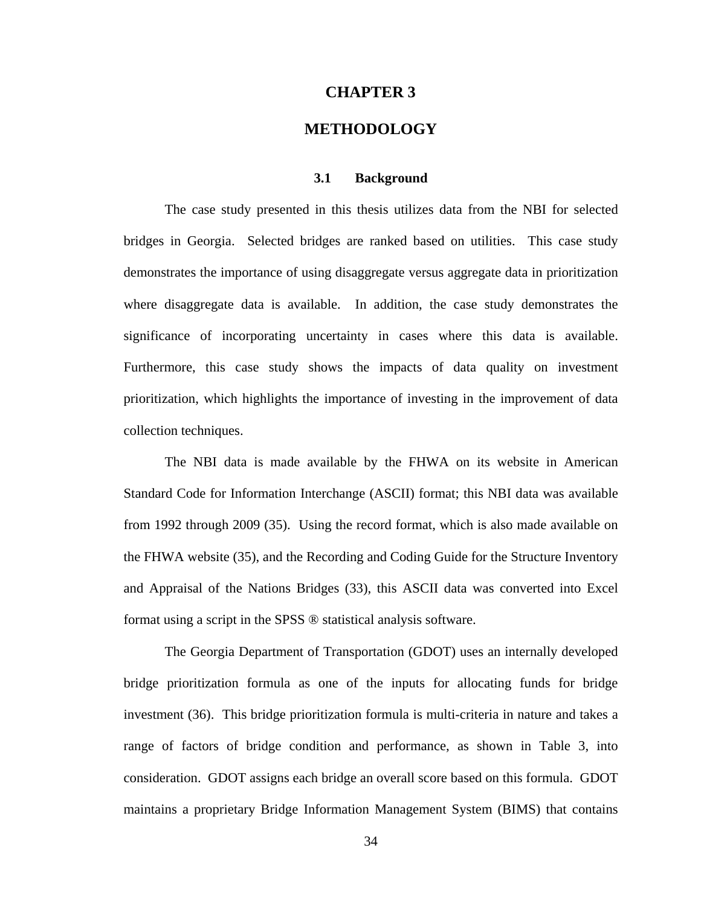# CHAPTER 3

# METHODOLOGY

## 3.1 Background

The case study presented in this thesis utilizes data from the NBI for selected bridges in Georgia. Selected bridges are ranked based on utilities. This case study demonstrates the importance of using disaggregate versus aggregate data in prioritization where disaggregate data is available. In addition, the case study demonstrates the significance of incorporating uncertainty in cases where this data is available. Furthermore, this case study shows the impacts of data quality on investment prioritization, which highlights the importance of investing in the improvement of data collection techniques.

The NBI data is made available by the FHWA on its website in American Standard Code for Information Interchange (ASCII) format; this NBI data was available from 1992 through 2009 (35). Using the record format, which is also made available on the FHWA website (35), and the Recording and Coding Guide for the Structure Inventory and Appraisal of the Nations Bridges (33), this ASCII data was converted into Excel format using a script in the SPSS ® statistical analysis software.

The Georgia Department of Transportation (GDOT) uses an internally developed bridge prioritization formula as one of the inputs for allocating funds for bridge investment (36). This bridge prioritization formula is multi-criteria in nature and takes a range of factors of bridge condition and performance, as shown in Table 3, into consideration. GDOT assigns each bridge an overall score based on this formula. GDOT maintains a proprietary Bridge Information Management System (BIMS) that contains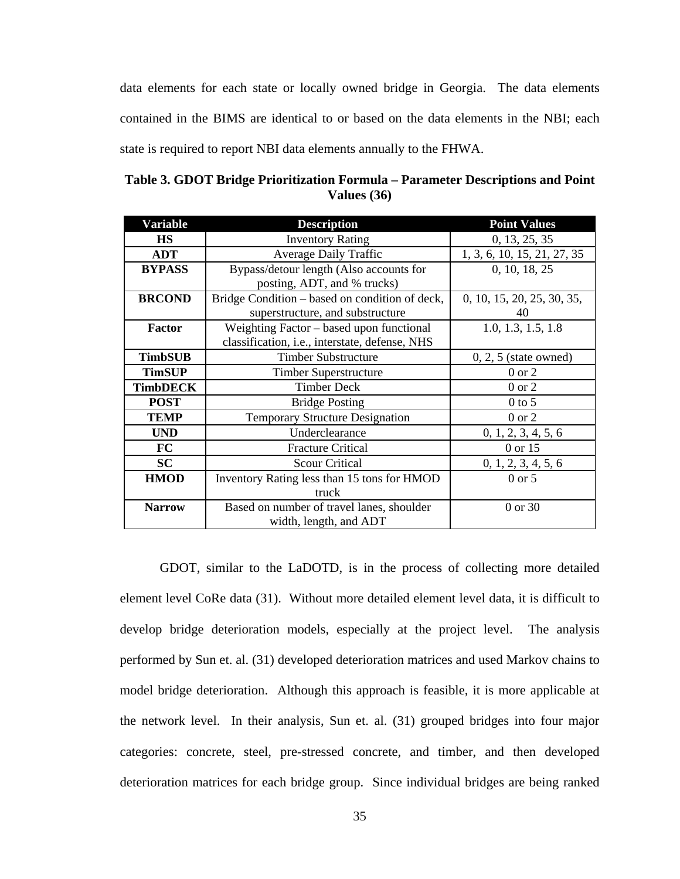data elements for each state or locally owned bridge in Georgia. The data elements contained in the BIMS are identical to or based on the data elements in the NBI; each state is required to report NBI data elements annually to the FHWA.

**Table 3. GDOT Bridge Prioritization Formula – Parameter Descriptions and Point Values (36)**

| Variable | Description | Point Values |
|---|---|---|
| **HS** | Inventory Rating | 0, 13, 25, 35 |
| **ADT** | Average Daily Traffic | 1, 3, 6, 10, 15, 21, 27, 35 |
| **BYPASS** | Bypass/detour length (Also accounts for posting, ADT, and % trucks) | 0, 10, 18, 25 |
| **BRCOND** | Bridge Condition – based on condition of deck, superstructure, and substructure | 0, 10, 15, 20, 25, 30, 35, 40 |
| **Factor** | Weighting Factor – based upon functional classification, i.e., interstate, defense, NHS | 1.0, 1.3, 1.5, 1.8 |
| **TimbSUB** | Timber Substructure | 0, 2, 5 (state owned) |
| **TimSUP** | Timber Superstructure | 0 or 2 |
| **TimbDECK** | Timber Deck | 0 or 2 |
| **POST** | Bridge Posting | 0 to 5 |
| **TEMP** | Temporary Structure Designation | 0 or 2 |
| **UND** | Underclearance | 0, 1, 2, 3, 4, 5, 6 |
| **FC** | Fracture Critical | 0 or 15 |
| **SC** | Scour Critical | 0, 1, 2, 3, 4, 5, 6 |
| **HMOD** | Inventory Rating less than 15 tons for HMOD truck | 0 or 5 |
| **Narrow** | Based on number of travel lanes, shoulder width, length, and ADT | 0 or 30 |

GDOT, similar to the LaDOTD, is in the process of collecting more detailed element level CoRe data (31). Without more detailed element level data, it is difficult to develop bridge deterioration models, especially at the project level. The analysis performed by Sun et. al. (31) developed deterioration matrices and used Markov chains to model bridge deterioration. Although this approach is feasible, it is more applicable at the network level. In their analysis, Sun et. al. (31) grouped bridges into four major categories: concrete, steel, pre-stressed concrete, and timber, and then developed deterioration matrices for each bridge group. Since individual bridges are being ranked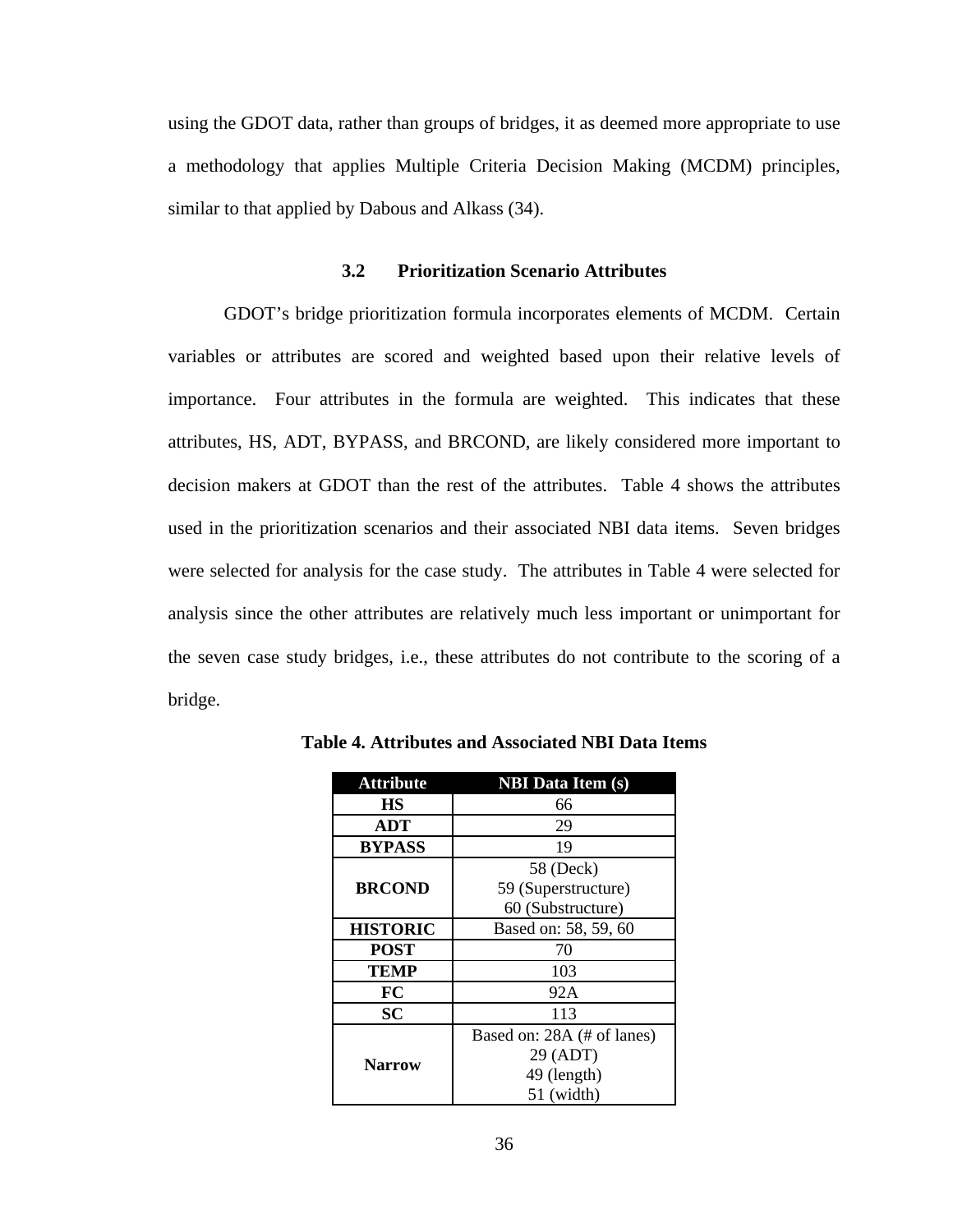using the GDOT data, rather than groups of bridges, it as deemed more appropriate to use a methodology that applies Multiple Criteria Decision Making (MCDM) principles, similar to that applied by Dabous and Alkass (34).

### 3.2 Prioritization Scenario Attributes

GDOT's bridge prioritization formula incorporates elements of MCDM. Certain variables or attributes are scored and weighted based upon their relative levels of importance. Four attributes in the formula are weighted. This indicates that these attributes, HS, ADT, BYPASS, and BRCOND, are likely considered more important to decision makers at GDOT than the rest of the attributes. Table 4 shows the attributes used in the prioritization scenarios and their associated NBI data items. Seven bridges were selected for analysis for the case study. The attributes in Table 4 were selected for analysis since the other attributes are relatively much less important or unimportant for the seven case study bridges, i.e., these attributes do not contribute to the scoring of a bridge.

**Table 4. Attributes and Associated NBI Data Items**

| Attribute | NBI Data Item (s) |
|---|---|
| **HS** | 66 |
| **ADT** | 29 |
| **BYPASS** | 19 |
| **BRCOND** | 58 (Deck)<br>59 (Superstructure)<br>60 (Substructure) |
| **HISTORIC** | Based on: 58, 59, 60 |
| **POST** | 70 |
| **TEMP** | 103 |
| **FC** | 92A |
| **SC** | 113 |
| **Narrow** | Based on: 28A (# of lanes)<br>29 (ADT)<br>49 (length)<br>51 (width) |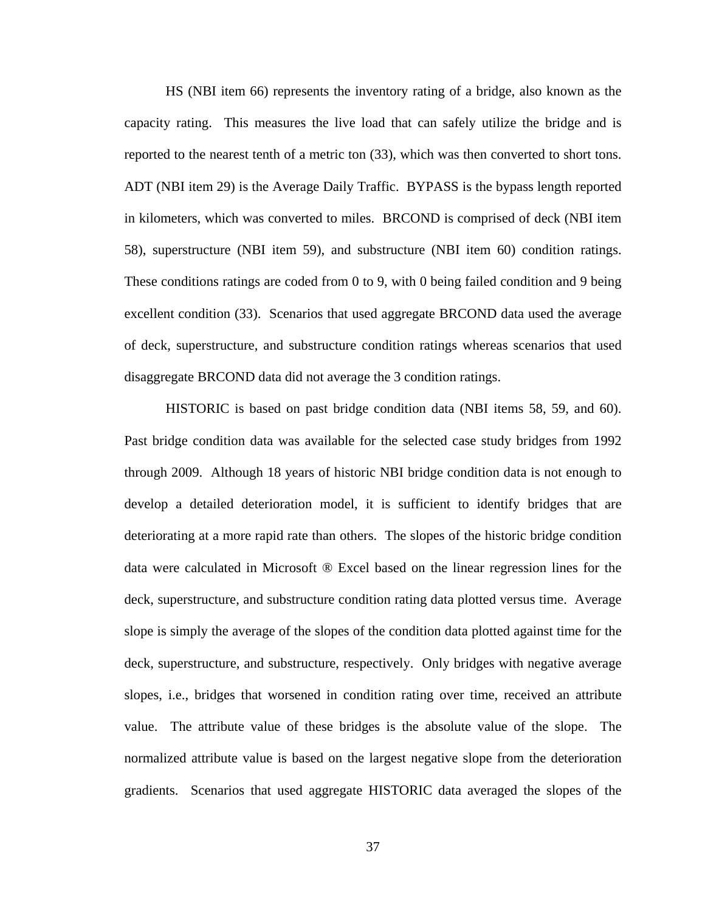HS (NBI item 66) represents the inventory rating of a bridge, also known as the capacity rating. This measures the live load that can safely utilize the bridge and is reported to the nearest tenth of a metric ton (33), which was then converted to short tons. ADT (NBI item 29) is the Average Daily Traffic. BYPASS is the bypass length reported in kilometers, which was converted to miles. BRCOND is comprised of deck (NBI item 58), superstructure (NBI item 59), and substructure (NBI item 60) condition ratings. These conditions ratings are coded from 0 to 9, with 0 being failed condition and 9 being excellent condition (33). Scenarios that used aggregate BRCOND data used the average of deck, superstructure, and substructure condition ratings whereas scenarios that used disaggregate BRCOND data did not average the 3 condition ratings.

HISTORIC is based on past bridge condition data (NBI items 58, 59, and 60). Past bridge condition data was available for the selected case study bridges from 1992 through 2009. Although 18 years of historic NBI bridge condition data is not enough to develop a detailed deterioration model, it is sufficient to identify bridges that are deteriorating at a more rapid rate than others. The slopes of the historic bridge condition data were calculated in Microsoft ® Excel based on the linear regression lines for the deck, superstructure, and substructure condition rating data plotted versus time. Average slope is simply the average of the slopes of the condition data plotted against time for the deck, superstructure, and substructure, respectively. Only bridges with negative average slopes, i.e., bridges that worsened in condition rating over time, received an attribute value. The attribute value of these bridges is the absolute value of the slope. The normalized attribute value is based on the largest negative slope from the deterioration gradients. Scenarios that used aggregate HISTORIC data averaged the slopes of the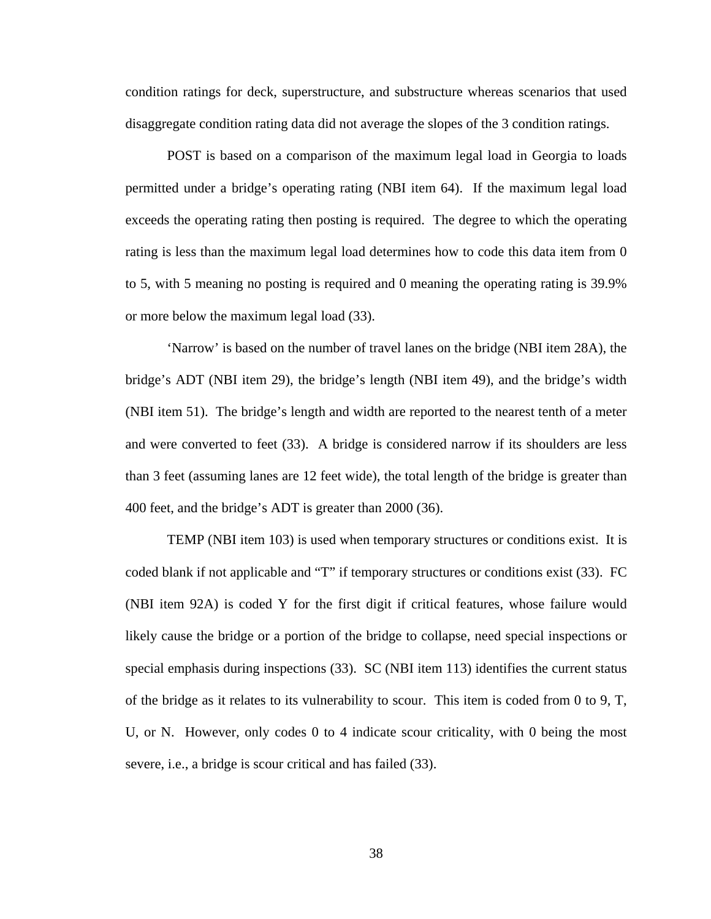condition ratings for deck, superstructure, and substructure whereas scenarios that used disaggregate condition rating data did not average the slopes of the 3 condition ratings.

POST is based on a comparison of the maximum legal load in Georgia to loads permitted under a bridge's operating rating (NBI item 64). If the maximum legal load exceeds the operating rating then posting is required. The degree to which the operating rating is less than the maximum legal load determines how to code this data item from 0 to 5, with 5 meaning no posting is required and 0 meaning the operating rating is 39.9% or more below the maximum legal load (33).

'Narrow' is based on the number of travel lanes on the bridge (NBI item 28A), the bridge's ADT (NBI item 29), the bridge's length (NBI item 49), and the bridge's width (NBI item 51). The bridge's length and width are reported to the nearest tenth of a meter and were converted to feet (33). A bridge is considered narrow if its shoulders are less than 3 feet (assuming lanes are 12 feet wide), the total length of the bridge is greater than 400 feet, and the bridge's ADT is greater than 2000 (36).

TEMP (NBI item 103) is used when temporary structures or conditions exist. It is coded blank if not applicable and "T" if temporary structures or conditions exist (33). FC (NBI item 92A) is coded Y for the first digit if critical features, whose failure would likely cause the bridge or a portion of the bridge to collapse, need special inspections or special emphasis during inspections (33). SC (NBI item 113) identifies the current status of the bridge as it relates to its vulnerability to scour. This item is coded from 0 to 9, T, U, or N. However, only codes 0 to 4 indicate scour criticality, with 0 being the most severe, i.e., a bridge is scour critical and has failed (33).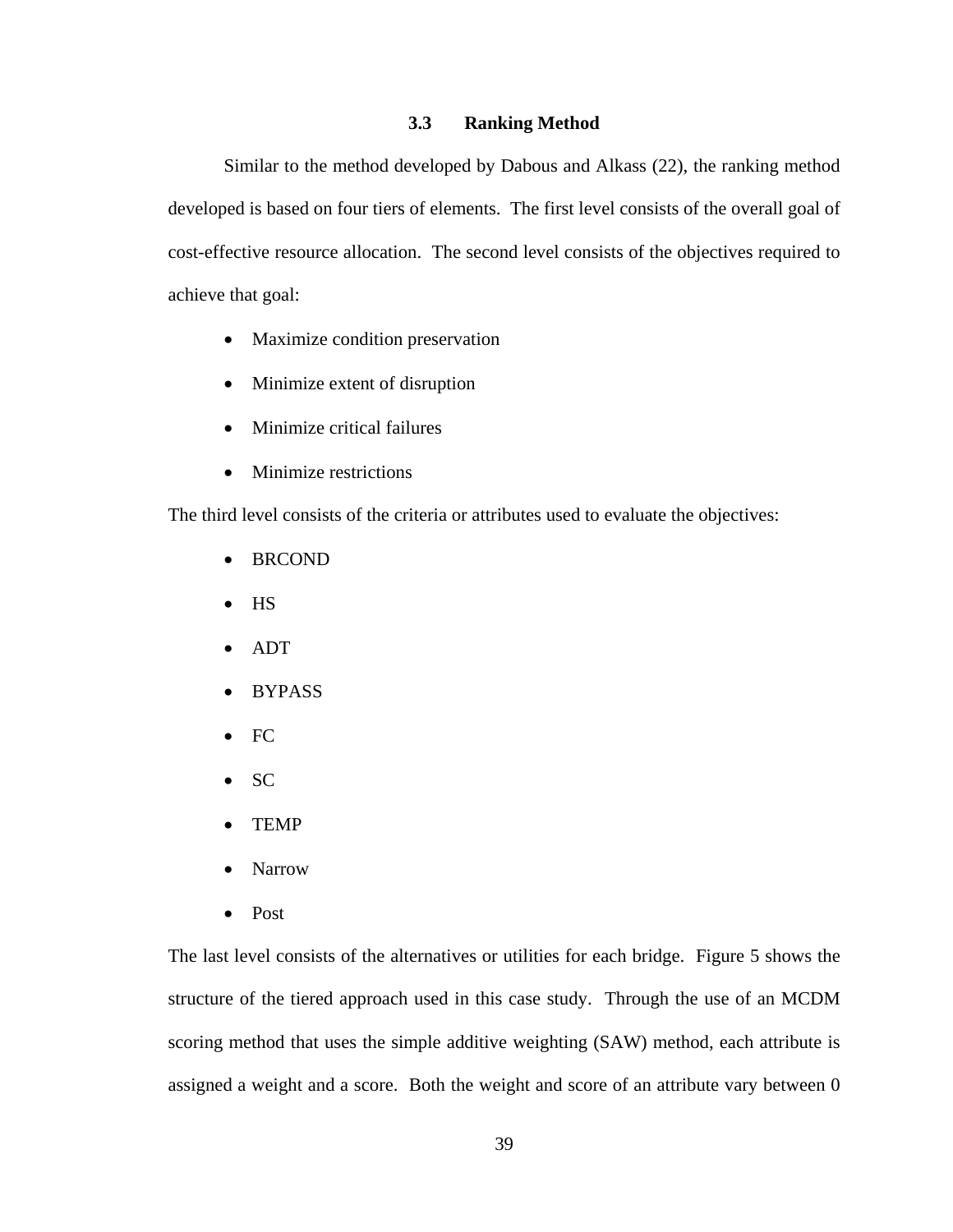### 3.3 Ranking Method

Similar to the method developed by Dabous and Alkass (22), the ranking method developed is based on four tiers of elements. The first level consists of the overall goal of cost-effective resource allocation. The second level consists of the objectives required to achieve that goal:

- Maximize condition preservation
- Minimize extent of disruption
- Minimize critical failures
- Minimize restrictions

The third level consists of the criteria or attributes used to evaluate the objectives:

- BRCOND
- HS
- ADT
- BYPASS
- FC
- SC
- TEMP
- Narrow
- Post

The last level consists of the alternatives or utilities for each bridge. Figure 5 shows the structure of the tiered approach used in this case study. Through the use of an MCDM scoring method that uses the simple additive weighting (SAW) method, each attribute is assigned a weight and a score. Both the weight and score of an attribute vary between 0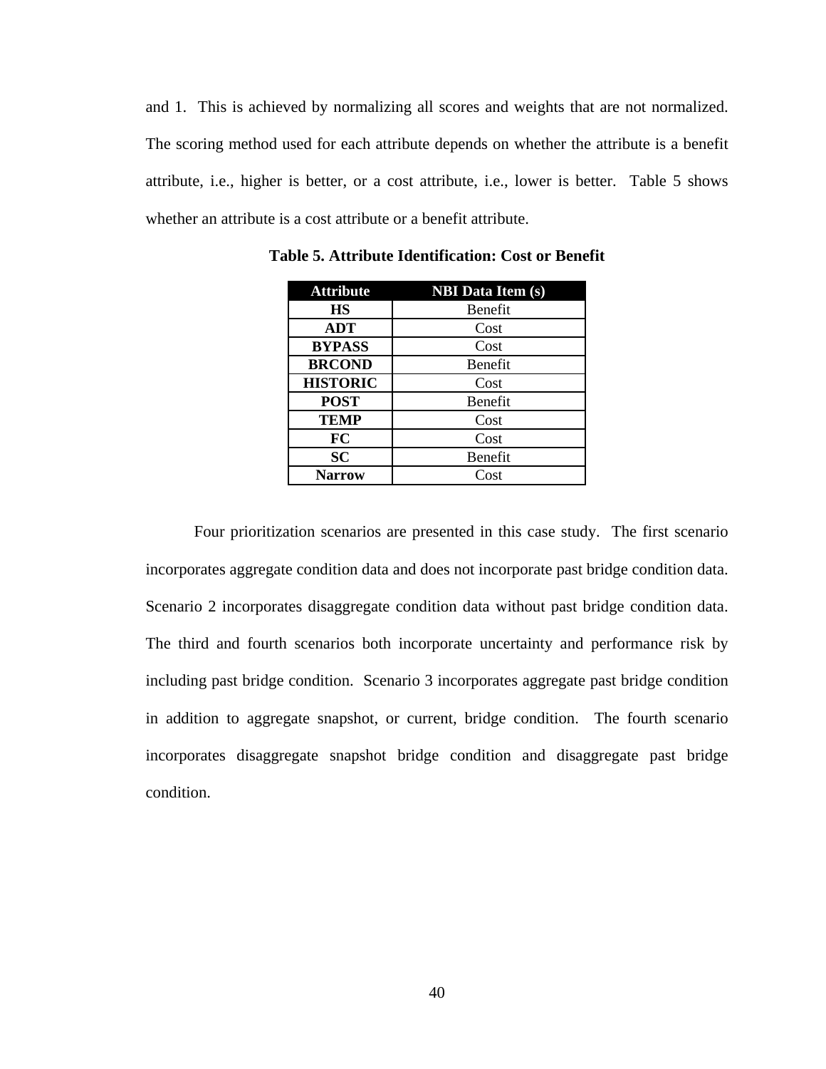and 1. This is achieved by normalizing all scores and weights that are not normalized. The scoring method used for each attribute depends on whether the attribute is a benefit attribute, i.e., higher is better, or a cost attribute, i.e., lower is better. Table 5 shows whether an attribute is a cost attribute or a benefit attribute.

**Table 5. Attribute Identification: Cost or Benefit**

| Attribute | NBI Data Item (s) |
|---|---|
| **HS** | Benefit |
| **ADT** | Cost |
| **BYPASS** | Cost |
| **BRCOND** | Benefit |
| **HISTORIC** | Cost |
| **POST** | Benefit |
| **TEMP** | Cost |
| **FC** | Cost |
| **SC** | Benefit |
| **Narrow** | Cost |

Four prioritization scenarios are presented in this case study. The first scenario incorporates aggregate condition data and does not incorporate past bridge condition data. Scenario 2 incorporates disaggregate condition data without past bridge condition data. The third and fourth scenarios both incorporate uncertainty and performance risk by including past bridge condition. Scenario 3 incorporates aggregate past bridge condition in addition to aggregate snapshot, or current, bridge condition. The fourth scenario incorporates disaggregate snapshot bridge condition and disaggregate past bridge condition.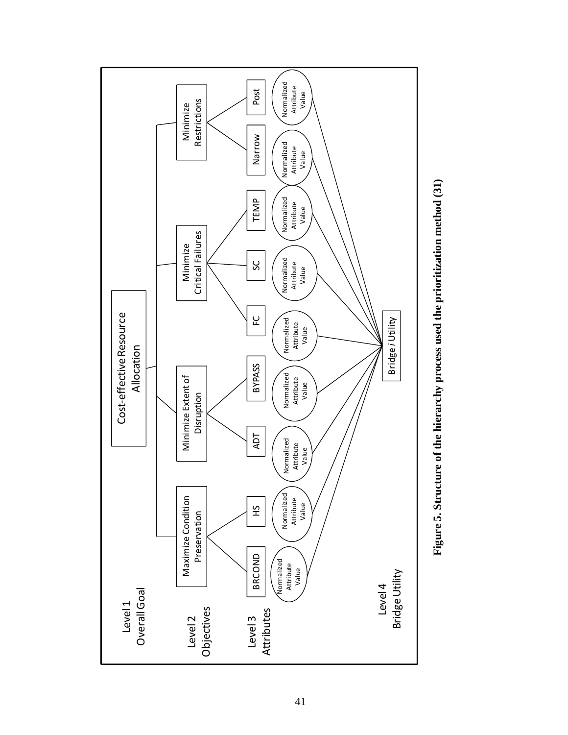Level 1
Overall Goal

Cost-effective Resource Allocation

Level 2
Objectives

Maximize Condition Preservation | Minimize Extent of Disruption | Minimize Critical Failures | Minimize Restrictions

Level 3
Attributes

BRCOND | HS | ADT | BYPASS | FC | SC | TEMP | Narrow | Post

Normalized Attribute Value (for each attribute)

Level 4
Bridge Utility

Bridge *i* Utility

**Figure 5. Structure of the hierarchy process used the prioritization method (31)**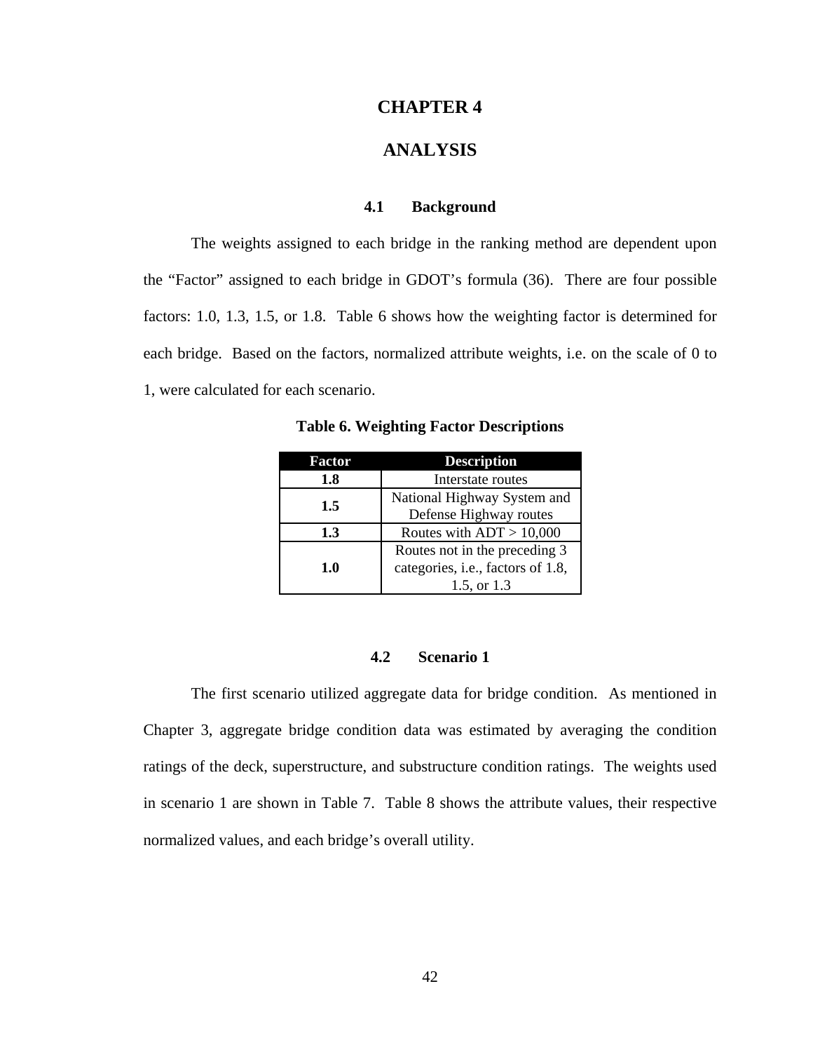# CHAPTER 4

# ANALYSIS

## 4.1 Background

The weights assigned to each bridge in the ranking method are dependent upon the "Factor" assigned to each bridge in GDOT's formula (36). There are four possible factors: 1.0, 1.3, 1.5, or 1.8. Table 6 shows how the weighting factor is determined for each bridge. Based on the factors, normalized attribute weights, i.e. on the scale of 0 to 1, were calculated for each scenario.

**Table 6. Weighting Factor Descriptions**

| Factor | Description |
|---|---|
| **1.8** | Interstate routes |
| **1.5** | National Highway System and Defense Highway routes |
| **1.3** | Routes with ADT > 10,000 |
| **1.0** | Routes not in the preceding 3 categories, i.e., factors of 1.8, 1.5, or 1.3 |

## 4.2 Scenario 1

The first scenario utilized aggregate data for bridge condition. As mentioned in Chapter 3, aggregate bridge condition data was estimated by averaging the condition ratings of the deck, superstructure, and substructure condition ratings. The weights used in scenario 1 are shown in Table 7. Table 8 shows the attribute values, their respective normalized values, and each bridge's overall utility.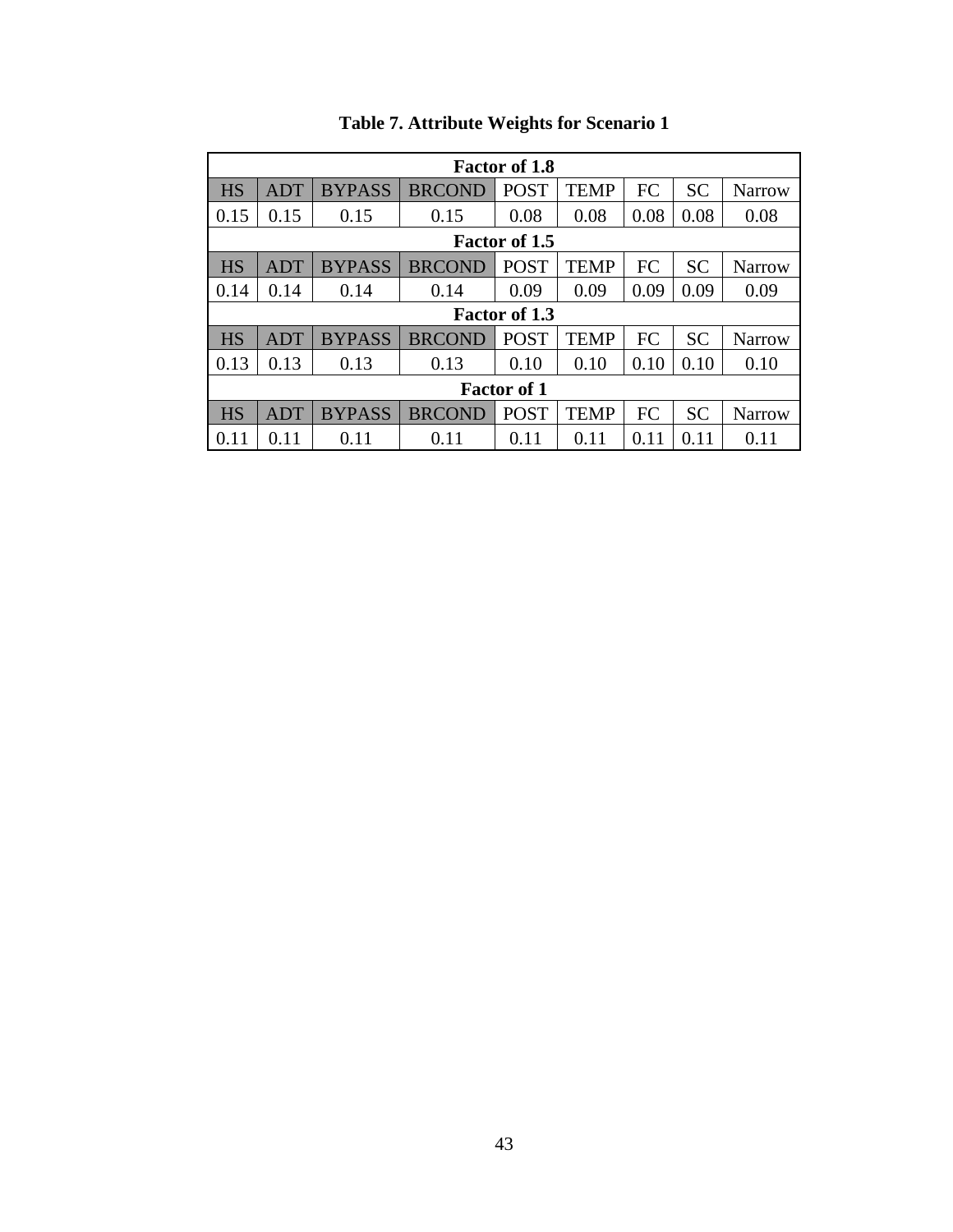**Table 7. Attribute Weights for Scenario 1**

| Factor of 1.8 | | | | | | | | |
|---|---|---|---|---|---|---|---|---|
| HS | ADT | BYPASS | BRCOND | POST | TEMP | FC | SC | Narrow |
| 0.15 | 0.15 | 0.15 | 0.15 | 0.08 | 0.08 | 0.08 | 0.08 | 0.08 |
| **Factor of 1.5** | | | | | | | | |
| HS | ADT | BYPASS | BRCOND | POST | TEMP | FC | SC | Narrow |
| 0.14 | 0.14 | 0.14 | 0.14 | 0.09 | 0.09 | 0.09 | 0.09 | 0.09 |
| **Factor of 1.3** | | | | | | | | |
| HS | ADT | BYPASS | BRCOND | POST | TEMP | FC | SC | Narrow |
| 0.13 | 0.13 | 0.13 | 0.13 | 0.10 | 0.10 | 0.10 | 0.10 | 0.10 |
| **Factor of 1** | | | | | | | | |
| HS | ADT | BYPASS | BRCOND | POST | TEMP | FC | SC | Narrow |
| 0.11 | 0.11 | 0.11 | 0.11 | 0.11 | 0.11 | 0.11 | 0.11 | 0.11 |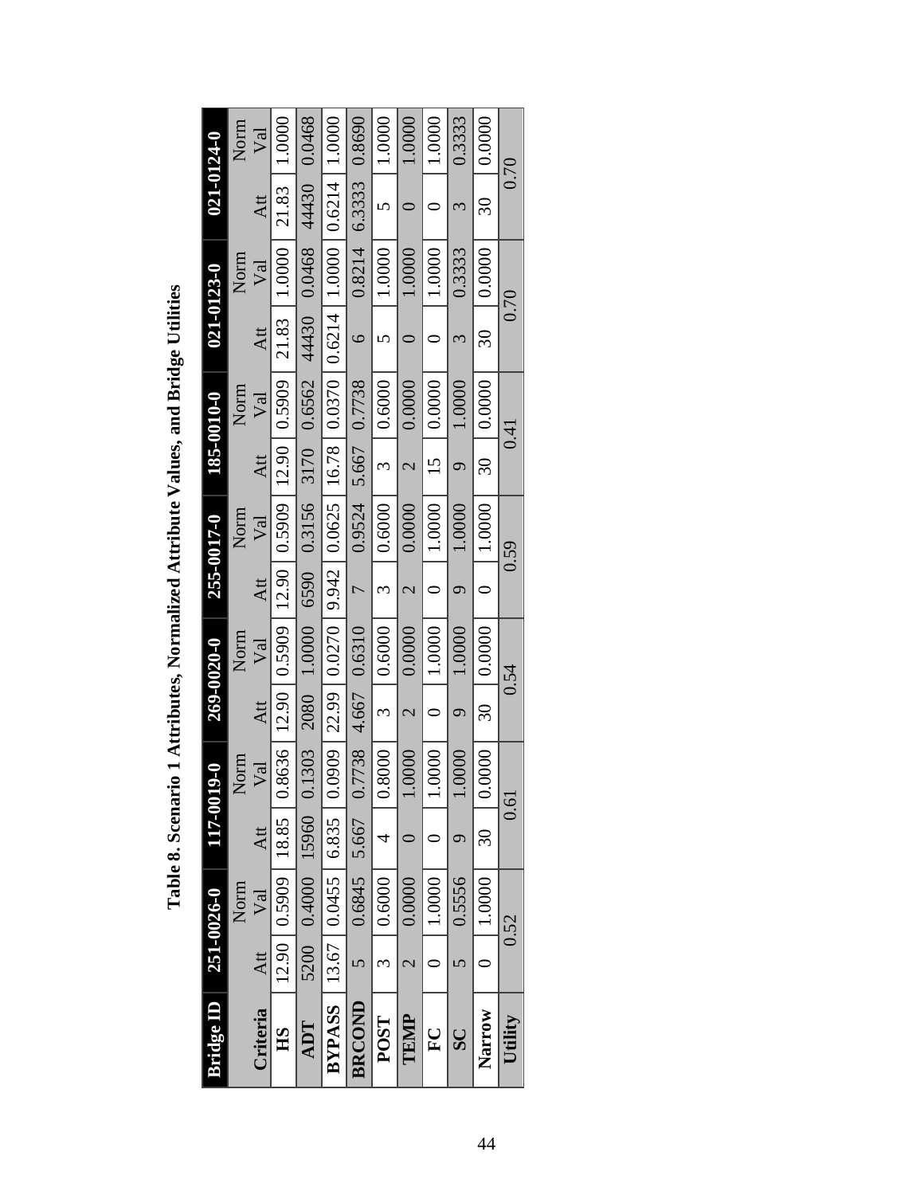**Table 8. Scenario 1 Attributes, Normalized Attribute Values, and Bridge Utilities**

| Bridge ID | 251-0026-0 | | 117-0019-0 | | 269-0020-0 | | 255-0017-0 | | 185-0010-0 | | 021-0123-0 | | 021-0124-0 | |
|---|---|---|---|---|---|---|---|---|---|---|---|---|---|---|
| Criteria | Att | Norm Val | Att | Norm Val | Att | Norm Val | Att | Norm Val | Att | Norm Val | Att | Norm Val | Att | Norm Val |
| HS | 12.90 | 0.5909 | 18.85 | 0.8636 | 12.90 | 0.5909 | 12.90 | 0.5909 | 12.90 | 0.5909 | 21.83 | 1.0000 | 21.83 | 1.0000 |
| ADT | 5200 | 0.4000 | 15960 | 0.1303 | 2080 | 1.0000 | 6590 | 0.3156 | 3170 | 0.6562 | 44430 | 0.0468 | 44430 | 0.0468 |
| BYPASS | 13.67 | 0.0455 | 6.835 | 0.0909 | 22.99 | 0.0270 | 9.942 | 0.0625 | 16.78 | 0.0370 | 0.6214 | 1.0000 | 0.6214 | 1.0000 |
| BRCOND | 5 | 0.6845 | 5.667 | 0.7738 | 4.667 | 0.6310 | 7 | 0.9524 | 5.667 | 0.7738 | 6 | 0.8214 | 6.3333 | 0.8690 |
| POST | 3 | 0.6000 | 4 | 0.8000 | 3 | 0.6000 | 3 | 0.6000 | 3 | 0.6000 | 5 | 1.0000 | 5 | 1.0000 |
| TEMP | 2 | 0.0000 | 0 | 1.0000 | 2 | 0.0000 | 2 | 0.0000 | 2 | 0.0000 | 0 | 1.0000 | 0 | 1.0000 |
| FC | 0 | 1.0000 | 0 | 1.0000 | 0 | 1.0000 | 0 | 1.0000 | 15 | 0.0000 | 0 | 1.0000 | 0 | 1.0000 |
| SC | 5 | 0.5556 | 9 | 1.0000 | 9 | 1.0000 | 9 | 1.0000 | 9 | 1.0000 | 3 | 0.3333 | 3 | 0.3333 |
| Narrow | 0 | 1.0000 | 30 | 0.0000 | 30 | 0.0000 | 0 | 1.0000 | 30 | 0.0000 | 30 | 0.0000 | 30 | 0.0000 |
| Utility | 0.52 | | 0.61 | | 0.54 | | 0.59 | | 0.41 | | 0.70 | | 0.70 | |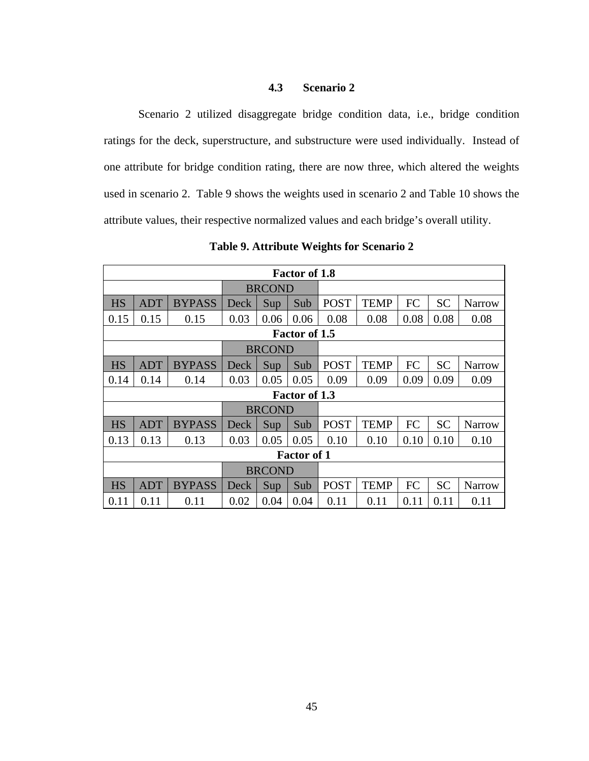### 4.3 Scenario 2

Scenario 2 utilized disaggregate bridge condition data, i.e., bridge condition ratings for the deck, superstructure, and substructure were used individually. Instead of one attribute for bridge condition rating, there are now three, which altered the weights used in scenario 2. Table 9 shows the weights used in scenario 2 and Table 10 shows the attribute values, their respective normalized values and each bridge's overall utility.

**Table 9. Attribute Weights for Scenario 2**

| **Factor of 1.8** | | | | | | | | | | |
|---|---|---|---|---|---|---|---|---|---|---|
| | | | BRCOND | | | | | | | |
| HS | ADT | BYPASS | Deck | Sup | Sub | POST | TEMP | FC | SC | Narrow |
| 0.15 | 0.15 | 0.15 | 0.03 | 0.06 | 0.06 | 0.08 | 0.08 | 0.08 | 0.08 | 0.08 |
| **Factor of 1.5** | | | | | | | | | | |
| | | | BRCOND | | | | | | | |
| HS | ADT | BYPASS | Deck | Sup | Sub | POST | TEMP | FC | SC | Narrow |
| 0.14 | 0.14 | 0.14 | 0.03 | 0.05 | 0.05 | 0.09 | 0.09 | 0.09 | 0.09 | 0.09 |
| **Factor of 1.3** | | | | | | | | | | |
| | | | BRCOND | | | | | | | |
| HS | ADT | BYPASS | Deck | Sup | Sub | POST | TEMP | FC | SC | Narrow |
| 0.13 | 0.13 | 0.13 | 0.03 | 0.05 | 0.05 | 0.10 | 0.10 | 0.10 | 0.10 | 0.10 |
| **Factor of 1** | | | | | | | | | | |
| | | | BRCOND | | | | | | | |
| HS | ADT | BYPASS | Deck | Sup | Sub | POST | TEMP | FC | SC | Narrow |
| 0.11 | 0.11 | 0.11 | 0.02 | 0.04 | 0.04 | 0.11 | 0.11 | 0.11 | 0.11 | 0.11 |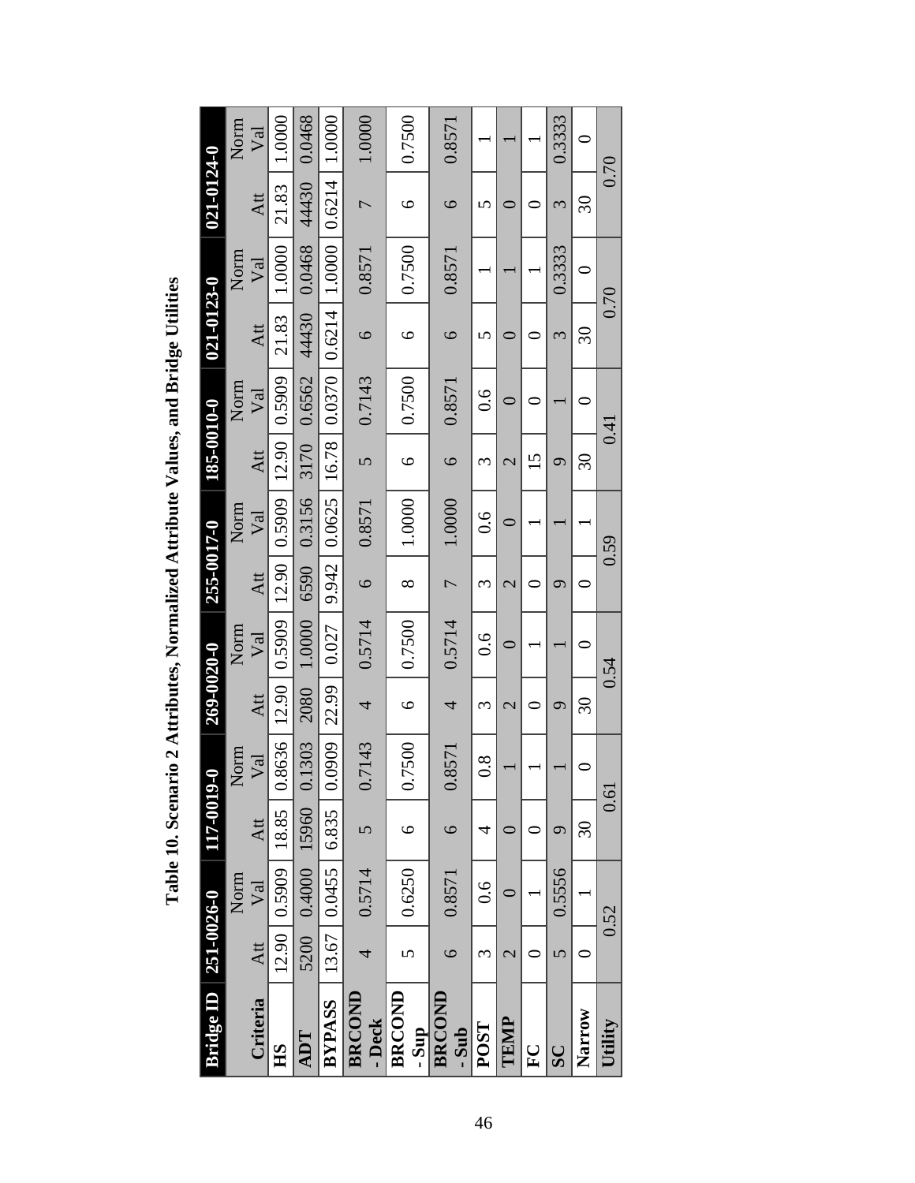**Table 10. Scenario 2 Attributes, Normalized Attribute Values, and Bridge Utilities**

| Bridge ID | 251-0026-0 | | 117-0019-0 | | 269-0020-0 | | 255-0017-0 | | 185-0010-0 | | 021-0123-0 | | 021-0124-0 | |
|---|---|---|---|---|---|---|---|---|---|---|---|---|---|---|
| Criteria | Att | Norm Val | Att | Norm Val | Att | Norm Val | Att | Norm Val | Att | Norm Val | Att | Norm Val | Att | Norm Val |
| **HS** | 12.90 | 0.5909 | 18.85 | 0.8636 | 12.90 | 0.5909 | 12.90 | 0.5909 | 12.90 | 0.5909 | 21.83 | 1.0000 | 21.83 | 1.0000 |
| **ADT** | 5200 | 0.4000 | 15960 | 0.1303 | 2080 | 1.0000 | 6590 | 0.3156 | 3170 | 0.6562 | 44430 | 0.0468 | 44430 | 0.0468 |
| **BYPASS** | 13.67 | 0.0455 | 6.835 | 0.0909 | 22.99 | 0.027 | 9.942 | 0.0625 | 16.78 | 0.0370 | 0.6214 | 1.0000 | 0.6214 | 1.0000 |
| **BRCOND - Deck** | 4 | 0.5714 | 5 | 0.7143 | 4 | 0.5714 | 6 | 0.8571 | 5 | 0.7143 | 6 | 0.8571 | 7 | 1.0000 |
| **BRCOND - Sup** | 5 | 0.6250 | 6 | 0.7500 | 6 | 0.7500 | 8 | 1.0000 | 6 | 0.7500 | 6 | 0.7500 | 6 | 0.7500 |
| **BRCOND - Sub** | 6 | 0.8571 | 6 | 0.8571 | 4 | 0.5714 | 7 | 1.0000 | 6 | 0.8571 | 6 | 0.8571 | 6 | 0.8571 |
| **POST** | 3 | 0.6 | 4 | 0.8 | 3 | 0.6 | 3 | 0.6 | 3 | 0.6 | 5 | 1 | 5 | 1 |
| **TEMP** | 2 | 0 | 0 | 1 | 2 | 0 | 2 | 0 | 2 | 0 | 0 | 1 | 0 | 1 |
| **FC** | 0 | 1 | 0 | 1 | 0 | 1 | 0 | 1 | 15 | 0 | 0 | 1 | 0 | 1 |
| **SC** | 5 | 0.5556 | 9 | 1 | 9 | 1 | 9 | 1 | 9 | 1 | 3 | 0.3333 | 3 | 0.3333 |
| **Narrow** | 0 | 1 | 30 | 0 | 30 | 0 | 0 | 1 | 30 | 0 | 30 | 0 | 30 | 0 |
| **Utility** | 0.52 | | 0.61 | | 0.54 | | 0.59 | | 0.41 | | 0.70 | | 0.70 | |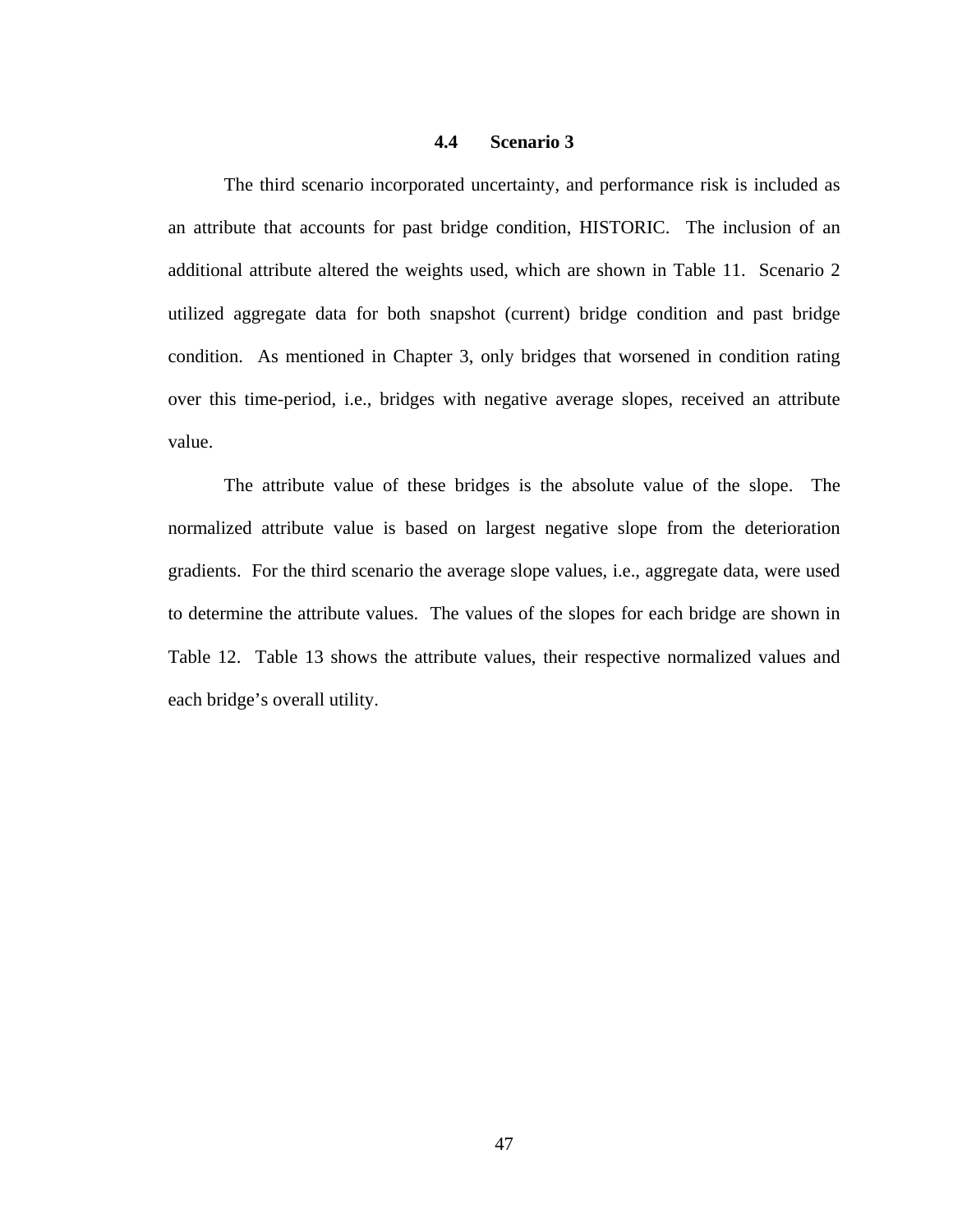### 4.4 Scenario 3

The third scenario incorporated uncertainty, and performance risk is included as an attribute that accounts for past bridge condition, HISTORIC. The inclusion of an additional attribute altered the weights used, which are shown in Table 11. Scenario 2 utilized aggregate data for both snapshot (current) bridge condition and past bridge condition. As mentioned in Chapter 3, only bridges that worsened in condition rating over this time-period, i.e., bridges with negative average slopes, received an attribute value.

The attribute value of these bridges is the absolute value of the slope. The normalized attribute value is based on largest negative slope from the deterioration gradients. For the third scenario the average slope values, i.e., aggregate data, were used to determine the attribute values. The values of the slopes for each bridge are shown in Table 12. Table 13 shows the attribute values, their respective normalized values and each bridge's overall utility.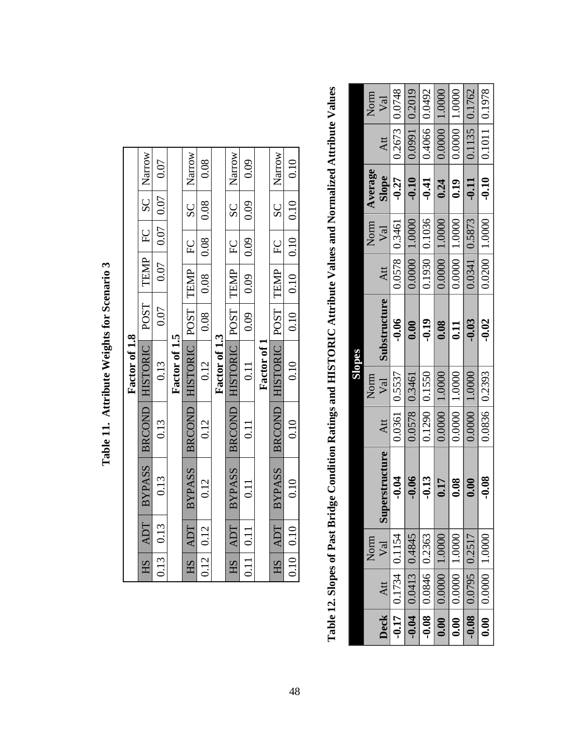**Table 11. Attribute Weights for Scenario 3**

| Factor of 1.8 | | | | | | | | | | |
|---|---|---|---|---|---|---|---|---|---|---|
| HS | ADT | BYPASS | BRCOND | HISTORIC | POST | TEMP | FC | SC | Narrow |
| 0.13 | 0.13 | 0.13 | 0.13 | 0.13 | 0.07 | 0.07 | 0.07 | 0.07 | 0.07 |
| **Factor of 1.5** | | | | | | | | | |
| HS | ADT | BYPASS | BRCOND | HISTORIC | POST | TEMP | FC | SC | Narrow |
| 0.12 | 0.12 | 0.12 | 0.12 | 0.12 | 0.08 | 0.08 | 0.08 | 0.08 | 0.08 |
| **Factor of 1.3** | | | | | | | | | |
| HS | ADT | BYPASS | BRCOND | HISTORIC | POST | TEMP | FC | SC | Narrow |
| 0.11 | 0.11 | 0.11 | 0.11 | 0.11 | 0.09 | 0.09 | 0.09 | 0.09 | 0.09 |
| **Factor of 1** | | | | | | | | | |
| HS | ADT | BYPASS | BRCOND | HISTORIC | POST | TEMP | FC | SC | Narrow |
| 0.10 | 0.10 | 0.10 | 0.10 | 0.10 | 0.10 | 0.10 | 0.10 | 0.10 | 0.10 |

**Table 12. Slopes of Past Bridge Condition Ratings and HISTORIC Attribute Values and Normalized Attribute Values**

| Slopes | | | | | | | | | | | |
|---|---|---|---|---|---|---|---|---|---|---|---|
| **Deck** | Att | Norm Val | **Superstructure** | Att | Norm Val | **Substructure** | Att | Norm Val | **Average Slope** | Att | Norm Val |
| **-0.17** | 0.1734 | 0.1154 | **-0.04** | 0.0361 | 0.5537 | **-0.06** | 0.0578 | 0.3461 | **-0.27** | 0.2673 | 0.0748 |
| **-0.04** | 0.0413 | 0.4845 | **-0.06** | 0.0578 | 0.3461 | **0.00** | 0.0000 | 1.0000 | **-0.10** | 0.0991 | 0.2019 |
| **-0.08** | 0.0846 | 0.2363 | **-0.13** | 0.1290 | 0.1550 | **-0.19** | 0.1930 | 0.1036 | **-0.41** | 0.4066 | 0.0492 |
| **0.00** | 0.0000 | 1.0000 | **0.17** | 0.0000 | 1.0000 | **0.08** | 0.0000 | 1.0000 | **0.24** | 0.0000 | 1.0000 |
| **0.00** | 0.0000 | 1.0000 | **0.08** | 0.0000 | 1.0000 | **0.11** | 0.0000 | 1.0000 | **0.19** | 0.0000 | 1.0000 |
| **-0.08** | 0.0795 | 0.2517 | **0.00** | 0.0000 | 1.0000 | **-0.03** | 0.0341 | 0.5873 | **-0.11** | 0.1135 | 0.1762 |
| **0.00** | 0.0000 | 1.0000 | **-0.08** | 0.0836 | 0.2393 | **-0.02** | 0.0200 | 1.0000 | **-0.10** | 0.1011 | 0.1978 |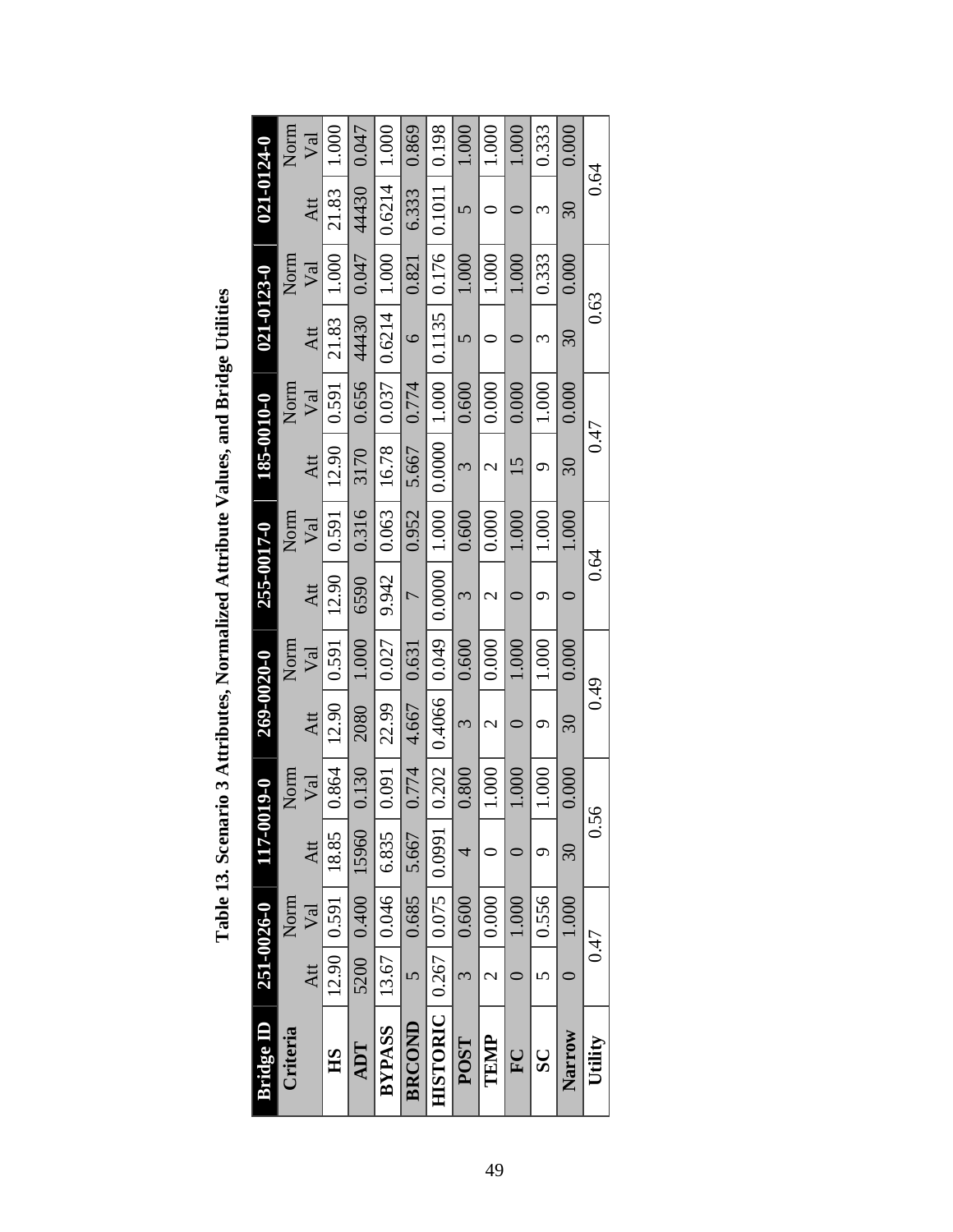**Table 13. Scenario 3 Attributes, Normalized Attribute Values, and Bridge Utilities**

| Bridge ID | 251-0026-0 | | 117-0019-0 | | 269-0020-0 | | 255-0017-0 | | 185-0010-0 | | 021-0123-0 | | 021-0124-0 | |
|---|---|---|---|---|---|---|---|---|---|---|---|---|---|---|
| Criteria | Att | Norm Val | Att | Norm Val | Att | Norm Val | Att | Norm Val | Att | Norm Val | Att | Norm Val | Att | Norm Val |
| HS | 12.90 | 0.591 | 18.85 | 0.864 | 12.90 | 0.591 | 12.90 | 0.591 | 12.90 | 0.591 | 21.83 | 1.000 | 21.83 | 1.000 |
| ADT | 5200 | 0.400 | 15960 | 0.130 | 2080 | 1.000 | 6590 | 0.316 | 3170 | 0.656 | 44430 | 0.047 | 44430 | 0.047 |
| BYPASS | 13.67 | 0.046 | 6.835 | 0.091 | 22.99 | 0.027 | 9.942 | 0.063 | 16.78 | 0.037 | 0.6214 | 1.000 | 0.6214 | 1.000 |
| BRCOND | 5 | 0.685 | 5.667 | 0.774 | 4.667 | 0.631 | 7 | 0.952 | 5.667 | 0.774 | 6 | 0.821 | 6.333 | 0.869 |
| HISTORIC | 0.267 | 0.075 | 0.0991 | 0.202 | 0.4066 | 0.049 | 0.0000 | 1.000 | 0.0000 | 1.000 | 0.1135 | 0.176 | 0.1011 | 0.198 |
| POST | 3 | 0.600 | 4 | 0.800 | 3 | 0.600 | 3 | 0.600 | 3 | 0.600 | 5 | 1.000 | 5 | 1.000 |
| TEMP | 2 | 0.000 | 0 | 1.000 | 2 | 0.000 | 2 | 0.000 | 2 | 0.000 | 0 | 1.000 | 0 | 1.000 |
| FC | 0 | 1.000 | 0 | 1.000 | 0 | 1.000 | 0 | 1.000 | 15 | 0.000 | 0 | 1.000 | 0 | 1.000 |
| SC | 5 | 0.556 | 9 | 1.000 | 9 | 1.000 | 9 | 1.000 | 9 | 1.000 | 3 | 0.333 | 3 | 0.333 |
| Narrow | 0 | 1.000 | 30 | 0.000 | 30 | 0.000 | 0 | 1.000 | 30 | 0.000 | 30 | 0.000 | 30 | 0.000 |
| Utility | 0.47 | | 0.56 | | 0.49 | | 0.64 | | 0.47 | | 0.63 | | 0.64 | |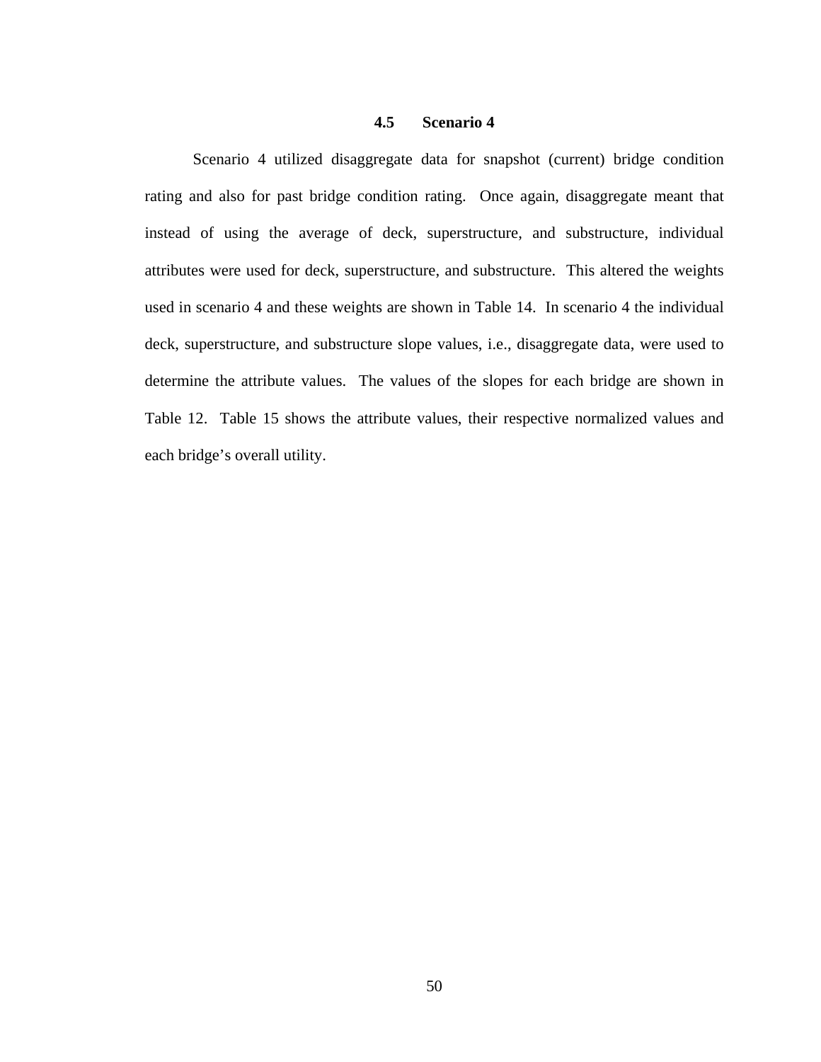## 4.5 Scenario 4

Scenario 4 utilized disaggregate data for snapshot (current) bridge condition rating and also for past bridge condition rating. Once again, disaggregate meant that instead of using the average of deck, superstructure, and substructure, individual attributes were used for deck, superstructure, and substructure. This altered the weights used in scenario 4 and these weights are shown in Table 14. In scenario 4 the individual deck, superstructure, and substructure slope values, i.e., disaggregate data, were used to determine the attribute values. The values of the slopes for each bridge are shown in Table 12. Table 15 shows the attribute values, their respective normalized values and each bridge's overall utility.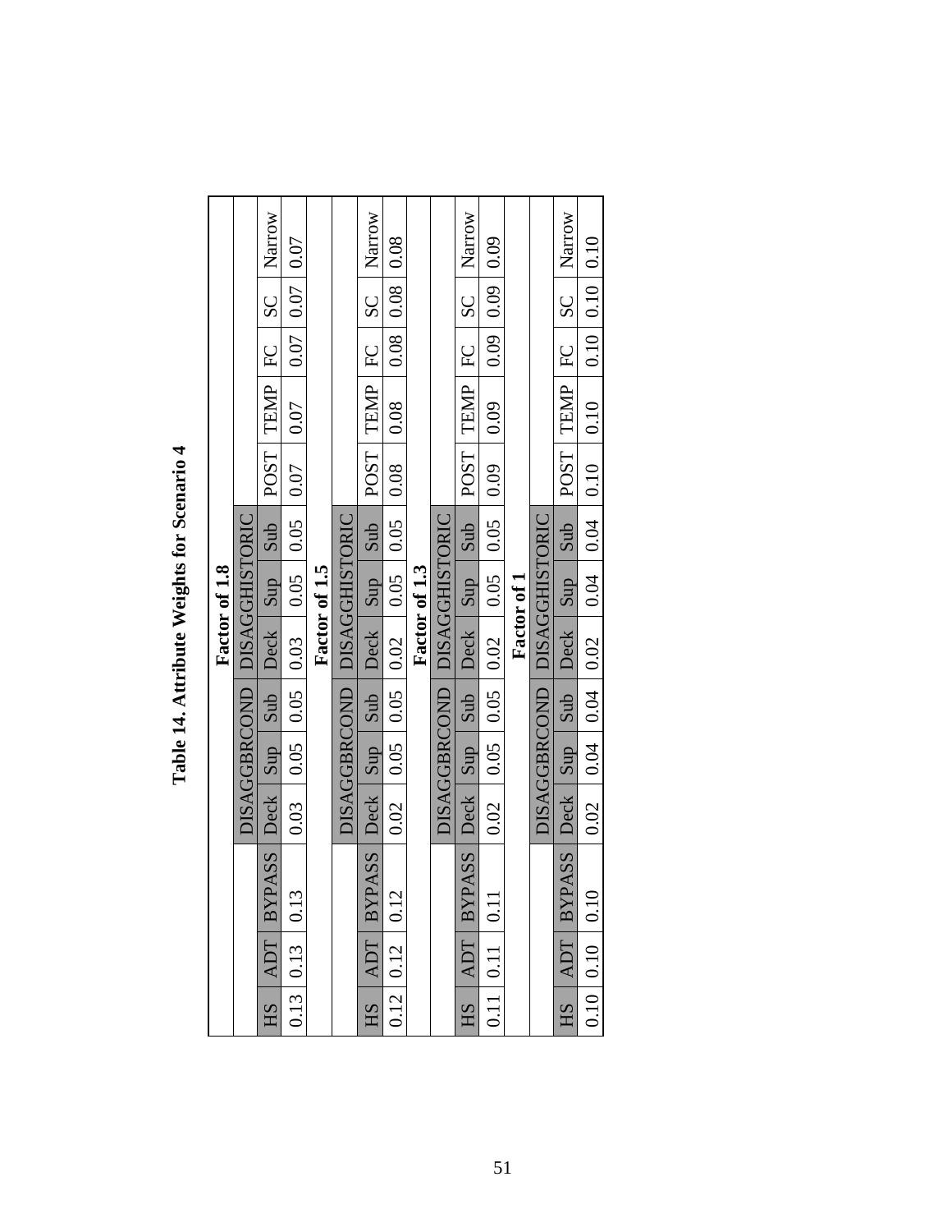**Table 14. Attribute Weights for Scenario 4**

| | | | | | | | | | | | | | |
|---|---|---|---|---|---|---|---|---|---|---|---|---|---|
| **Factor of 1.8** | | | | | | | | | | | | | |
| | | | DISAGGBRCOND | | | DISAGGHISTORIC | | | | | | | |
| HS | ADT | BYPASS | Deck | Sup | Sub | Deck | Sup | Sub | POST | TEMP | FC | SC | Narrow |
| 0.13 | 0.13 | 0.13 | 0.03 | 0.05 | 0.05 | 0.03 | 0.05 | 0.05 | 0.07 | 0.07 | 0.07 | 0.07 | 0.07 |
| **Factor of 1.5** | | | | | | | | | | | | | |
| | | | DISAGGBRCOND | | | DISAGGHISTORIC | | | | | | | |
| HS | ADT | BYPASS | Deck | Sup | Sub | Deck | Sup | Sub | POST | TEMP | FC | SC | Narrow |
| 0.12 | 0.12 | 0.12 | 0.02 | 0.05 | 0.05 | 0.02 | 0.05 | 0.05 | 0.08 | 0.08 | 0.08 | 0.08 | 0.08 |
| **Factor of 1.3** | | | | | | | | | | | | | |
| | | | DISAGGBRCOND | | | DISAGGHISTORIC | | | | | | | |
| HS | ADT | BYPASS | Deck | Sup | Sub | Deck | Sup | Sub | POST | TEMP | FC | SC | Narrow |
| 0.11 | 0.11 | 0.11 | 0.02 | 0.05 | 0.05 | 0.02 | 0.05 | 0.05 | 0.09 | 0.09 | 0.09 | 0.09 | 0.09 |
| **Factor of 1** | | | | | | | | | | | | | |
| | | | DISAGGBRCOND | | | DISAGGHISTORIC | | | | | | | |
| HS | ADT | BYPASS | Deck | Sup | Sub | Deck | Sup | Sub | POST | TEMP | FC | SC | Narrow |
| 0.10 | 0.10 | 0.10 | 0.02 | 0.04 | 0.04 | 0.02 | 0.04 | 0.04 | 0.10 | 0.10 | 0.10 | 0.10 | 0.10 |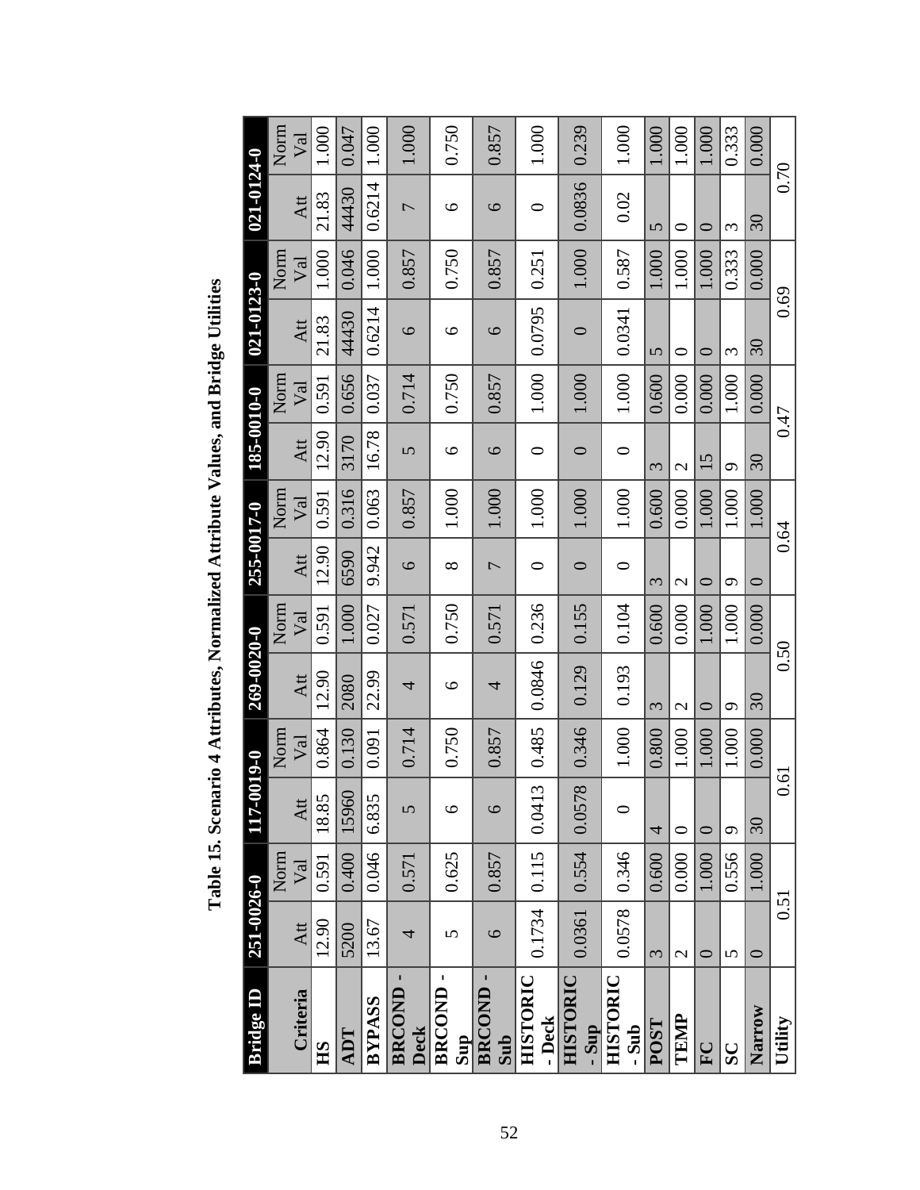**Table 15. Scenario 4 Attributes, Normalized Attribute Values, and Bridge Utilities**

| Bridge ID | 251-0026-0 | | 117-0019-0 | | 269-0020-0 | | 255-0017-0 | | 185-0010-0 | | 021-0123-0 | | 021-0124-0 | |
|---|---|---|---|---|---|---|---|---|---|---|---|---|---|---|
| Criteria | Att | Norm Val | Att | Norm Val | Att | Norm Val | Att | Norm Val | Att | Norm Val | Att | Norm Val | Att | Norm Val |
| HS | 12.90 | 0.591 | 18.85 | 0.864 | 12.90 | 0.591 | 12.90 | 0.591 | 12.90 | 0.591 | 21.83 | 1.000 | 21.83 | 1.000 |
| ADT | 5200 | 0.400 | 15960 | 0.130 | 2080 | 1.000 | 6590 | 0.316 | 3170 | 0.656 | 44430 | 0.046 | 44430 | 0.047 |
| BYPASS | 13.67 | 0.046 | 6.835 | 0.091 | 22.99 | 0.027 | 9.942 | 0.063 | 16.78 | 0.037 | 0.6214 | 1.000 | 0.6214 | 1.000 |
| BRCOND - Deck | 4 | 0.571 | 5 | 0.714 | 4 | 0.571 | 6 | 0.857 | 5 | 0.714 | 6 | 0.857 | 7 | 1.000 |
| BRCOND - Sup | 5 | 0.625 | 6 | 0.750 | 6 | 0.750 | 8 | 1.000 | 6 | 0.750 | 6 | 0.750 | 6 | 0.750 |
| BRCOND - Sub | 6 | 0.857 | 6 | 0.857 | 4 | 0.571 | 7 | 1.000 | 6 | 0.857 | 6 | 0.857 | 6 | 0.857 |
| HISTORIC - Deck | 0.1734 | 0.115 | 0.0413 | 0.485 | 0.0846 | 0.236 | 0 | 1.000 | 0 | 1.000 | 0.0795 | 0.251 | 0 | 1.000 |
| HISTORIC - Sup | 0.0361 | 0.554 | 0.0578 | 0.346 | 0.129 | 0.155 | 0 | 1.000 | 0 | 1.000 | 0 | 1.000 | 0.0836 | 0.239 |
| HISTORIC - Sub | 0.0578 | 0.346 | 0 | 1.000 | 0.193 | 0.104 | 0 | 1.000 | 0 | 1.000 | 0.0341 | 0.587 | 0.02 | 1.000 |
| POST | 3 | 0.600 | 4 | 0.800 | 3 | 0.600 | 3 | 0.600 | 3 | 0.600 | 5 | 1.000 | 5 | 1.000 |
| TEMP | 2 | 0.000 | 0 | 1.000 | 2 | 0.000 | 2 | 0.000 | 2 | 0.000 | 0 | 1.000 | 0 | 1.000 |
| FC | 0 | 1.000 | 0 | 1.000 | 0 | 1.000 | 0 | 1.000 | 15 | 0.000 | 0 | 1.000 | 0 | 1.000 |
| SC | 5 | 0.556 | 9 | 1.000 | 9 | 1.000 | 9 | 1.000 | 9 | 1.000 | 3 | 0.333 | 3 | 0.333 |
| Narrow | 0 | 1.000 | 30 | 0.000 | 30 | 0.000 | 0 | 1.000 | 30 | 0.000 | 30 | 0.000 | 30 | 0.000 |
| Utility | 0.51 | | 0.61 | | 0.50 | | 0.64 | | 0.47 | | 0.69 | | 0.70 | |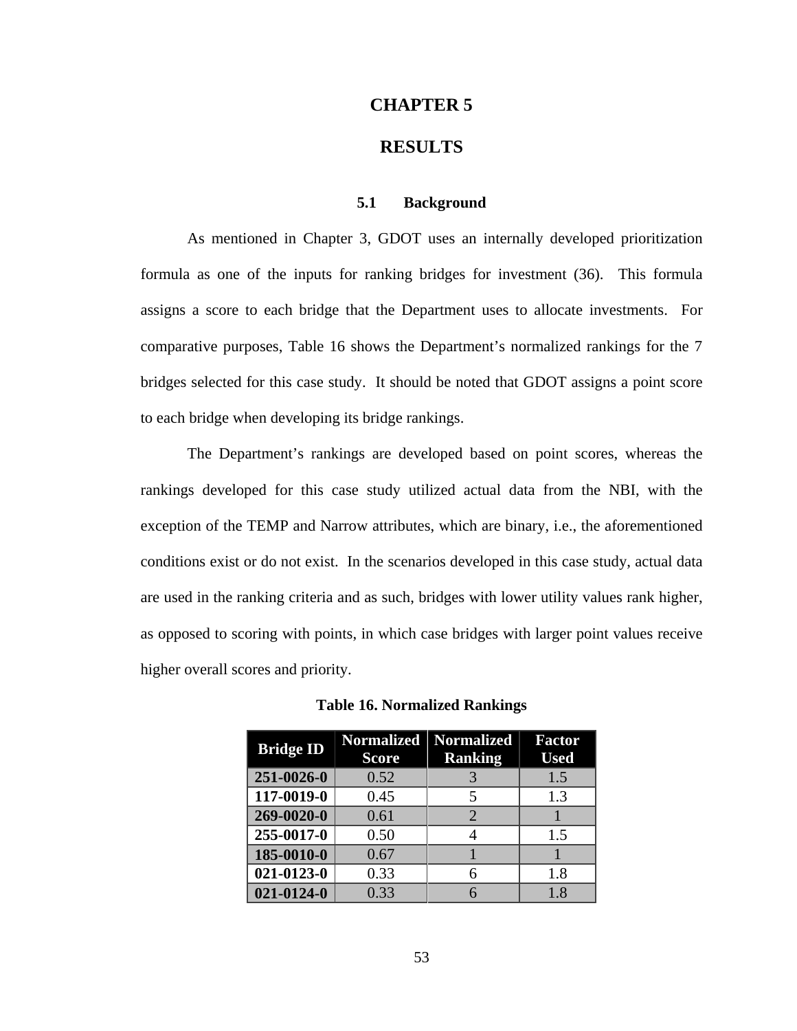# CHAPTER 5

# RESULTS

## 5.1 Background

As mentioned in Chapter 3, GDOT uses an internally developed prioritization formula as one of the inputs for ranking bridges for investment (36). This formula assigns a score to each bridge that the Department uses to allocate investments. For comparative purposes, Table 16 shows the Department's normalized rankings for the 7 bridges selected for this case study. It should be noted that GDOT assigns a point score to each bridge when developing its bridge rankings.

The Department's rankings are developed based on point scores, whereas the rankings developed for this case study utilized actual data from the NBI, with the exception of the TEMP and Narrow attributes, which are binary, i.e., the aforementioned conditions exist or do not exist. In the scenarios developed in this case study, actual data are used in the ranking criteria and as such, bridges with lower utility values rank higher, as opposed to scoring with points, in which case bridges with larger point values receive higher overall scores and priority.

**Table 16. Normalized Rankings**

| Bridge ID | Normalized Score | Normalized Ranking | Factor Used |
|---|---|---|---|
| **251-0026-0** | 0.52 | 3 | 1.5 |
| **117-0019-0** | 0.45 | 5 | 1.3 |
| **269-0020-0** | 0.61 | 2 | 1 |
| **255-0017-0** | 0.50 | 4 | 1.5 |
| **185-0010-0** | 0.67 | 1 | 1 |
| **021-0123-0** | 0.33 | 6 | 1.8 |
| **021-0124-0** | 0.33 | 6 | 1.8 |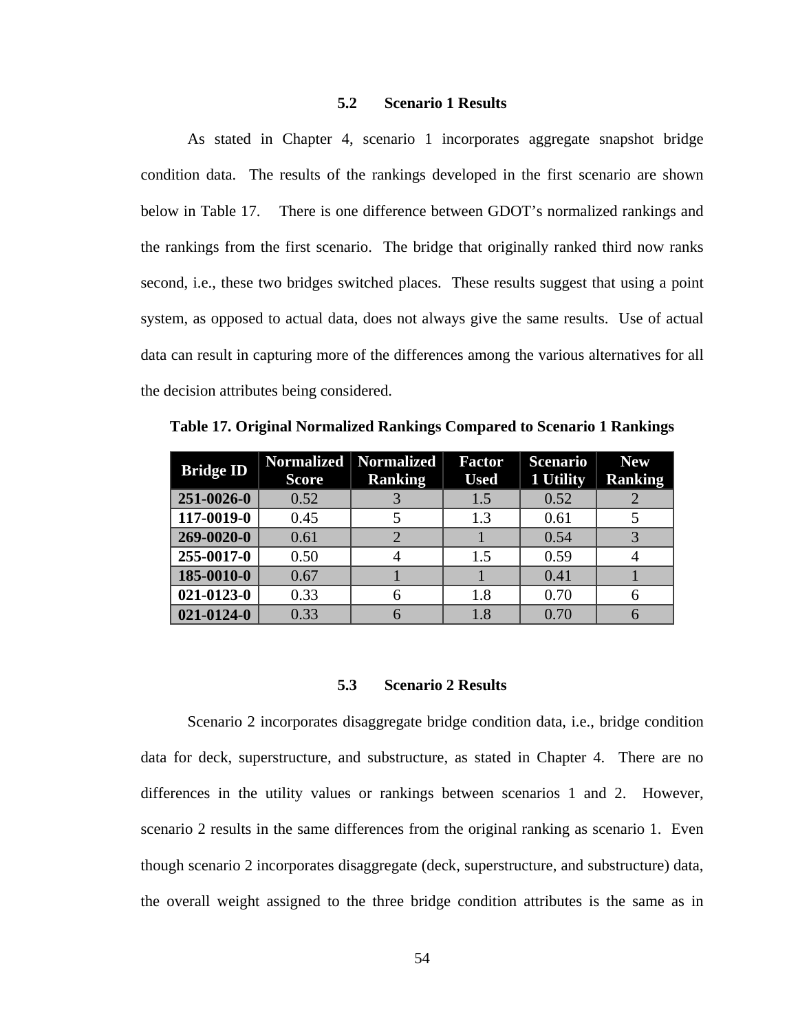## 5.2 Scenario 1 Results

As stated in Chapter 4, scenario 1 incorporates aggregate snapshot bridge condition data. The results of the rankings developed in the first scenario are shown below in Table 17. There is one difference between GDOT's normalized rankings and the rankings from the first scenario. The bridge that originally ranked third now ranks second, i.e., these two bridges switched places. These results suggest that using a point system, as opposed to actual data, does not always give the same results. Use of actual data can result in capturing more of the differences among the various alternatives for all the decision attributes being considered.

**Table 17. Original Normalized Rankings Compared to Scenario 1 Rankings**

| Bridge ID | Normalized Score | Normalized Ranking | Factor Used | Scenario 1 Utility | New Ranking |
|---|---|---|---|---|---|
| **251-0026-0** | 0.52 | 3 | 1.5 | 0.52 | 2 |
| **117-0019-0** | 0.45 | 5 | 1.3 | 0.61 | 5 |
| **269-0020-0** | 0.61 | 2 | 1 | 0.54 | 3 |
| **255-0017-0** | 0.50 | 4 | 1.5 | 0.59 | 4 |
| **185-0010-0** | 0.67 | 1 | 1 | 0.41 | 1 |
| **021-0123-0** | 0.33 | 6 | 1.8 | 0.70 | 6 |
| **021-0124-0** | 0.33 | 6 | 1.8 | 0.70 | 6 |

## 5.3 Scenario 2 Results

Scenario 2 incorporates disaggregate bridge condition data, i.e., bridge condition data for deck, superstructure, and substructure, as stated in Chapter 4. There are no differences in the utility values or rankings between scenarios 1 and 2. However, scenario 2 results in the same differences from the original ranking as scenario 1. Even though scenario 2 incorporates disaggregate (deck, superstructure, and substructure) data, the overall weight assigned to the three bridge condition attributes is the same as in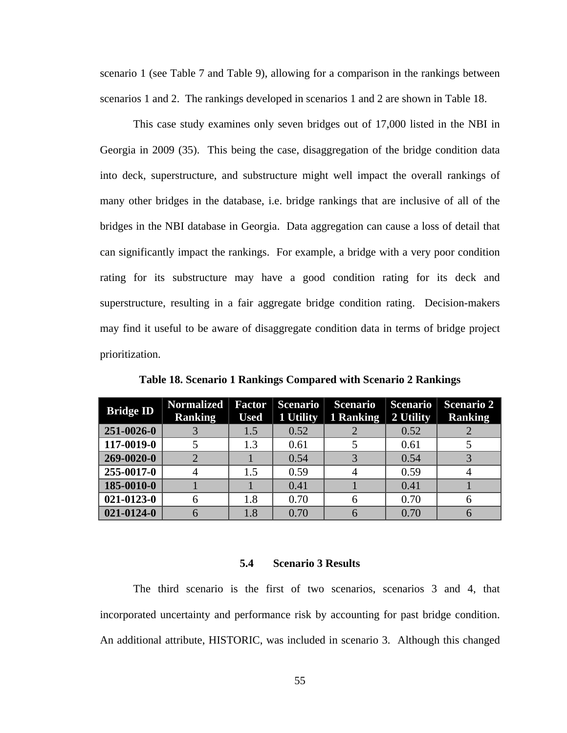scenario 1 (see Table 7 and Table 9), allowing for a comparison in the rankings between scenarios 1 and 2. The rankings developed in scenarios 1 and 2 are shown in Table 18.

This case study examines only seven bridges out of 17,000 listed in the NBI in Georgia in 2009 (35). This being the case, disaggregation of the bridge condition data into deck, superstructure, and substructure might well impact the overall rankings of many other bridges in the database, i.e. bridge rankings that are inclusive of all of the bridges in the NBI database in Georgia. Data aggregation can cause a loss of detail that can significantly impact the rankings. For example, a bridge with a very poor condition rating for its substructure may have a good condition rating for its deck and superstructure, resulting in a fair aggregate bridge condition rating. Decision-makers may find it useful to be aware of disaggregate condition data in terms of bridge project prioritization.

**Table 18. Scenario 1 Rankings Compared with Scenario 2 Rankings**

| Bridge ID | Normalized Ranking | Factor Used | Scenario 1 Utility | Scenario 1 Ranking | Scenario 2 Utility | Scenario 2 Ranking |
|---|---|---|---|---|---|---|
| 251-0026-0 | 3 | 1.5 | 0.52 | 2 | 0.52 | 2 |
| 117-0019-0 | 5 | 1.3 | 0.61 | 5 | 0.61 | 5 |
| 269-0020-0 | 2 | 1 | 0.54 | 3 | 0.54 | 3 |
| 255-0017-0 | 4 | 1.5 | 0.59 | 4 | 0.59 | 4 |
| 185-0010-0 | 1 | 1 | 0.41 | 1 | 0.41 | 1 |
| 021-0123-0 | 6 | 1.8 | 0.70 | 6 | 0.70 | 6 |
| 021-0124-0 | 6 | 1.8 | 0.70 | 6 | 0.70 | 6 |

### 5.4 Scenario 3 Results

The third scenario is the first of two scenarios, scenarios 3 and 4, that incorporated uncertainty and performance risk by accounting for past bridge condition. An additional attribute, HISTORIC, was included in scenario 3. Although this changed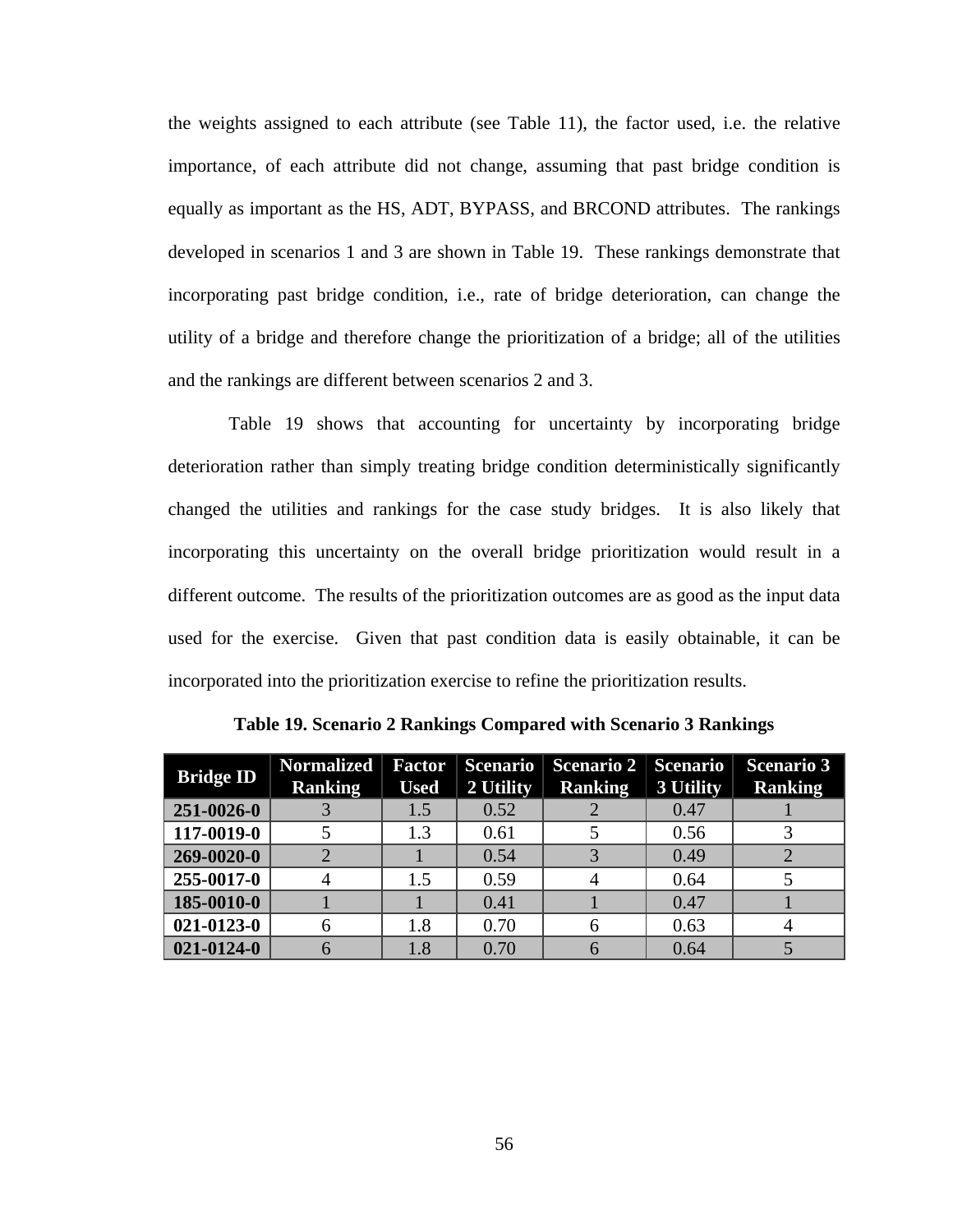the weights assigned to each attribute (see Table 11), the factor used, i.e. the relative importance, of each attribute did not change, assuming that past bridge condition is equally as important as the HS, ADT, BYPASS, and BRCOND attributes. The rankings developed in scenarios 1 and 3 are shown in Table 19. These rankings demonstrate that incorporating past bridge condition, i.e., rate of bridge deterioration, can change the utility of a bridge and therefore change the prioritization of a bridge; all of the utilities and the rankings are different between scenarios 2 and 3.

Table 19 shows that accounting for uncertainty by incorporating bridge deterioration rather than simply treating bridge condition deterministically significantly changed the utilities and rankings for the case study bridges. It is also likely that incorporating this uncertainty on the overall bridge prioritization would result in a different outcome. The results of the prioritization outcomes are as good as the input data used for the exercise. Given that past condition data is easily obtainable, it can be incorporated into the prioritization exercise to refine the prioritization results.

**Table 19. Scenario 2 Rankings Compared with Scenario 3 Rankings**

| Bridge ID | Normalized Ranking | Factor Used | Scenario 2 Utility | Scenario 2 Ranking | Scenario 3 Utility | Scenario 3 Ranking |
|---|---|---|---|---|---|---|
| **251-0026-0** | 3 | 1.5 | 0.52 | 2 | 0.47 | 1 |
| **117-0019-0** | 5 | 1.3 | 0.61 | 5 | 0.56 | 3 |
| **269-0020-0** | 2 | 1 | 0.54 | 3 | 0.49 | 2 |
| **255-0017-0** | 4 | 1.5 | 0.59 | 4 | 0.64 | 5 |
| **185-0010-0** | 1 | 1 | 0.41 | 1 | 0.47 | 1 |
| **021-0123-0** | 6 | 1.8 | 0.70 | 6 | 0.63 | 4 |
| **021-0124-0** | 6 | 1.8 | 0.70 | 6 | 0.64 | 5 |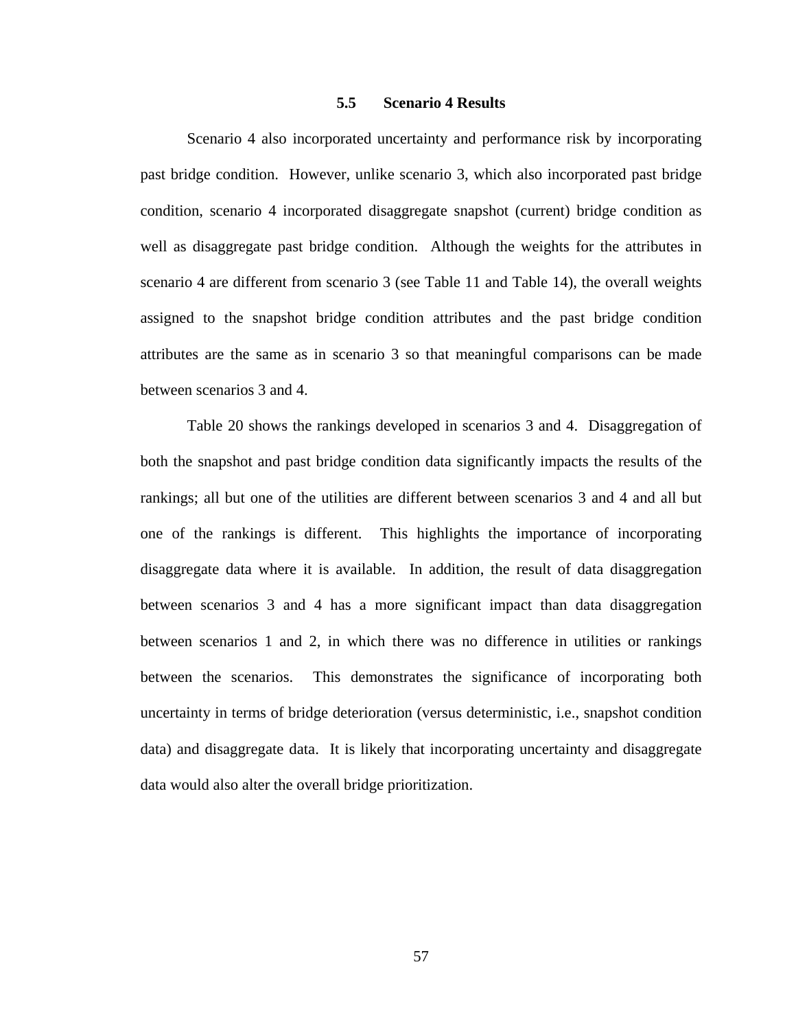### 5.5 Scenario 4 Results

Scenario 4 also incorporated uncertainty and performance risk by incorporating past bridge condition. However, unlike scenario 3, which also incorporated past bridge condition, scenario 4 incorporated disaggregate snapshot (current) bridge condition as well as disaggregate past bridge condition. Although the weights for the attributes in scenario 4 are different from scenario 3 (see Table 11 and Table 14), the overall weights assigned to the snapshot bridge condition attributes and the past bridge condition attributes are the same as in scenario 3 so that meaningful comparisons can be made between scenarios 3 and 4.

Table 20 shows the rankings developed in scenarios 3 and 4. Disaggregation of both the snapshot and past bridge condition data significantly impacts the results of the rankings; all but one of the utilities are different between scenarios 3 and 4 and all but one of the rankings is different. This highlights the importance of incorporating disaggregate data where it is available. In addition, the result of data disaggregation between scenarios 3 and 4 has a more significant impact than data disaggregation between scenarios 1 and 2, in which there was no difference in utilities or rankings between the scenarios. This demonstrates the significance of incorporating both uncertainty in terms of bridge deterioration (versus deterministic, i.e., snapshot condition data) and disaggregate data. It is likely that incorporating uncertainty and disaggregate data would also alter the overall bridge prioritization.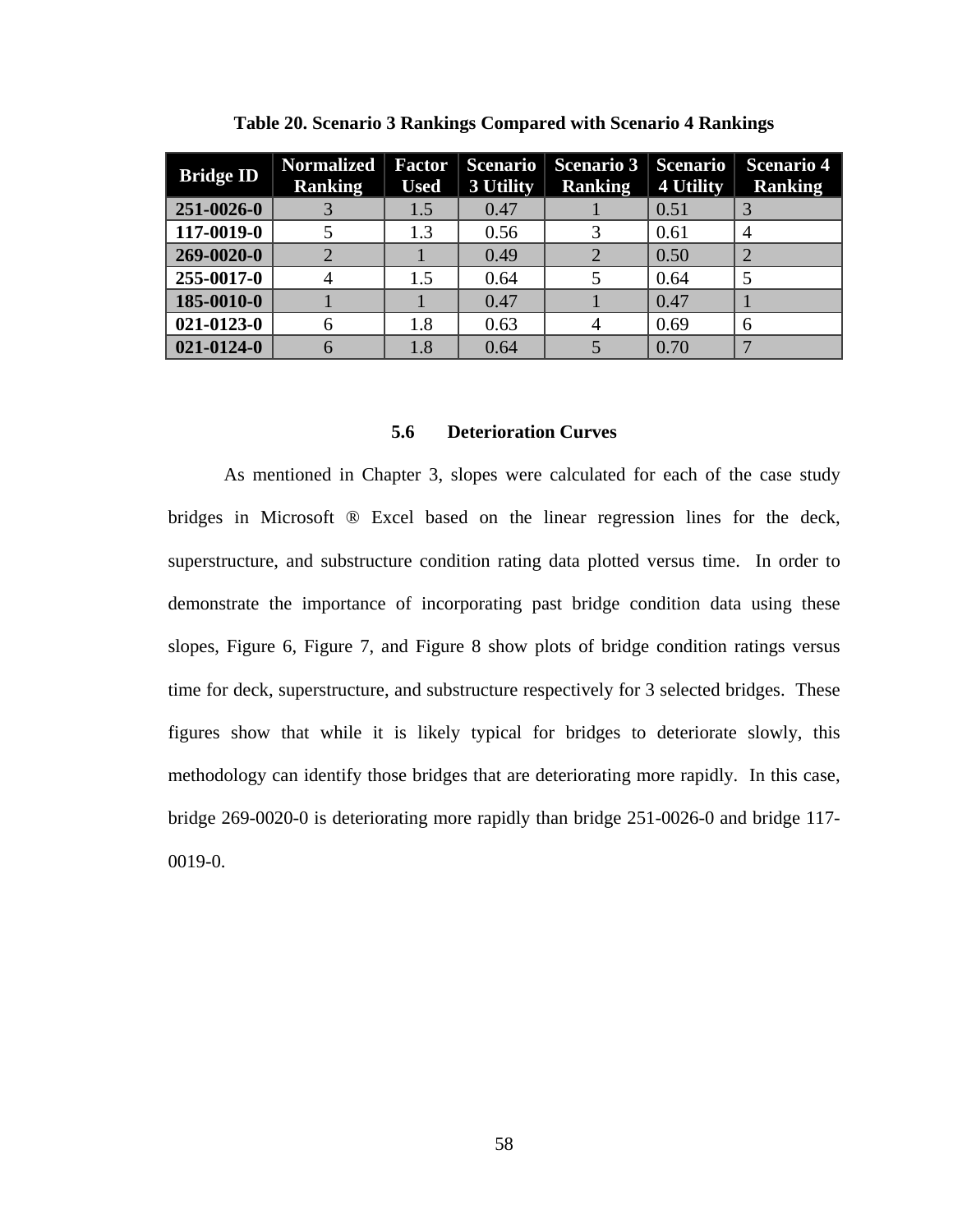**Table 20. Scenario 3 Rankings Compared with Scenario 4 Rankings**

| Bridge ID | Normalized Ranking | Factor Used | Scenario 3 Utility | Scenario 3 Ranking | Scenario 4 Utility | Scenario 4 Ranking |
|---|---|---|---|---|---|---|
| 251-0026-0 | 3 | 1.5 | 0.47 | 1 | 0.51 | 3 |
| 117-0019-0 | 5 | 1.3 | 0.56 | 3 | 0.61 | 4 |
| 269-0020-0 | 2 | 1 | 0.49 | 2 | 0.50 | 2 |
| 255-0017-0 | 4 | 1.5 | 0.64 | 5 | 0.64 | 5 |
| 185-0010-0 | 1 | 1 | 0.47 | 1 | 0.47 | 1 |
| 021-0123-0 | 6 | 1.8 | 0.63 | 4 | 0.69 | 6 |
| 021-0124-0 | 6 | 1.8 | 0.64 | 5 | 0.70 | 7 |

### 5.6 Deterioration Curves

As mentioned in Chapter 3, slopes were calculated for each of the case study bridges in Microsoft ® Excel based on the linear regression lines for the deck, superstructure, and substructure condition rating data plotted versus time. In order to demonstrate the importance of incorporating past bridge condition data using these slopes, Figure 6, Figure 7, and Figure 8 show plots of bridge condition ratings versus time for deck, superstructure, and substructure respectively for 3 selected bridges. These figures show that while it is likely typical for bridges to deteriorate slowly, this methodology can identify those bridges that are deteriorating more rapidly. In this case, bridge 269-0020-0 is deteriorating more rapidly than bridge 251-0026-0 and bridge 117-0019-0.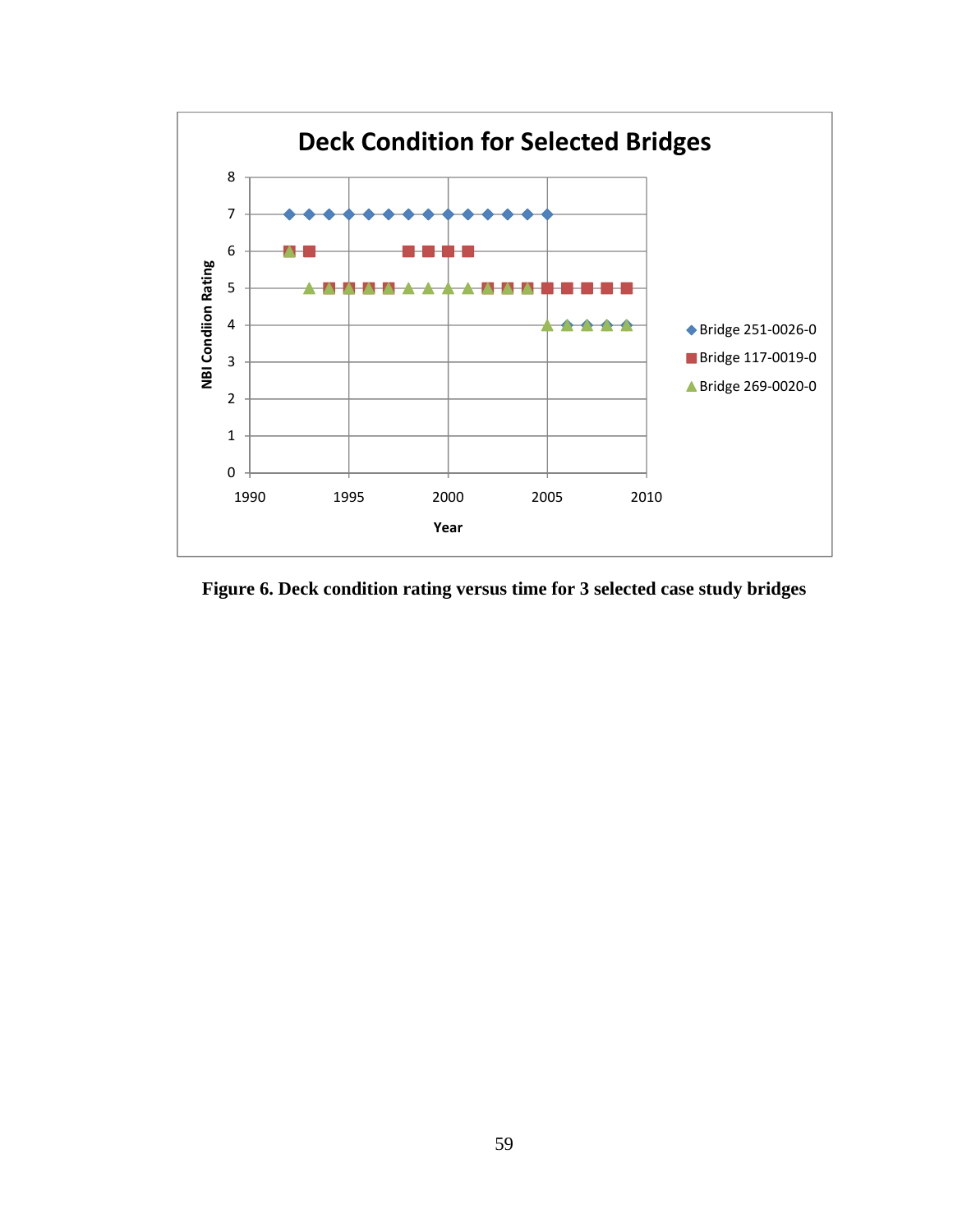**Figure 6. Deck condition rating versus time for 3 selected case study bridges**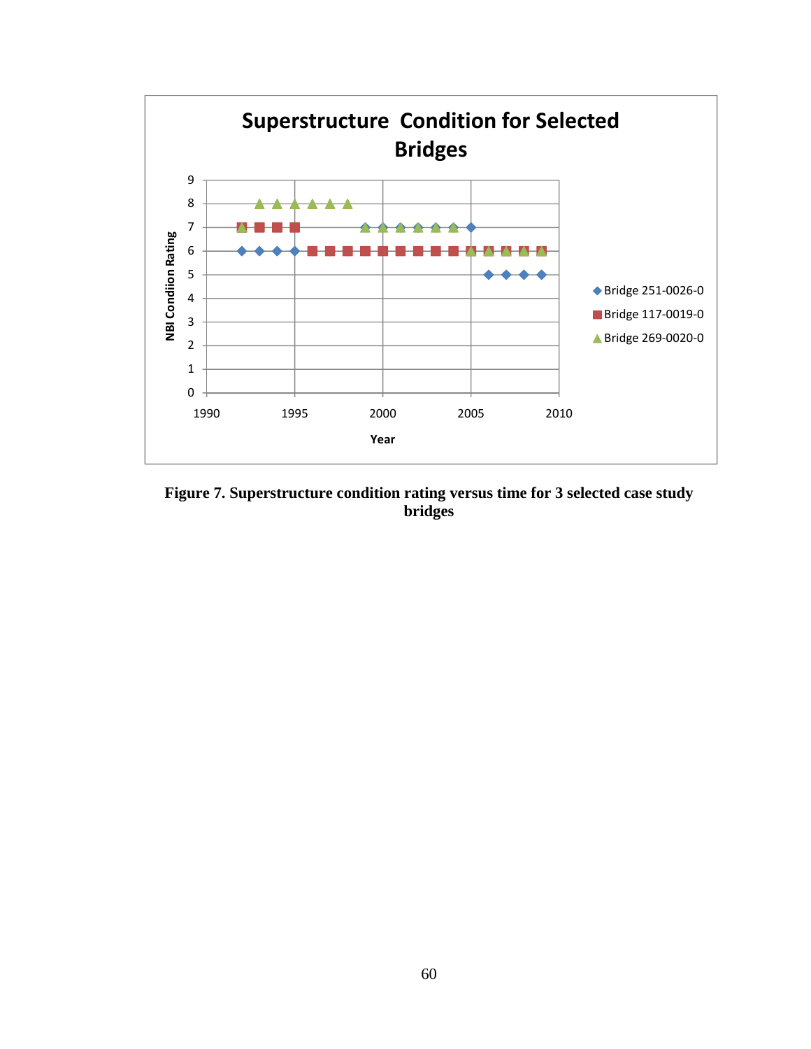Figure 7. Superstructure condition rating versus time for 3 selected case study bridges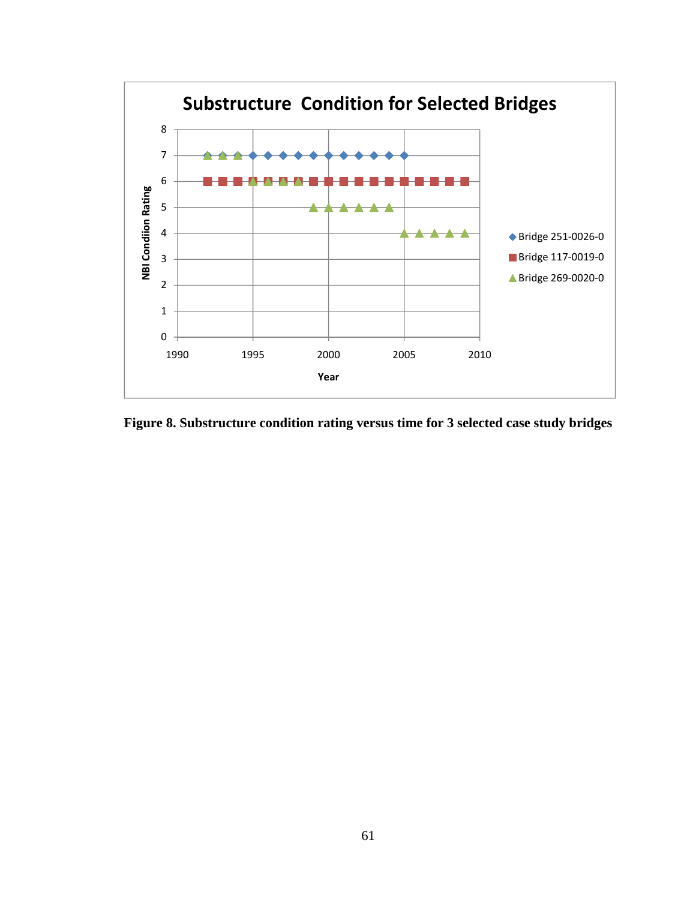Figure 8. Substructure condition rating versus time for 3 selected case study bridges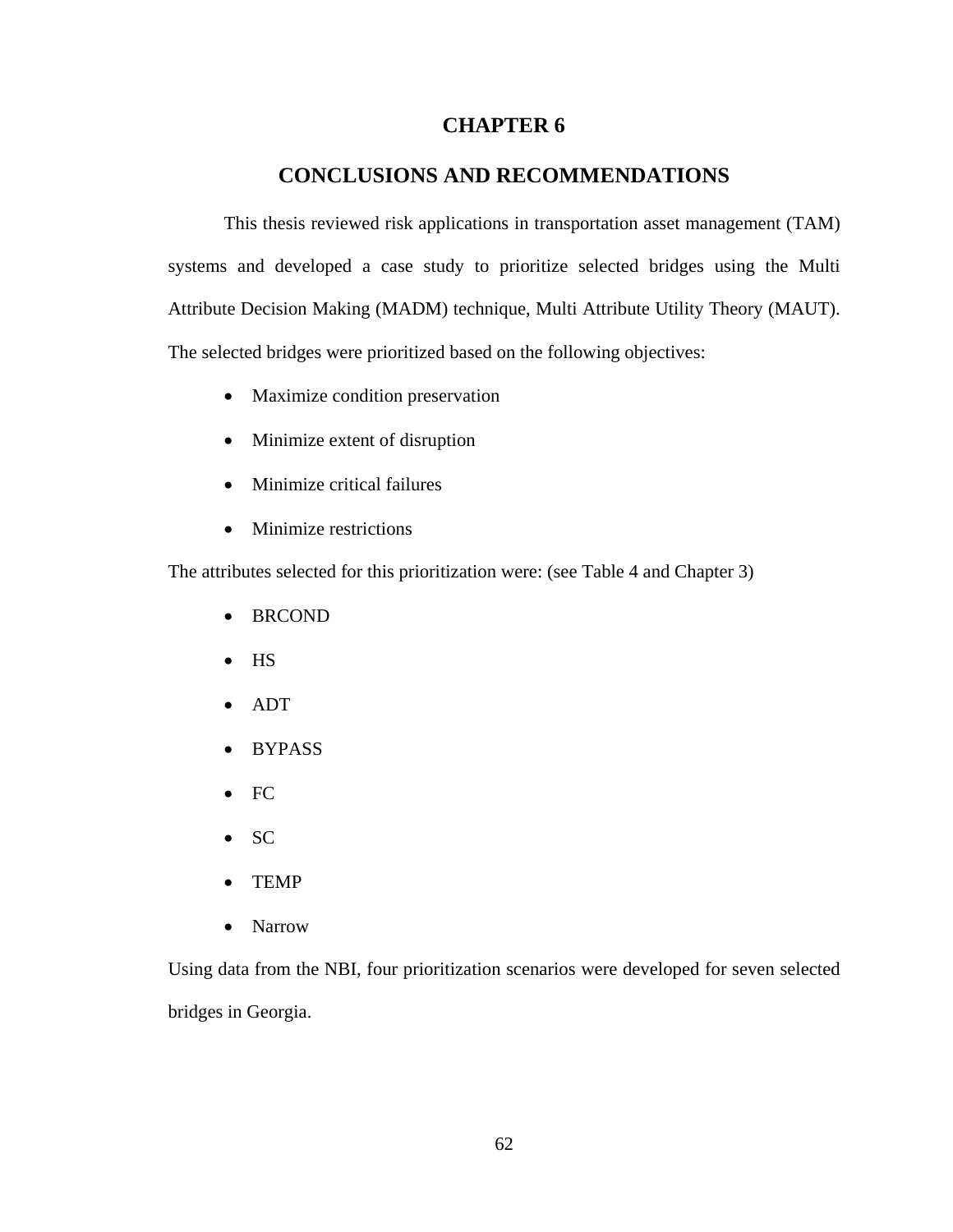# CHAPTER 6

# CONCLUSIONS AND RECOMMENDATIONS

This thesis reviewed risk applications in transportation asset management (TAM) systems and developed a case study to prioritize selected bridges using the Multi Attribute Decision Making (MADM) technique, Multi Attribute Utility Theory (MAUT). The selected bridges were prioritized based on the following objectives:

- Maximize condition preservation
- Minimize extent of disruption
- Minimize critical failures
- Minimize restrictions

The attributes selected for this prioritization were: (see Table 4 and Chapter 3)

- BRCOND
- HS
- ADT
- BYPASS
- FC
- SC
- TEMP
- Narrow

Using data from the NBI, four prioritization scenarios were developed for seven selected bridges in Georgia.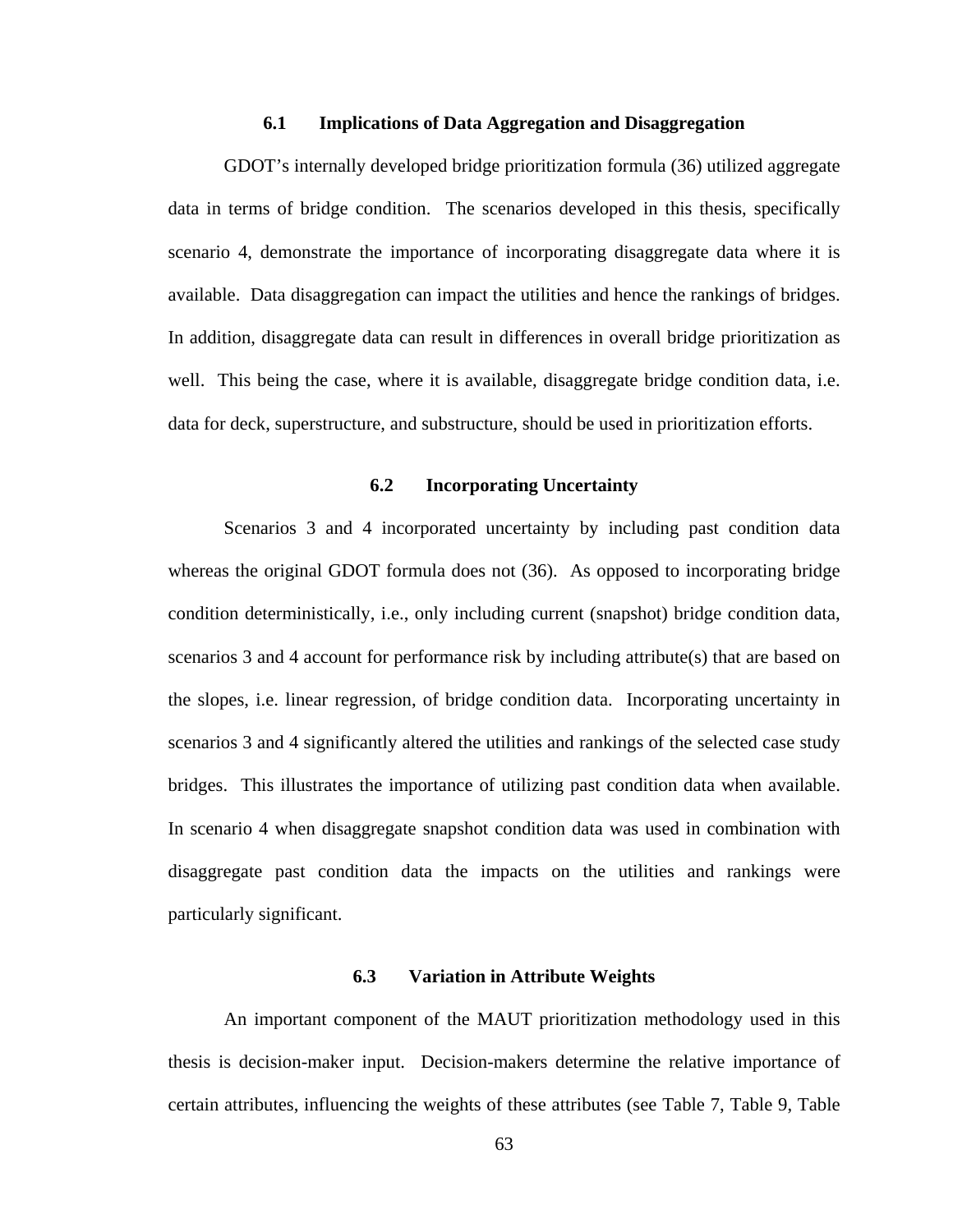## 6.1 Implications of Data Aggregation and Disaggregation

GDOT's internally developed bridge prioritization formula (36) utilized aggregate data in terms of bridge condition. The scenarios developed in this thesis, specifically scenario 4, demonstrate the importance of incorporating disaggregate data where it is available. Data disaggregation can impact the utilities and hence the rankings of bridges. In addition, disaggregate data can result in differences in overall bridge prioritization as well. This being the case, where it is available, disaggregate bridge condition data, i.e. data for deck, superstructure, and substructure, should be used in prioritization efforts.

## 6.2 Incorporating Uncertainty

Scenarios 3 and 4 incorporated uncertainty by including past condition data whereas the original GDOT formula does not (36). As opposed to incorporating bridge condition deterministically, i.e., only including current (snapshot) bridge condition data, scenarios 3 and 4 account for performance risk by including attribute(s) that are based on the slopes, i.e. linear regression, of bridge condition data. Incorporating uncertainty in scenarios 3 and 4 significantly altered the utilities and rankings of the selected case study bridges. This illustrates the importance of utilizing past condition data when available. In scenario 4 when disaggregate snapshot condition data was used in combination with disaggregate past condition data the impacts on the utilities and rankings were particularly significant.

## 6.3 Variation in Attribute Weights

An important component of the MAUT prioritization methodology used in this thesis is decision-maker input. Decision-makers determine the relative importance of certain attributes, influencing the weights of these attributes (see Table 7, Table 9, Table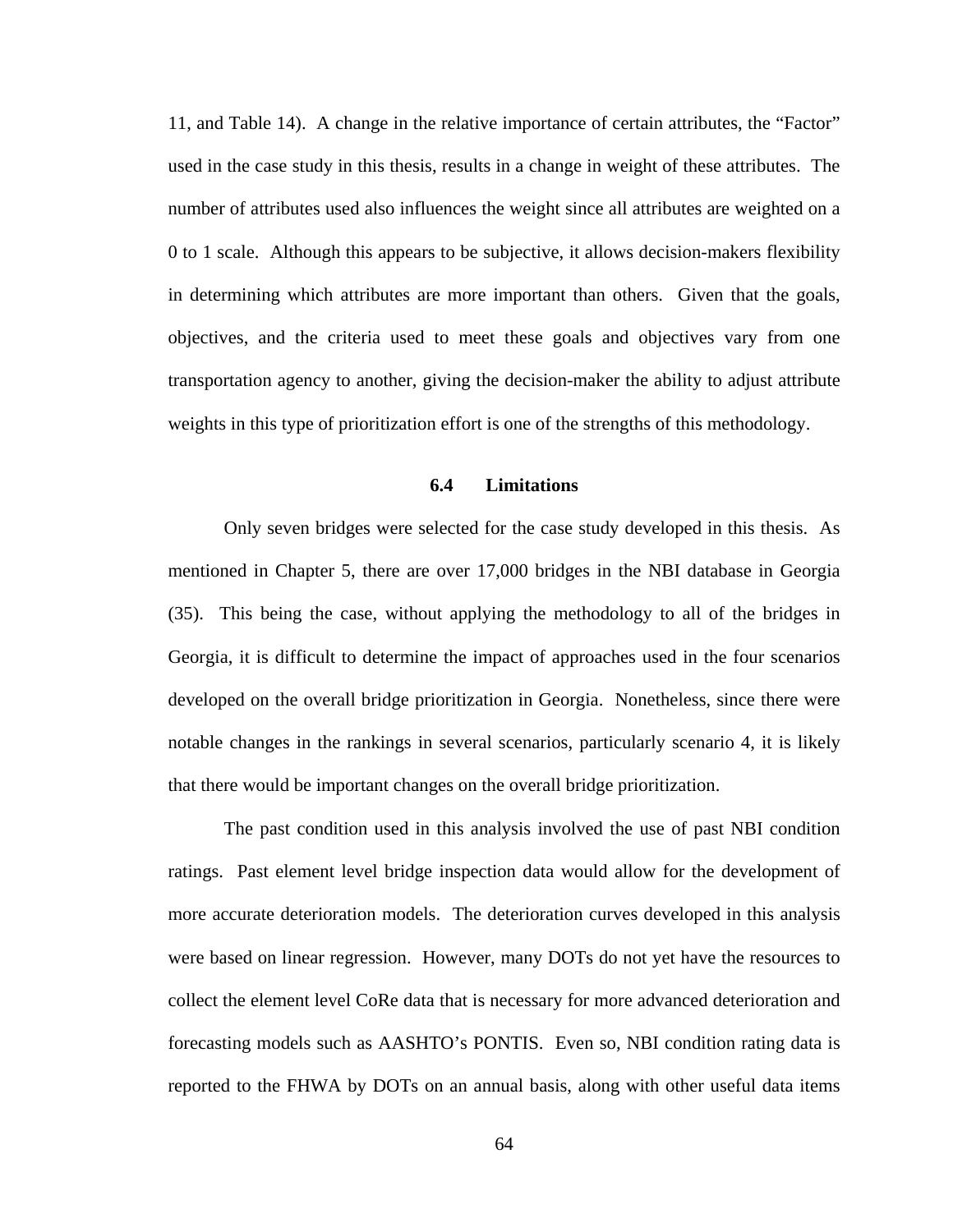11, and Table 14). A change in the relative importance of certain attributes, the "Factor" used in the case study in this thesis, results in a change in weight of these attributes. The number of attributes used also influences the weight since all attributes are weighted on a 0 to 1 scale. Although this appears to be subjective, it allows decision-makers flexibility in determining which attributes are more important than others. Given that the goals, objectives, and the criteria used to meet these goals and objectives vary from one transportation agency to another, giving the decision-maker the ability to adjust attribute weights in this type of prioritization effort is one of the strengths of this methodology.

## 6.4 Limitations

Only seven bridges were selected for the case study developed in this thesis. As mentioned in Chapter 5, there are over 17,000 bridges in the NBI database in Georgia (35). This being the case, without applying the methodology to all of the bridges in Georgia, it is difficult to determine the impact of approaches used in the four scenarios developed on the overall bridge prioritization in Georgia. Nonetheless, since there were notable changes in the rankings in several scenarios, particularly scenario 4, it is likely that there would be important changes on the overall bridge prioritization.

The past condition used in this analysis involved the use of past NBI condition ratings. Past element level bridge inspection data would allow for the development of more accurate deterioration models. The deterioration curves developed in this analysis were based on linear regression. However, many DOTs do not yet have the resources to collect the element level CoRe data that is necessary for more advanced deterioration and forecasting models such as AASHTO's PONTIS. Even so, NBI condition rating data is reported to the FHWA by DOTs on an annual basis, along with other useful data items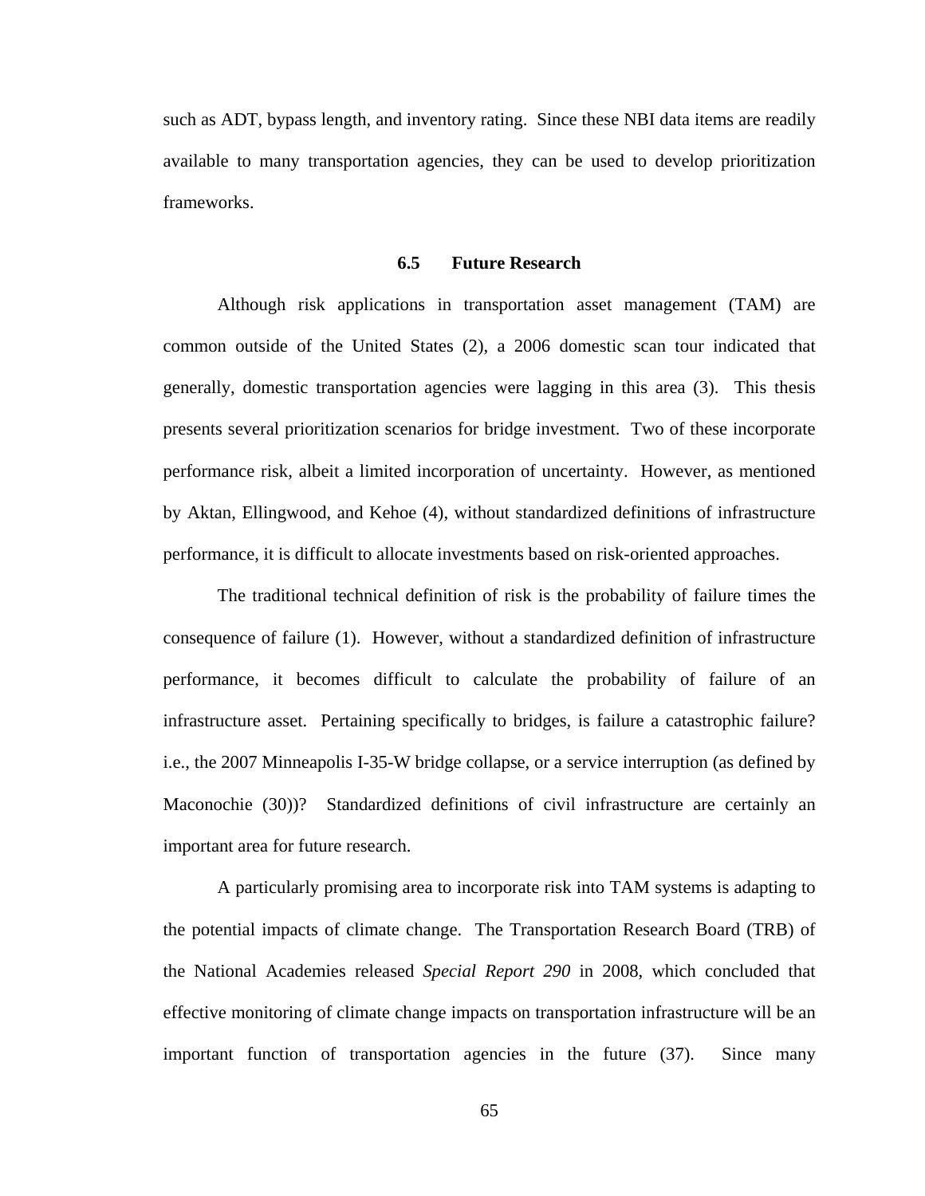such as ADT, bypass length, and inventory rating. Since these NBI data items are readily available to many transportation agencies, they can be used to develop prioritization frameworks.

## 6.5 Future Research

Although risk applications in transportation asset management (TAM) are common outside of the United States (2), a 2006 domestic scan tour indicated that generally, domestic transportation agencies were lagging in this area (3). This thesis presents several prioritization scenarios for bridge investment. Two of these incorporate performance risk, albeit a limited incorporation of uncertainty. However, as mentioned by Aktan, Ellingwood, and Kehoe (4), without standardized definitions of infrastructure performance, it is difficult to allocate investments based on risk-oriented approaches.

The traditional technical definition of risk is the probability of failure times the consequence of failure (1). However, without a standardized definition of infrastructure performance, it becomes difficult to calculate the probability of failure of an infrastructure asset. Pertaining specifically to bridges, is failure a catastrophic failure? i.e., the 2007 Minneapolis I-35-W bridge collapse, or a service interruption (as defined by Maconochie (30))? Standardized definitions of civil infrastructure are certainly an important area for future research.

A particularly promising area to incorporate risk into TAM systems is adapting to the potential impacts of climate change. The Transportation Research Board (TRB) of the National Academies released *Special Report 290* in 2008, which concluded that effective monitoring of climate change impacts on transportation infrastructure will be an important function of transportation agencies in the future (37). Since many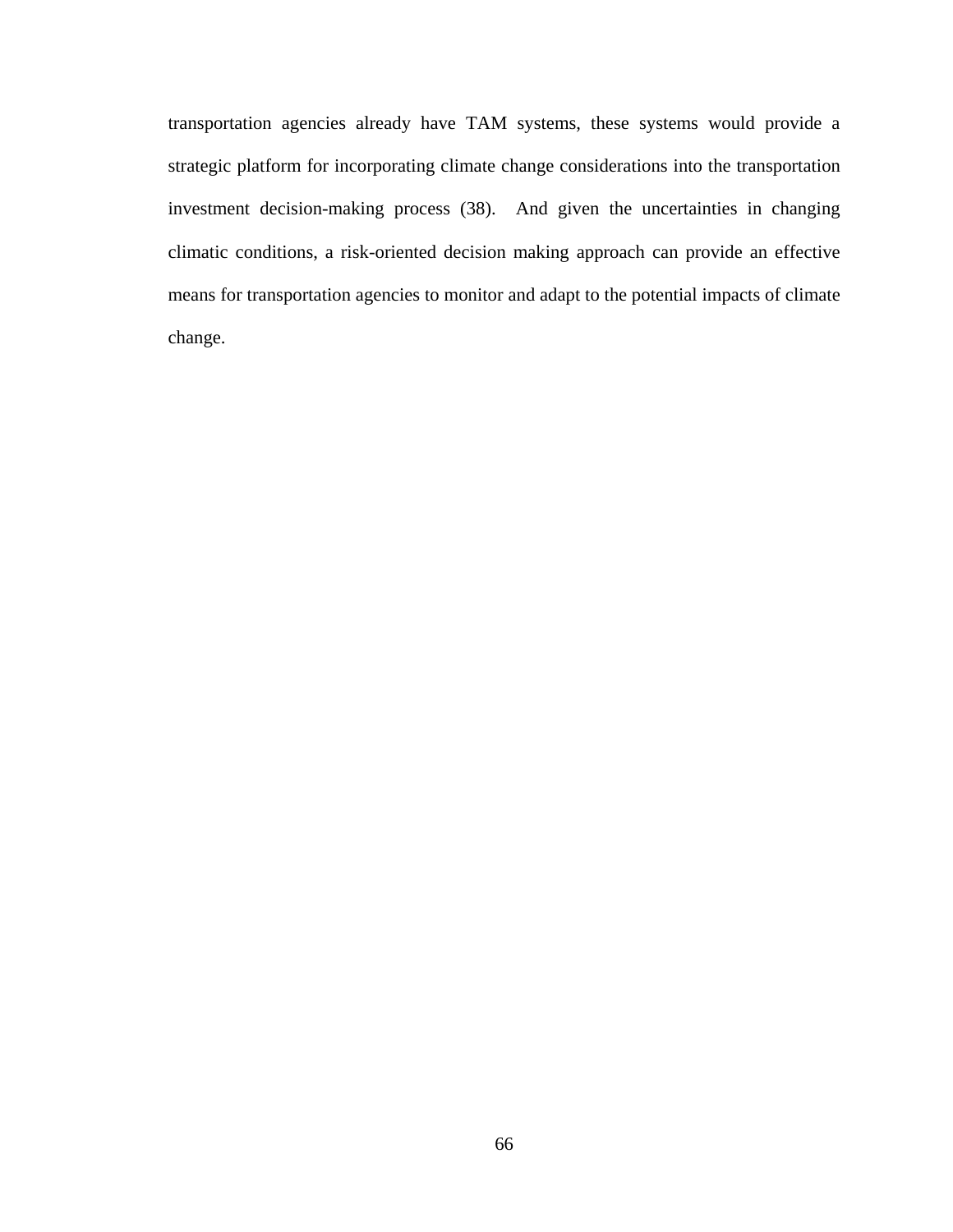transportation agencies already have TAM systems, these systems would provide a strategic platform for incorporating climate change considerations into the transportation investment decision-making process (38). And given the uncertainties in changing climatic conditions, a risk-oriented decision making approach can provide an effective means for transportation agencies to monitor and adapt to the potential impacts of climate change.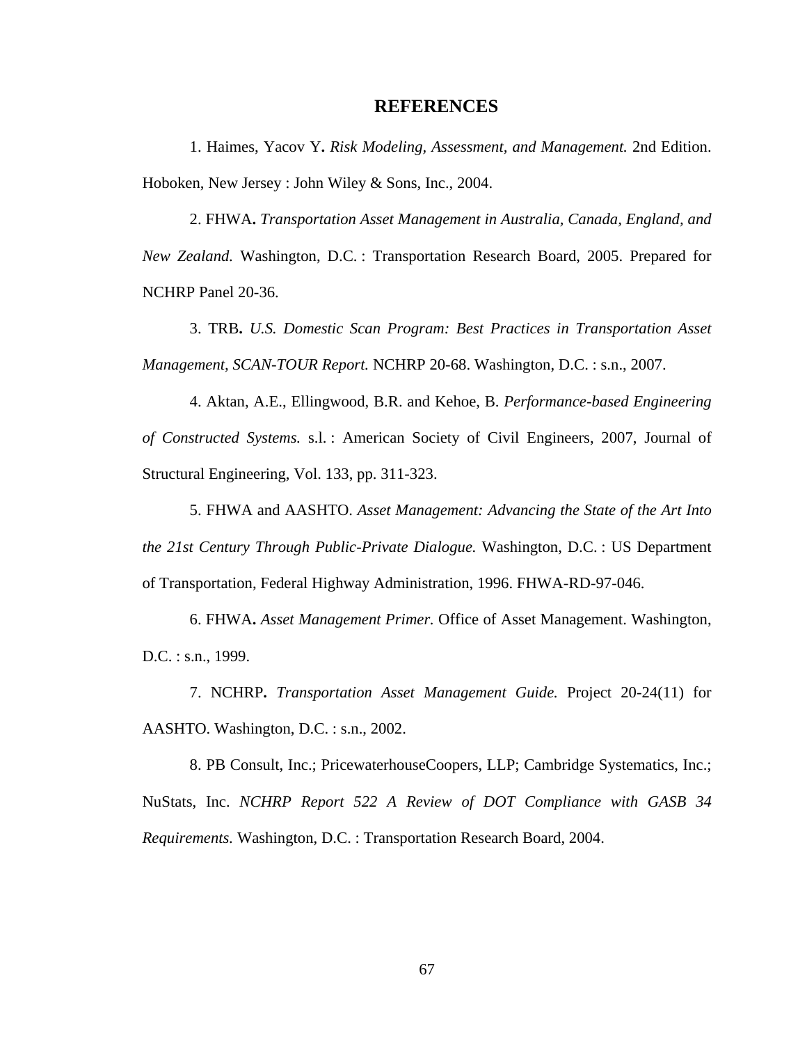# REFERENCES

1. Haimes, Yacov Y**.** *Risk Modeling, Assessment, and Management.* 2nd Edition. Hoboken, New Jersey : John Wiley & Sons, Inc., 2004.

2. FHWA**.** *Transportation Asset Management in Australia, Canada, England, and New Zealand.* Washington, D.C. : Transportation Research Board, 2005. Prepared for NCHRP Panel 20-36.

3. TRB**.** *U.S. Domestic Scan Program: Best Practices in Transportation Asset Management, SCAN-TOUR Report.* NCHRP 20-68. Washington, D.C. : s.n., 2007.

4. Aktan, A.E., Ellingwood, B.R. and Kehoe, B. *Performance-based Engineering of Constructed Systems.* s.l. : American Society of Civil Engineers, 2007, Journal of Structural Engineering, Vol. 133, pp. 311-323.

5. FHWA and AASHTO. *Asset Management: Advancing the State of the Art Into the 21st Century Through Public-Private Dialogue.* Washington, D.C. : US Department of Transportation, Federal Highway Administration, 1996. FHWA-RD-97-046.

6. FHWA**.** *Asset Management Primer.* Office of Asset Management. Washington, D.C. : s.n., 1999.

7. NCHRP**.** *Transportation Asset Management Guide.* Project 20-24(11) for AASHTO. Washington, D.C. : s.n., 2002.

8. PB Consult, Inc.; PricewaterhouseCoopers, LLP; Cambridge Systematics, Inc.; NuStats, Inc. *NCHRP Report 522 A Review of DOT Compliance with GASB 34 Requirements.* Washington, D.C. : Transportation Research Board, 2004.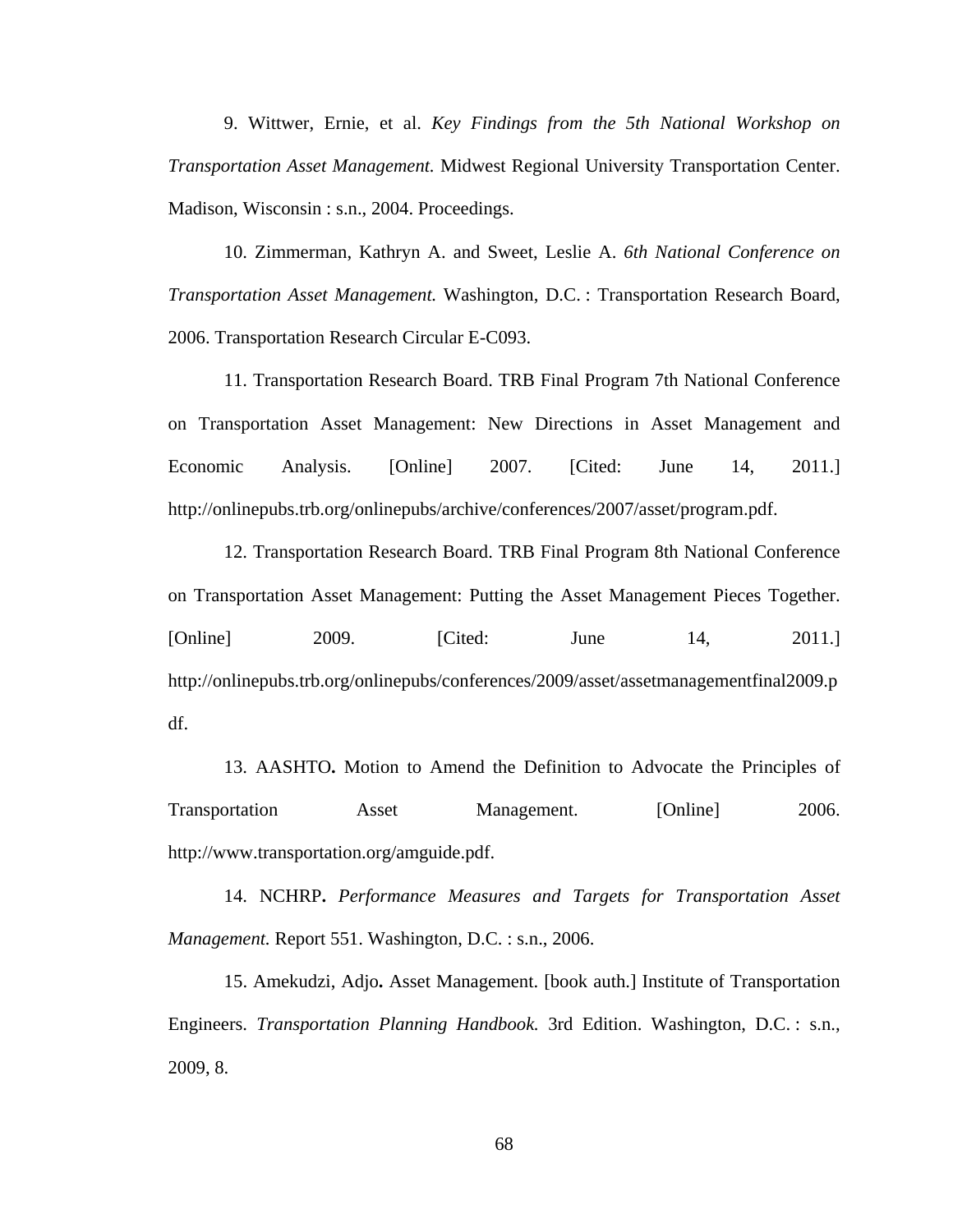9. Wittwer, Ernie, et al. *Key Findings from the 5th National Workshop on Transportation Asset Management.* Midwest Regional University Transportation Center. Madison, Wisconsin : s.n., 2004. Proceedings.

10. Zimmerman, Kathryn A. and Sweet, Leslie A. *6th National Conference on Transportation Asset Management.* Washington, D.C. : Transportation Research Board, 2006. Transportation Research Circular E-C093.

11. Transportation Research Board. TRB Final Program 7th National Conference on Transportation Asset Management: New Directions in Asset Management and Economic Analysis. [Online] 2007. [Cited: June 14, 2011.] http://onlinepubs.trb.org/onlinepubs/archive/conferences/2007/asset/program.pdf.

12. Transportation Research Board. TRB Final Program 8th National Conference on Transportation Asset Management: Putting the Asset Management Pieces Together. [Online] 2009. [Cited: June 14, 2011.] http://onlinepubs.trb.org/onlinepubs/conferences/2009/asset/assetmanagementfinal2009.pdf.

13. AASHTO**.** Motion to Amend the Definition to Advocate the Principles of Transportation Asset Management. [Online] 2006. http://www.transportation.org/amguide.pdf.

14. NCHRP**.** *Performance Measures and Targets for Transportation Asset Management.* Report 551. Washington, D.C. : s.n., 2006.

15. Amekudzi, Adjo**.** Asset Management. [book auth.] Institute of Transportation Engineers. *Transportation Planning Handbook.* 3rd Edition. Washington, D.C. : s.n., 2009, 8.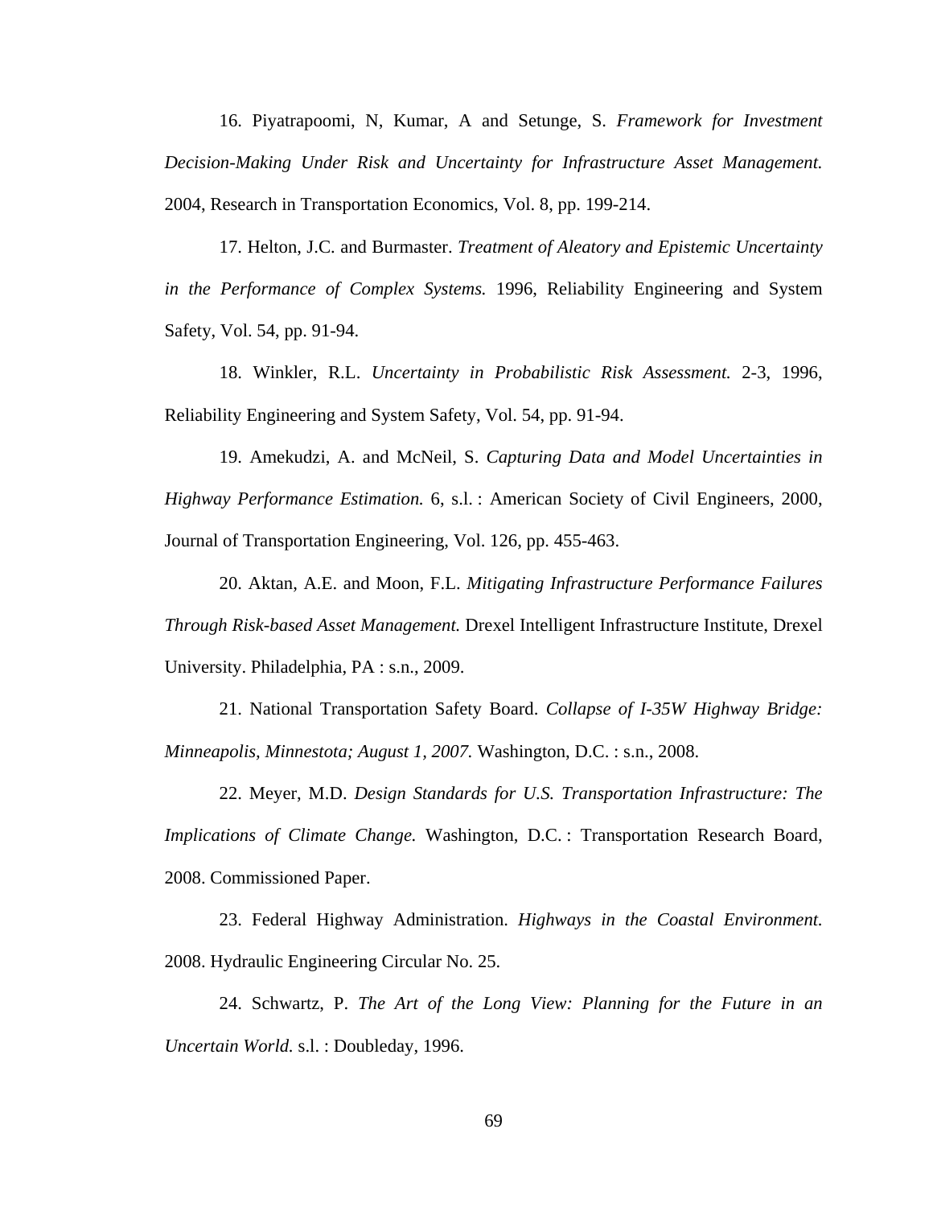16. Piyatrapoomi, N, Kumar, A and Setunge, S. *Framework for Investment Decision-Making Under Risk and Uncertainty for Infrastructure Asset Management.* 2004, Research in Transportation Economics, Vol. 8, pp. 199-214.

17. Helton, J.C. and Burmaster. *Treatment of Aleatory and Epistemic Uncertainty in the Performance of Complex Systems.* 1996, Reliability Engineering and System Safety, Vol. 54, pp. 91-94.

18. Winkler, R.L. *Uncertainty in Probabilistic Risk Assessment.* 2-3, 1996, Reliability Engineering and System Safety, Vol. 54, pp. 91-94.

19. Amekudzi, A. and McNeil, S. *Capturing Data and Model Uncertainties in Highway Performance Estimation.* 6, s.l. : American Society of Civil Engineers, 2000, Journal of Transportation Engineering, Vol. 126, pp. 455-463.

20. Aktan, A.E. and Moon, F.L. *Mitigating Infrastructure Performance Failures Through Risk-based Asset Management.* Drexel Intelligent Infrastructure Institute, Drexel University. Philadelphia, PA : s.n., 2009.

21. National Transportation Safety Board. *Collapse of I-35W Highway Bridge: Minneapolis, Minnestota; August 1, 2007.* Washington, D.C. : s.n., 2008.

22. Meyer, M.D. *Design Standards for U.S. Transportation Infrastructure: The Implications of Climate Change.* Washington, D.C. : Transportation Research Board, 2008. Commissioned Paper.

23. Federal Highway Administration. *Highways in the Coastal Environment.* 2008. Hydraulic Engineering Circular No. 25.

24. Schwartz, P. *The Art of the Long View: Planning for the Future in an Uncertain World.* s.l. : Doubleday, 1996.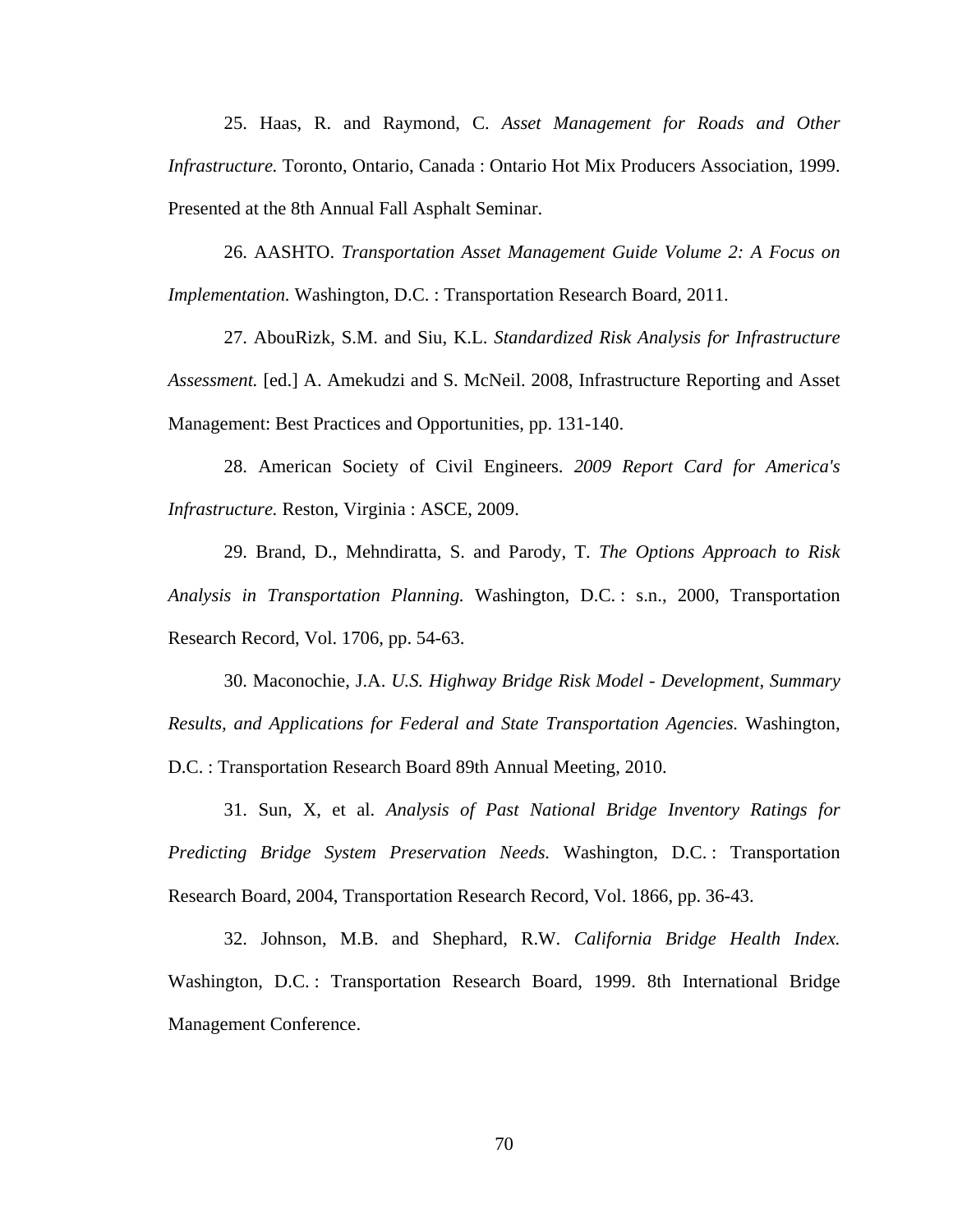25. Haas, R. and Raymond, C. *Asset Management for Roads and Other Infrastructure.* Toronto, Ontario, Canada : Ontario Hot Mix Producers Association, 1999. Presented at the 8th Annual Fall Asphalt Seminar.

26. AASHTO. *Transportation Asset Management Guide Volume 2: A Focus on Implementation.* Washington, D.C. : Transportation Research Board, 2011.

27. AbouRizk, S.M. and Siu, K.L. *Standardized Risk Analysis for Infrastructure Assessment.* [ed.] A. Amekudzi and S. McNeil. 2008, Infrastructure Reporting and Asset Management: Best Practices and Opportunities, pp. 131-140.

28. American Society of Civil Engineers. *2009 Report Card for America's Infrastructure.* Reston, Virginia : ASCE, 2009.

29. Brand, D., Mehndiratta, S. and Parody, T. *The Options Approach to Risk Analysis in Transportation Planning.* Washington, D.C. : s.n., 2000, Transportation Research Record, Vol. 1706, pp. 54-63.

30. Maconochie, J.A. *U.S. Highway Bridge Risk Model - Development, Summary Results, and Applications for Federal and State Transportation Agencies.* Washington, D.C. : Transportation Research Board 89th Annual Meeting, 2010.

31. Sun, X, et al. *Analysis of Past National Bridge Inventory Ratings for Predicting Bridge System Preservation Needs.* Washington, D.C. : Transportation Research Board, 2004, Transportation Research Record, Vol. 1866, pp. 36-43.

32. Johnson, M.B. and Shephard, R.W. *California Bridge Health Index.* Washington, D.C. : Transportation Research Board, 1999. 8th International Bridge Management Conference.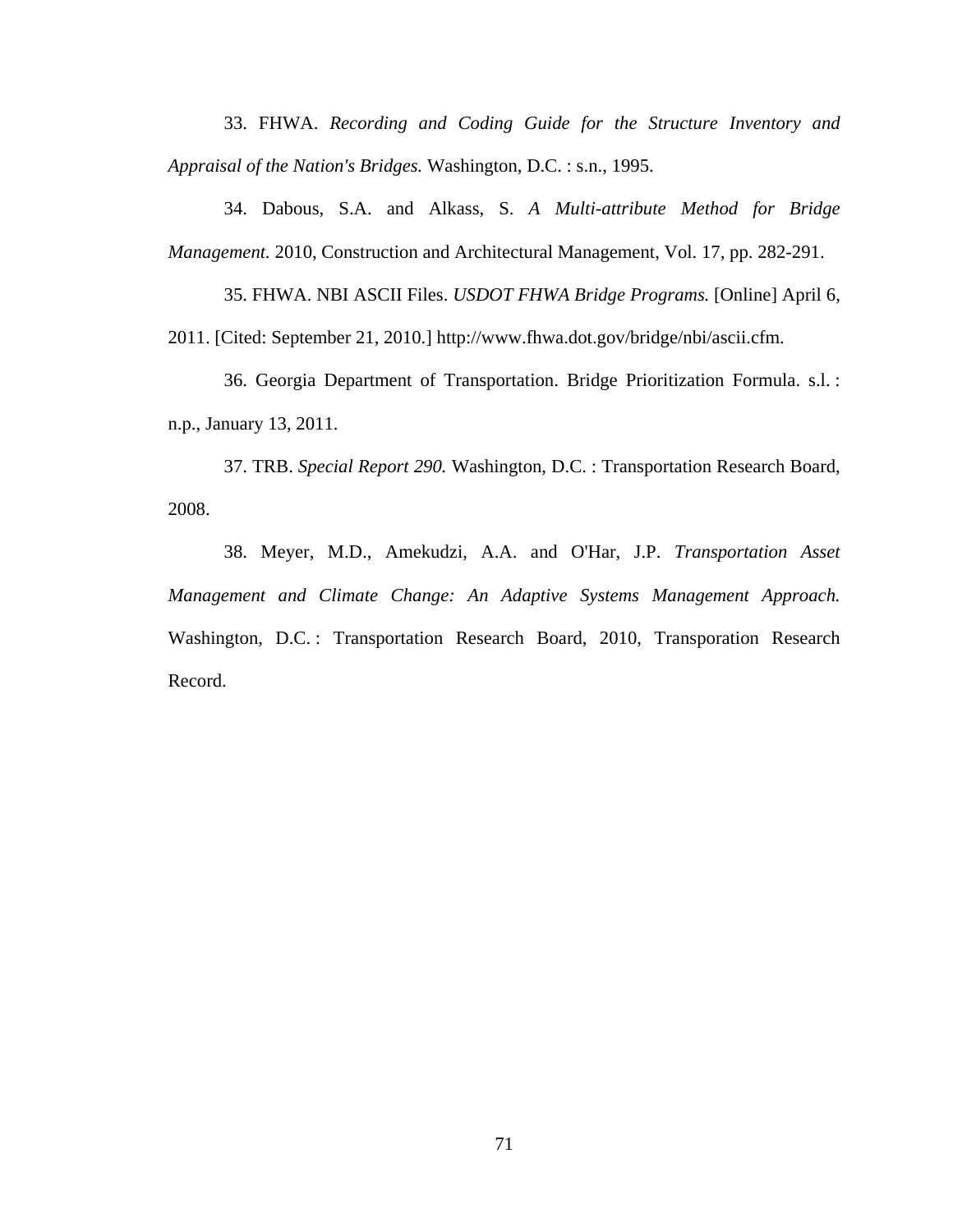33. FHWA. *Recording and Coding Guide for the Structure Inventory and Appraisal of the Nation's Bridges.* Washington, D.C. : s.n., 1995.

34. Dabous, S.A. and Alkass, S. *A Multi-attribute Method for Bridge Management.* 2010, Construction and Architectural Management, Vol. 17, pp. 282-291.

35. FHWA. NBI ASCII Files. *USDOT FHWA Bridge Programs.* [Online] April 6, 2011. [Cited: September 21, 2010.] http://www.fhwa.dot.gov/bridge/nbi/ascii.cfm.

36. Georgia Department of Transportation. Bridge Prioritization Formula. s.l. : n.p., January 13, 2011.

37. TRB. *Special Report 290.* Washington, D.C. : Transportation Research Board, 2008.

38. Meyer, M.D., Amekudzi, A.A. and O'Har, J.P. *Transportation Asset Management and Climate Change: An Adaptive Systems Management Approach.* Washington, D.C. : Transportation Research Board, 2010, Transporation Research Record.